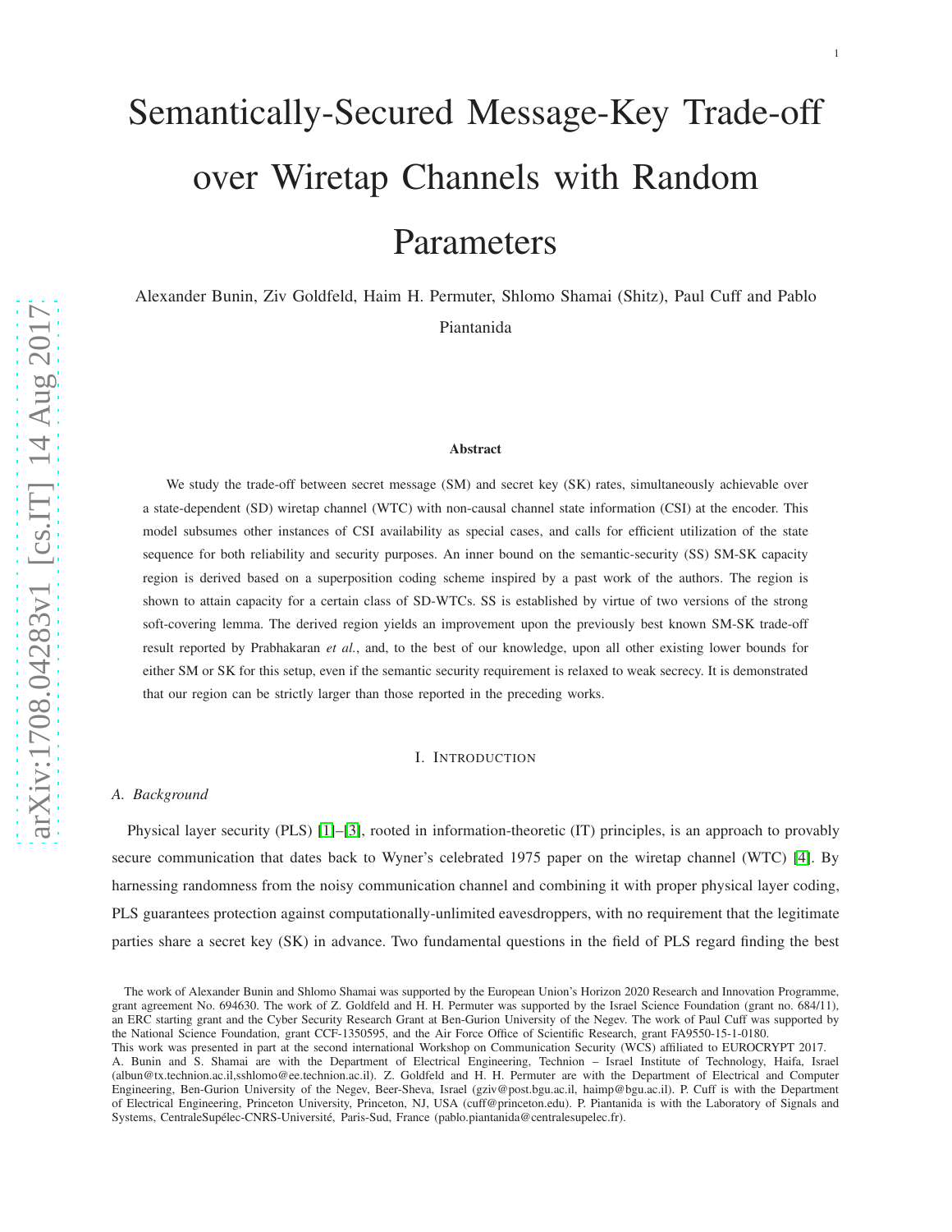# Semantically-Secured Message-Key Trade-off over Wiretap Channels with Random Parameters

Alexander Bunin, Ziv Goldfeld, Haim H. Permuter, Shlomo Shamai (Shitz), Paul Cuff and Pablo Piantanida

**Abstract**

We study the trade-off between secret message (SM) and secret key (SK) rates, simultaneously achievable over a state-dependent (SD) wiretap channel (WTC) with non-causal channel state information (CSI) at the encoder. This model subsumes other instances of CSI availability as special cases, and calls for efficient utilization of the state sequence for both reliability and security purposes. An inner bound on the semantic-security (SS) SM-SK capacity region is derived based on a superposition coding scheme inspired by a past work of the authors. The region is shown to attain capacity for a certain class of SD-WTCs. SS is established by virtue of two versions of the strong soft-covering lemma. The derived region yields an improvement upon the previously best known SM-SK trade-off result reported by Prabhakaran *et al.*, and, to the best of our knowledge, upon all other existing lower bounds for either SM or SK for this setup, even if the semantic security requirement is relaxed to weak secrecy. It is demonstrated that our region can be strictly larger than those reported in the preceding works.

## I. Introduction

### A. Background

Physical layer security (PLS) [1]–[3], rooted in information-theoretic (IT) principles, is an approach to provably secure communication that dates back to Wyner's celebrated 1975 paper on the wiretap channel (WTC) [4]. By harnessing randomness from the noisy communication channel and combining it with proper physical layer coding, PLS guarantees protection against computationally-unlimited eavesdroppers, with no requirement that the legitimate parties share a secret key (SK) in advance. Two fundamental questions in the field of PLS regard finding the best

The work of Alexander Bunin and Shlomo Shamai was supported by the European Union's Horizon 2020 Research and Innovation Programme, grant agreement No. 694630. The work of Z. Goldfeld and H. H. Permuter was supported by the Israel Science Foundation (grant no. 684/11), an ERC starting grant and the Cyber Security Research Grant at Ben-Gurion University of the Negev. The work of Paul Cuff was supported by the National Science Foundation, grant CCF-1350595, and the Air Force Office of Scientific Research, grant FA9550-15-1-0180.
This work was presented in part at the second international Workshop on Communication Security (WCS) affiliated to EUROCRYPT 2017.
A. Bunin and S. Shamai are with the Department of Electrical Engineering, Technion – Israel Institute of Technology, Haifa, Israel (albun@tx.technion.ac.il,sshlomo@ee.technion.ac.il). Z. Goldfeld and H. H. Permuter are with the Department of Electrical and Computer Engineering, Ben-Gurion University of the Negev, Beer-Sheva, Israel (gziv@post.bgu.ac.il, haimp@bgu.ac.il). P. Cuff is with the Department of Electrical Engineering, Princeton University, Princeton, NJ, USA (cuff@princeton.edu). P. Piantanida is with the Laboratory of Signals and Systems, CentraleSupélec-CNRS-Université, Paris-Sud, France (pablo.piantanida@centralesupelec.fr).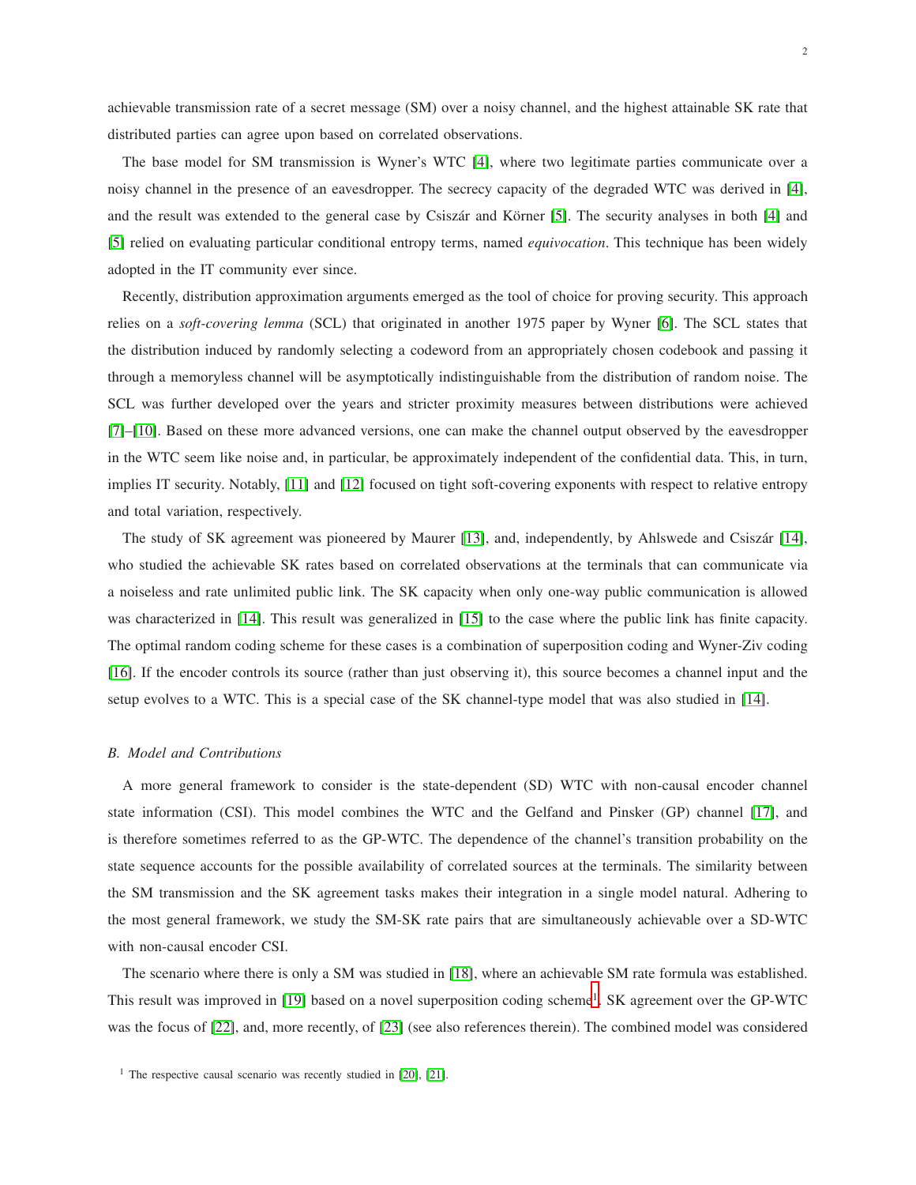achievable transmission rate of a secret message (SM) over a noisy channel, and the highest attainable SK rate that distributed parties can agree upon based on correlated observations.

The base model for SM transmission is Wyner's WTC [4], where two legitimate parties communicate over a noisy channel in the presence of an eavesdropper. The secrecy capacity of the degraded WTC was derived in [4], and the result was extended to the general case by Csiszár and Körner [5]. The security analyses in both [4] and [5] relied on evaluating particular conditional entropy terms, named *equivocation*. This technique has been widely adopted in the IT community ever since.

Recently, distribution approximation arguments emerged as the tool of choice for proving security. This approach relies on a *soft-covering lemma* (SCL) that originated in another 1975 paper by Wyner [6]. The SCL states that the distribution induced by randomly selecting a codeword from an appropriately chosen codebook and passing it through a memoryless channel will be asymptotically indistinguishable from the distribution of random noise. The SCL was further developed over the years and stricter proximity measures between distributions were achieved [7]–[10]. Based on these more advanced versions, one can make the channel output observed by the eavesdropper in the WTC seem like noise and, in particular, be approximately independent of the confidential data. This, in turn, implies IT security. Notably, [11] and [12] focused on tight soft-covering exponents with respect to relative entropy and total variation, respectively.

The study of SK agreement was pioneered by Maurer [13], and, independently, by Ahlswede and Csiszár [14], who studied the achievable SK rates based on correlated observations at the terminals that can communicate via a noiseless and rate unlimited public link. The SK capacity when only one-way public communication is allowed was characterized in [14]. This result was generalized in [15] to the case where the public link has finite capacity. The optimal random coding scheme for these cases is a combination of superposition coding and Wyner-Ziv coding [16]. If the encoder controls its source (rather than just observing it), this source becomes a channel input and the setup evolves to a WTC. This is a special case of the SK channel-type model that was also studied in [14].

### B. Model and Contributions

A more general framework to consider is the state-dependent (SD) WTC with non-causal encoder channel state information (CSI). This model combines the WTC and the Gelfand and Pinsker (GP) channel [17], and is therefore sometimes referred to as the GP-WTC. The dependence of the channel's transition probability on the state sequence accounts for the possible availability of correlated sources at the terminals. The similarity between the SM transmission and the SK agreement tasks makes their integration in a single model natural. Adhering to the most general framework, we study the SM-SK rate pairs that are simultaneously achievable over a SD-WTC with non-causal encoder CSI.

The scenario where there is only a SM was studied in [18], where an achievable SM rate formula was established. This result was improved in [19] based on a novel superposition coding scheme[1]. SK agreement over the GP-WTC was the focus of [22], and, more recently, of [23] (see also references therein). The combined model was considered

[1] The respective causal scenario was recently studied in [20], [21].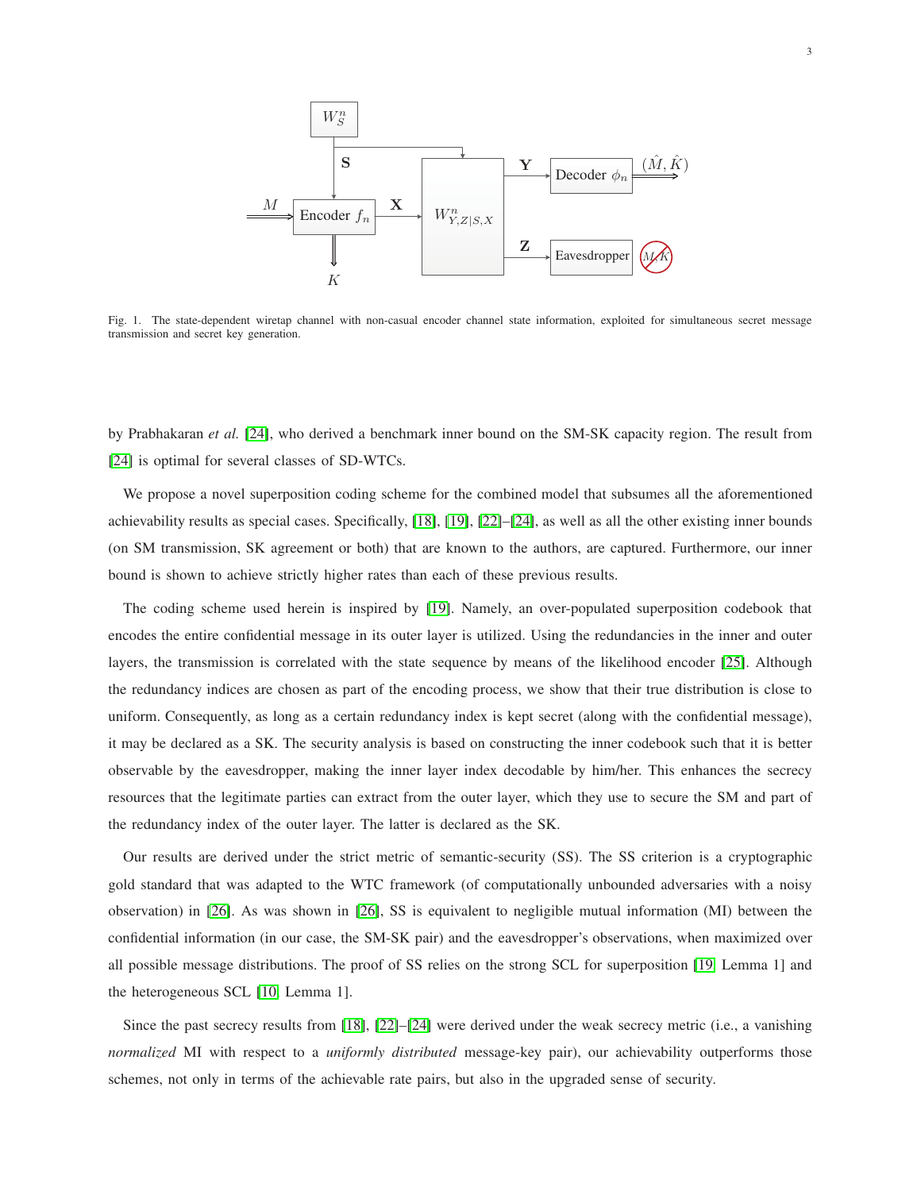Fig. 1. The state-dependent wiretap channel with non-casual encoder channel state information, exploited for simultaneous secret message transmission and secret key generation.

by Prabhakaran *et al.* [24], who derived a benchmark inner bound on the SM-SK capacity region. The result from [24] is optimal for several classes of SD-WTCs.

We propose a novel superposition coding scheme for the combined model that subsumes all the aforementioned achievability results as special cases. Specifically, [18], [19], [22]–[24], as well as all the other existing inner bounds (on SM transmission, SK agreement or both) that are known to the authors, are captured. Furthermore, our inner bound is shown to achieve strictly higher rates than each of these previous results.

The coding scheme used herein is inspired by [19]. Namely, an over-populated superposition codebook that encodes the entire confidential message in its outer layer is utilized. Using the redundancies in the inner and outer layers, the transmission is correlated with the state sequence by means of the likelihood encoder [25]. Although the redundancy indices are chosen as part of the encoding process, we show that their true distribution is close to uniform. Consequently, as long as a certain redundancy index is kept secret (along with the confidential message), it may be declared as a SK. The security analysis is based on constructing the inner codebook such that it is better observable by the eavesdropper, making the inner layer index decodable by him/her. This enhances the secrecy resources that the legitimate parties can extract from the outer layer, which they use to secure the SM and part of the redundancy index of the outer layer. The latter is declared as the SK.

Our results are derived under the strict metric of semantic-security (SS). The SS criterion is a cryptographic gold standard that was adapted to the WTC framework (of computationally unbounded adversaries with a noisy observation) in [26]. As was shown in [26], SS is equivalent to negligible mutual information (MI) between the confidential information (in our case, the SM-SK pair) and the eavesdropper's observations, when maximized over all possible message distributions. The proof of SS relies on the strong SCL for superposition [19, Lemma 1] and the heterogeneous SCL [10, Lemma 1].

Since the past secrecy results from [18], [22]–[24] were derived under the weak secrecy metric (i.e., a vanishing *normalized* MI with respect to a *uniformly distributed* message-key pair), our achievability outperforms those schemes, not only in terms of the achievable rate pairs, but also in the upgraded sense of security.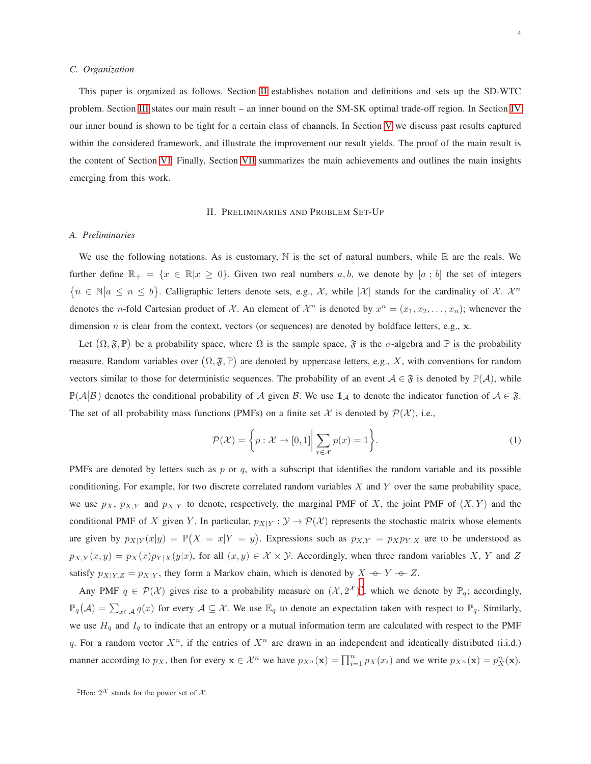### C. Organization

This paper is organized as follows. Section II establishes notation and definitions and sets up the SD-WTC problem. Section III states our main result – an inner bound on the SM-SK optimal trade-off region. In Section IV our inner bound is shown to be tight for a certain class of channels. In Section V we discuss past results captured within the considered framework, and illustrate the improvement our result yields. The proof of the main result is the content of Section VI. Finally, Section VII summarizes the main achievements and outlines the main insights emerging from this work.

## II. Preliminaries and Problem Set-Up

### A. Preliminaries

We use the following notations. As is customary, $\mathbb{N}$ is the set of natural numbers, while $\mathbb{R}$ are the reals. We further define $\mathbb{R}_+ = \{x \in \mathbb{R} | x \geq 0\}$. Given two real numbers $a, b$, we denote by $[a:b]$ the set of integers $\big\{n \in \mathbb{N} \big| a \leq n \leq b\big\}$. Calligraphic letters denote sets, e.g., $\mathcal{X}$, while $|\mathcal{X}|$ stands for the cardinality of $\mathcal{X}$. $\mathcal{X}^n$ denotes the $n$-fold Cartesian product of $\mathcal{X}$. An element of $\mathcal{X}^n$ is denoted by $x^n = (x_1, x_2, \ldots, x_n)$; whenever the dimension $n$ is clear from the context, vectors (or sequences) are denoted by boldface letters, e.g., $\mathbf{x}$.

Let $(\Omega, \mathfrak{F}, \mathbb{P})$ be a probability space, where $\Omega$ is the sample space, $\mathfrak{F}$ is the $\sigma$-algebra and $\mathbb{P}$ is the probability measure. Random variables over $(\Omega, \mathfrak{F}, \mathbb{P})$ are denoted by uppercase letters, e.g., $X$, with conventions for random vectors similar to those for deterministic sequences. The probability of an event $\mathcal{A} \in \mathfrak{F}$ is denoted by $\mathbb{P}(\mathcal{A})$, while $\mathbb{P}(\mathcal{A}\big|\mathcal{B})$ denotes the conditional probability of $\mathcal{A}$ given $\mathcal{B}$. We use $\mathbb{1}_{\mathcal{A}}$ to denote the indicator function of $\mathcal{A} \in \mathfrak{F}$. The set of all probability mass functions (PMFs) on a finite set $\mathcal{X}$ is denoted by $\mathcal{P}(\mathcal{X})$, i.e.,

$$\mathcal{P}(\mathcal{X}) = \left\{ p : \mathcal{X} \to [0,1] \middle| \sum_{x \in \mathcal{X}} p(x) = 1 \right\}. \tag{1}$$

PMFs are denoted by letters such as $p$ or $q$, with a subscript that identifies the random variable and its possible conditioning. For example, for two discrete correlated random variables $X$ and $Y$ over the same probability space, we use $p_X$, $p_{X,Y}$ and $p_{X|Y}$ to denote, respectively, the marginal PMF of $X$, the joint PMF of $(X,Y)$ and the conditional PMF of $X$ given $Y$. In particular, $p_{X|Y} : \mathcal{Y} \to \mathcal{P}(\mathcal{X})$ represents the stochastic matrix whose elements are given by $p_{X|Y}(x|y) = \mathbb{P}\big(X = x | Y = y\big)$. Expressions such as $p_{X,Y} = p_X p_{Y|X}$ are to be understood as $p_{X,Y}(x,y) = p_X(x) p_{Y|X}(y|x)$, for all $(x,y) \in \mathcal{X} \times \mathcal{Y}$. Accordingly, when three random variables $X$, $Y$ and $Z$ satisfy $p_{X|Y,Z} = p_{X|Y}$, they form a Markov chain, which is denoted by $X \multimap Y \multimap Z$.

Any PMF $q \in \mathcal{P}(\mathcal{X})$ gives rise to a probability measure on $(\mathcal{X}, 2^{\mathcal{X}})$[2], which we denote by $\mathbb{P}_q$; accordingly, $\mathbb{P}_q(\mathcal{A}) = \sum_{x \in \mathcal{A}} q(x)$ for every $\mathcal{A} \subseteq \mathcal{X}$. We use $\mathbb{E}_q$ to denote an expectation taken with respect to $\mathbb{P}_q$. Similarly, we use $H_q$ and $I_q$ to indicate that an entropy or a mutual information term are calculated with respect to the PMF $q$. For a random vector $X^n$, if the entries of $X^n$ are drawn in an independent and identically distributed (i.i.d.) manner according to $p_X$, then for every $\mathbf{x} \in \mathcal{X}^n$ we have $p_{X^n}(\mathbf{x}) = \prod_{i=1}^n p_X(x_i)$ and we write $p_{X^n}(\mathbf{x}) = p_X^n(\mathbf{x})$.

[2] Here $2^{\mathcal{X}}$ stands for the power set of $\mathcal{X}$.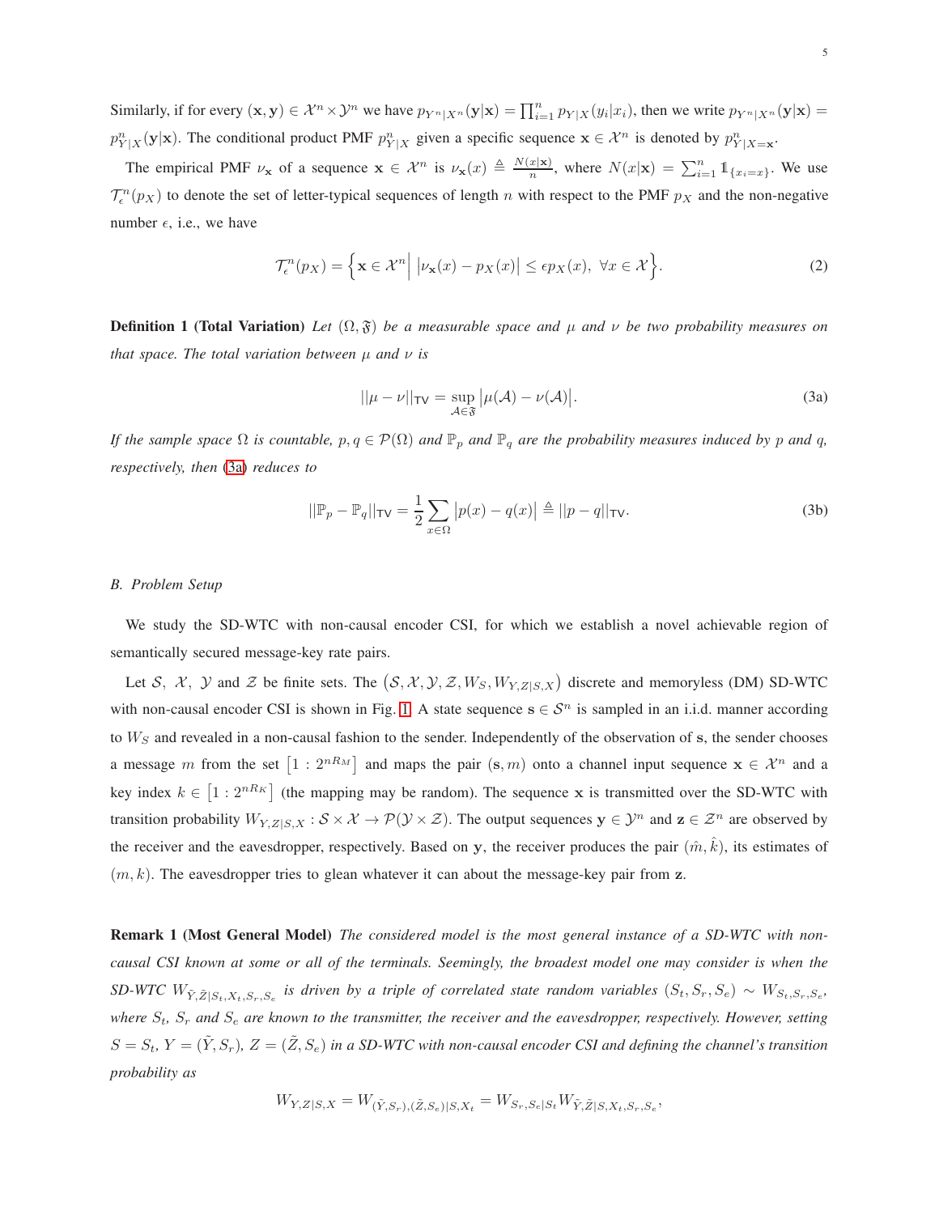Similarly, if for every $(\mathbf{x},\mathbf{y}) \in \mathcal{X}^n \times \mathcal{Y}^n$ we have $p_{Y^n|X^n}(\mathbf{y}|\mathbf{x}) = \prod_{i=1}^n p_{Y|X}(y_i|x_i)$, then we write $p_{Y^n|X^n}(\mathbf{y}|\mathbf{x}) = p^n_{Y|X}(\mathbf{y}|\mathbf{x})$. The conditional product PMF $p^n_{Y|X}$ given a specific sequence $\mathbf{x} \in \mathcal{X}^n$ is denoted by $p^n_{Y|X=\mathbf{x}}$.

The empirical PMF $\nu_{\mathbf{x}}$ of a sequence $\mathbf{x} \in \mathcal{X}^n$ is $\nu_{\mathbf{x}}(x) \triangleq \frac{N(x|\mathbf{x})}{n}$, where $N(x|\mathbf{x}) = \sum_{i=1}^n \mathbb{1}_{\{x_i = x\}}$. We use $\mathcal{T}^n_\epsilon(p_X)$ to denote the set of letter-typical sequences of length $n$ with respect to the PMF $p_X$ and the non-negative number $\epsilon$, i.e., we have

$$\mathcal{T}^n_\epsilon(p_X) = \Big\{ \mathbf{x} \in \mathcal{X}^n \Big| \, \big|\nu_{\mathbf{x}}(x) - p_X(x)\big| \leq \epsilon p_X(x), \ \forall x \in \mathcal{X} \Big\}. \tag{2}$$

**Definition 1 (Total Variation)** *Let $(\Omega, \mathfrak{F})$ be a measurable space and $\mu$ and $\nu$ be two probability measures on that space. The total variation between $\mu$ and $\nu$ is*

$$||\mu - \nu||_{\mathsf{TV}} = \sup_{\mathcal{A} \in \mathfrak{F}} \big|\mu(\mathcal{A}) - \nu(\mathcal{A})\big|. \tag{3a}$$

*If the sample space $\Omega$ is countable, $p, q \in \mathcal{P}(\Omega)$ and $\mathbb{P}_p$ and $\mathbb{P}_q$ are the probability measures induced by $p$ and $q$, respectively, then (3a) reduces to*

$$||\mathbb{P}_p - \mathbb{P}_q||_{\mathsf{TV}} = \frac{1}{2} \sum_{x \in \Omega} \big|p(x) - q(x)\big| \triangleq ||p - q||_{\mathsf{TV}}. \tag{3b}$$

### *B. Problem Setup*

We study the SD-WTC with non-causal encoder CSI, for which we establish a novel achievable region of semantically secured message-key rate pairs.

Let $\mathcal{S}$, $\mathcal{X}$, $\mathcal{Y}$ and $\mathcal{Z}$ be finite sets. The $\big(\mathcal{S}, \mathcal{X}, \mathcal{Y}, \mathcal{Z}, W_S, W_{Y,Z|S,X}\big)$ discrete and memoryless (DM) SD-WTC with non-causal encoder CSI is shown in Fig. 1. A state sequence $\mathbf{s} \in \mathcal{S}^n$ is sampled in an i.i.d. manner according to $W_S$ and revealed in a non-causal fashion to the sender. Independently of the observation of $\mathbf{s}$, the sender chooses a message $m$ from the set $\big[1 : 2^{nR_M}\big]$ and maps the pair $(\mathbf{s}, m)$ onto a channel input sequence $\mathbf{x} \in \mathcal{X}^n$ and a key index $k \in \big[1 : 2^{nR_K}\big]$ (the mapping may be random). The sequence $\mathbf{x}$ is transmitted over the SD-WTC with transition probability $W_{Y,Z|S,X} : \mathcal{S} \times \mathcal{X} \to \mathcal{P}(\mathcal{Y} \times \mathcal{Z})$. The output sequences $\mathbf{y} \in \mathcal{Y}^n$ and $\mathbf{z} \in \mathcal{Z}^n$ are observed by the receiver and the eavesdropper, respectively. Based on $\mathbf{y}$, the receiver produces the pair $(\hat{m}, \hat{k})$, its estimates of $(m, k)$. The eavesdropper tries to glean whatever it can about the message-key pair from $\mathbf{z}$.

**Remark 1 (Most General Model)** *The considered model is the most general instance of a SD-WTC with non-causal CSI known at some or all of the terminals. Seemingly, the broadest model one may consider is when the SD-WTC $W_{\tilde{Y},\tilde{Z}|S_t,X_t,S_r,S_e}$ is driven by a triple of correlated state random variables $(S_t, S_r, S_e) \sim W_{S_t,S_r,S_e}$, where $S_t$, $S_r$ and $S_e$ are known to the transmitter, the receiver and the eavesdropper, respectively. However, setting $S = S_t$, $Y = (\tilde{Y}, S_r)$, $Z = (\tilde{Z}, S_e)$ in a SD-WTC with non-causal encoder CSI and defining the channel's transition probability as*

$$W_{Y,Z|S,X} = W_{(\tilde{Y},S_r),(\tilde{Z},S_e)|S,X_t} = W_{S_r,S_e|S_t} W_{\tilde{Y},\tilde{Z}|S,X_t,S_r,S_e},$$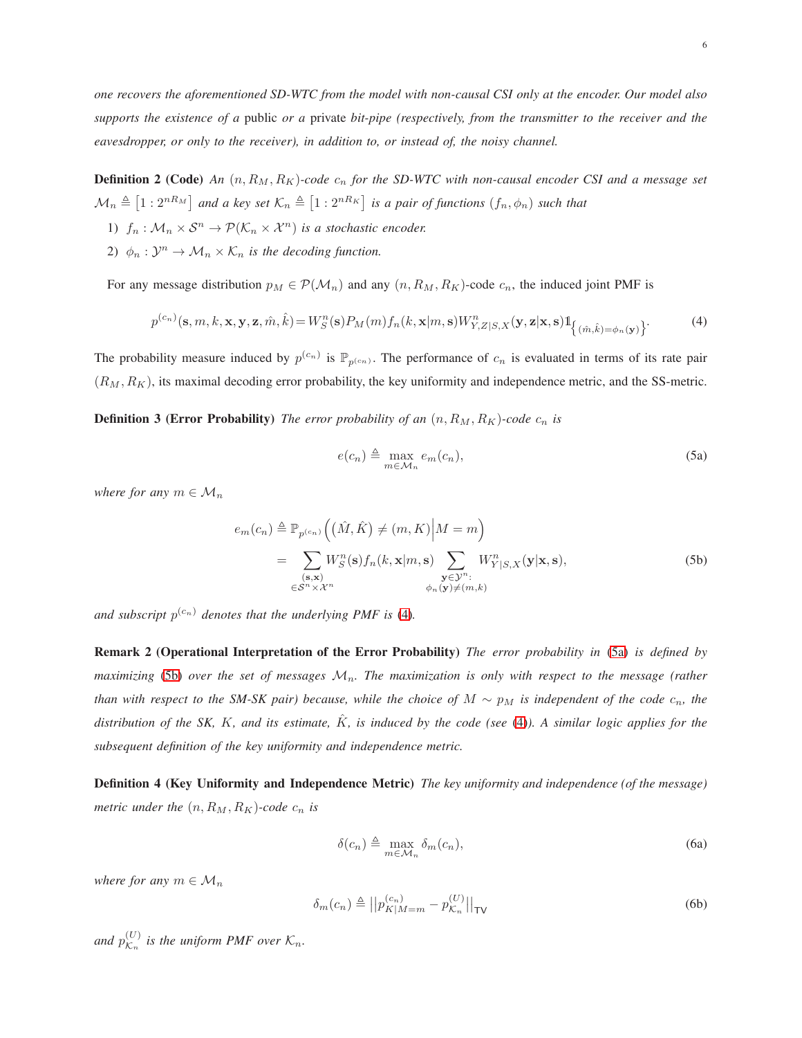*one recovers the aforementioned SD-WTC from the model with non-causal CSI only at the encoder. Our model also supports the existence of a* public *or a* private *bit-pipe (respectively, from the transmitter to the receiver and the eavesdropper, or only to the receiver), in addition to, or instead of, the noisy channel.*

**Definition 2 (Code)** *An $(n, R_M, R_K)$-code $c_n$ for the SD-WTC with non-causal encoder CSI and a message set $\mathcal{M}_n \triangleq \left[1:2^{nR_M}\right]$ and a key set $\mathcal{K}_n \triangleq \left[1:2^{nR_K}\right]$ is a pair of functions $(f_n, \phi_n)$ such that*

1) *$f_n : \mathcal{M}_n \times \mathcal{S}^n \to \mathcal{P}(\mathcal{K}_n \times \mathcal{X}^n)$ is a stochastic encoder.*
2) *$\phi_n : \mathcal{Y}^n \to \mathcal{M}_n \times \mathcal{K}_n$ is the decoding function.*

For any message distribution $p_M \in \mathcal{P}(\mathcal{M}_n)$ and any $(n, R_M, R_K)$-code $c_n$, the induced joint PMF is

$$p^{(c_n)}(\mathbf{s}, m, k, \mathbf{x}, \mathbf{y}, \mathbf{z}, \hat{m}, \hat{k}) = W_S^n(\mathbf{s}) P_M(m) f_n(k, \mathbf{x}|m, \mathbf{s}) W^n_{Y,Z|S,X}(\mathbf{y}, \mathbf{z}|\mathbf{x}, \mathbf{s}) \mathbb{1}_{\left\{(\hat{m},\hat{k}) = \phi_n(\mathbf{y})\right\}}. \tag{4}$$

The probability measure induced by $p^{(c_n)}$ is $\mathbb{P}_{p^{(c_n)}}$. The performance of $c_n$ is evaluated in terms of its rate pair $(R_M, R_K)$, its maximal decoding error probability, the key uniformity and independence metric, and the SS-metric.

**Definition 3 (Error Probability)** *The error probability of an $(n, R_M, R_K)$-code $c_n$ is*

$$e(c_n) \triangleq \max_{m \in \mathcal{M}_n} e_m(c_n), \tag{5a}$$

*where for any $m \in \mathcal{M}_n$*

$$\begin{aligned} e_m(c_n) &\triangleq \mathbb{P}_{p^{(c_n)}}\left( \left(\hat{M}, \hat{K}\right) \neq (m, K) \middle| M = m \right) \\ &= \sum_{\substack{(\mathbf{s},\mathbf{x}) \\ \in \mathcal{S}^n \times \mathcal{X}^n}} W_S^n(\mathbf{s}) f_n(k, \mathbf{x}|m, \mathbf{s}) \sum_{\substack{\mathbf{y} \in \mathcal{Y}^n: \\ \phi_n(\mathbf{y}) \neq (m,k)}} W^n_{Y|S,X}(\mathbf{y}|\mathbf{x}, \mathbf{s}), \end{aligned} \tag{5b}$$

*and subscript $p^{(c_n)}$ denotes that the underlying PMF is (4).*

**Remark 2 (Operational Interpretation of the Error Probability)** *The error probability in (5a) is defined by maximizing (5b) over the set of messages $\mathcal{M}_n$. The maximization is only with respect to the message (rather than with respect to the SM-SK pair) because, while the choice of $M \sim p_M$ is independent of the code $c_n$, the distribution of the SK, $K$, and its estimate, $\hat{K}$, is induced by the code (see (4)). A similar logic applies for the subsequent definition of the key uniformity and independence metric.*

**Definition 4 (Key Uniformity and Independence Metric)** *The key uniformity and independence (of the message) metric under the $(n, R_M, R_K)$-code $c_n$ is*

$$\delta(c_n) \triangleq \max_{m \in \mathcal{M}_n} \delta_m(c_n), \tag{6a}$$

*where for any $m \in \mathcal{M}_n$*

$$\delta_m(c_n) \triangleq \left|\left| p^{(c_n)}_{K|M=m} - p^{(U)}_{\mathcal{K}_n} \right|\right|_{\mathsf{TV}} \tag{6b}$$

*and $p^{(U)}_{\mathcal{K}_n}$ is the uniform PMF over $\mathcal{K}_n$.*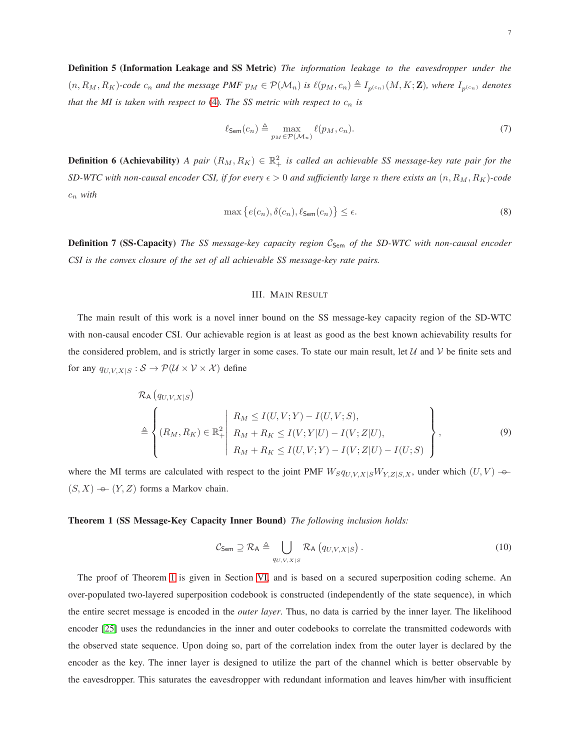**Definition 5 (Information Leakage and SS Metric)** *The information leakage to the eavesdropper under the $(n, R_M, R_K)$-code $c_n$ and the message PMF $p_M \in \mathcal{P}(\mathcal{M}_n)$ is $\ell(p_M, c_n) \triangleq I_{p^{(c_n)}}(M, K; \mathbf{Z})$, where $I_{p^{(c_n)}}$ denotes that the MI is taken with respect to (4). The SS metric with respect to $c_n$ is*

$$\ell_{\mathsf{Sem}}(c_n) \triangleq \max_{p_M \in \mathcal{P}(\mathcal{M}_n)} \ell(p_M, c_n). \tag{7}$$

**Definition 6 (Achievability)** *A pair $(R_M, R_K) \in \mathbb{R}_+^2$ is called an achievable SS message-key rate pair for the SD-WTC with non-causal encoder CSI, if for every $\epsilon > 0$ and sufficiently large $n$ there exists an $(n, R_M, R_K)$-code $c_n$ with*

$$\max\left\{e(c_n), \delta(c_n), \ell_{\mathsf{Sem}}(c_n)\right\} \leq \epsilon. \tag{8}$$

**Definition 7 (SS-Capacity)** *The SS message-key capacity region $\mathcal{C}_{\mathsf{Sem}}$ of the SD-WTC with non-causal encoder CSI is the convex closure of the set of all achievable SS message-key rate pairs.*

## III. Main Result

The main result of this work is a novel inner bound on the SS message-key capacity region of the SD-WTC with non-causal encoder CSI. Our achievable region is at least as good as the best known achievability results for the considered problem, and is strictly larger in some cases. To state our main result, let $\mathcal{U}$ and $\mathcal{V}$ be finite sets and for any $q_{U,V,X|S} : \mathcal{S} \to \mathcal{P}(\mathcal{U} \times \mathcal{V} \times \mathcal{X})$ define

$$\mathcal{R}_{\mathsf{A}}\left(q_{U,V,X|S}\right) \triangleq \left\{ (R_M, R_K) \in \mathbb{R}_+^2 \;\middle|\; \begin{aligned} & R_M \leq I(U,V;Y) - I(U,V;S), \\ & R_M + R_K \leq I(V;Y|U) - I(V;Z|U), \\ & R_M + R_K \leq I(U,V;Y) - I(V;Z|U) - I(U;S) \end{aligned} \right\}, \tag{9}$$

where the MI terms are calculated with respect to the joint PMF $W_S q_{U,V,X|S} W_{Y,Z|S,X}$, under which $(U,V) - (S,X) - (Y,Z)$ forms a Markov chain.

**Theorem 1 (SS Message-Key Capacity Inner Bound)** *The following inclusion holds:*

$$\mathcal{C}_{\mathsf{Sem}} \supseteq \mathcal{R}_{\mathsf{A}} \triangleq \bigcup_{q_{U,V,X|S}} \mathcal{R}_{\mathsf{A}}\left(q_{U,V,X|S}\right). \tag{10}$$

The proof of Theorem 1 is given in Section VI, and is based on a secured superposition coding scheme. An over-populated two-layered superposition codebook is constructed (independently of the state sequence), in which the entire secret message is encoded in the *outer layer*. Thus, no data is carried by the inner layer. The likelihood encoder [25] uses the redundancies in the inner and outer codebooks to correlate the transmitted codewords with the observed state sequence. Upon doing so, part of the correlation index from the outer layer is declared by the encoder as the key. The inner layer is designed to utilize the part of the channel which is better observable by the eavesdropper. This saturates the eavesdropper with redundant information and leaves him/her with insufficient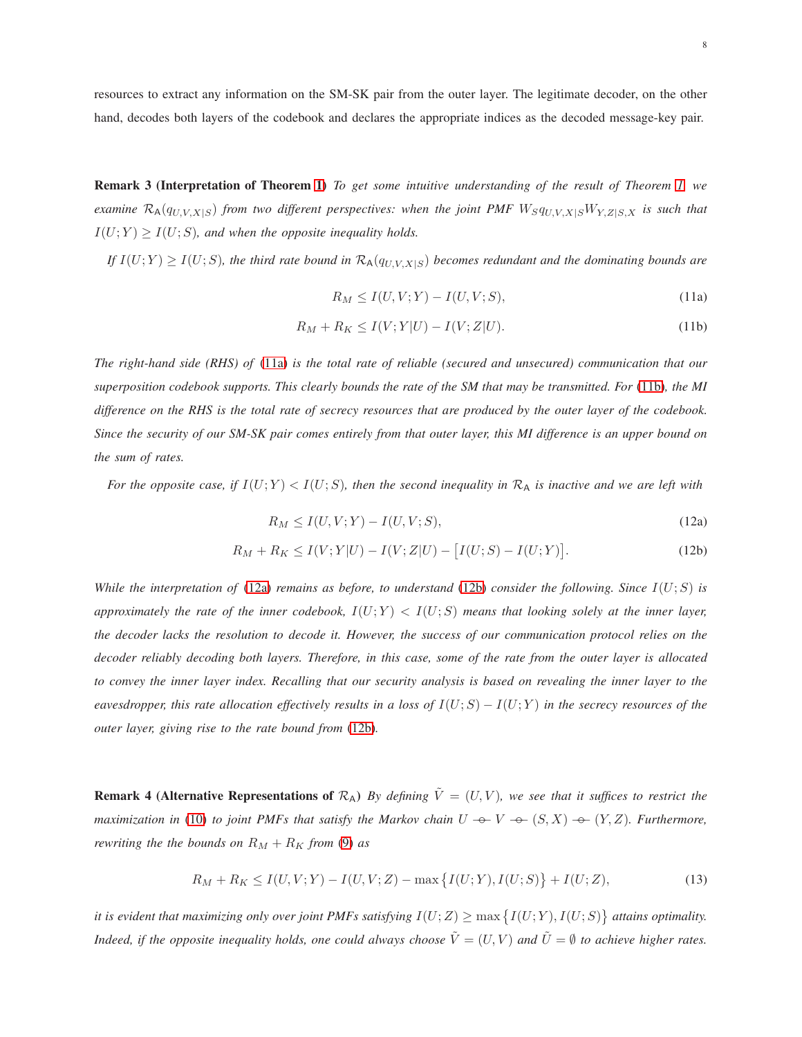resources to extract any information on the SM-SK pair from the outer layer. The legitimate decoder, on the other hand, decodes both layers of the codebook and declares the appropriate indices as the decoded message-key pair.

**Remark 3 (Interpretation of Theorem 1)** *To get some intuitive understanding of the result of Theorem 1, we examine $\mathcal{R}_{\mathsf{A}}(q_{U,V,X|S})$ from two different perspectives: when the joint PMF $W_S q_{U,V,X|S} W_{Y,Z|S,X}$ is such that $I(U;Y) \geq I(U;S)$, and when the opposite inequality holds.*

*If $I(U;Y) \geq I(U;S)$, the third rate bound in $\mathcal{R}_{\mathsf{A}}(q_{U,V,X|S})$ becomes redundant and the dominating bounds are*

$$R_M \leq I(U,V;Y) - I(U,V;S), \tag{11a}$$

$$R_M + R_K \leq I(V;Y|U) - I(V;Z|U). \tag{11b}$$

*The right-hand side (RHS) of (11a) is the total rate of reliable (secured and unsecured) communication that our superposition codebook supports. This clearly bounds the rate of the SM that may be transmitted. For (11b), the MI difference on the RHS is the total rate of secrecy resources that are produced by the outer layer of the codebook. Since the security of our SM-SK pair comes entirely from that outer layer, this MI difference is an upper bound on the sum of rates.*

*For the opposite case, if $I(U;Y) < I(U;S)$, then the second inequality in $\mathcal{R}_{\mathsf{A}}$ is inactive and we are left with*

$$R_M \leq I(U,V;Y) - I(U,V;S), \tag{12a}$$

$$R_M + R_K \leq I(V;Y|U) - I(V;Z|U) - \big[I(U;S) - I(U;Y)\big]. \tag{12b}$$

*While the interpretation of (12a) remains as before, to understand (12b) consider the following. Since $I(U;S)$ is approximately the rate of the inner codebook, $I(U;Y) < I(U;S)$ means that looking solely at the inner layer, the decoder lacks the resolution to decode it. However, the success of our communication protocol relies on the decoder reliably decoding both layers. Therefore, in this case, some of the rate from the outer layer is allocated to convey the inner layer index. Recalling that our security analysis is based on revealing the inner layer to the eavesdropper, this rate allocation effectively results in a loss of $I(U;S) - I(U;Y)$ in the secrecy resources of the outer layer, giving rise to the rate bound from (12b).*

**Remark 4 (Alternative Representations of $\mathcal{R}_{\mathsf{A}}$)** *By defining $\tilde{V} = (U,V)$, we see that it suffices to restrict the maximization in (10) to joint PMFs that satisfy the Markov chain $U \multimap V \multimap (S,X) \multimap (Y,Z)$. Furthermore, rewriting the the bounds on $R_M + R_K$ from (9) as*

$$R_M + R_K \leq I(U,V;Y) - I(U,V;Z) - \max\big\{I(U;Y), I(U;S)\big\} + I(U;Z), \tag{13}$$

*it is evident that maximizing only over joint PMFs satisfying $I(U;Z) \geq \max\big\{I(U;Y), I(U;S)\big\}$ attains optimality. Indeed, if the opposite inequality holds, one could always choose $\tilde{V} = (U,V)$ and $\tilde{U} = \emptyset$ to achieve higher rates.*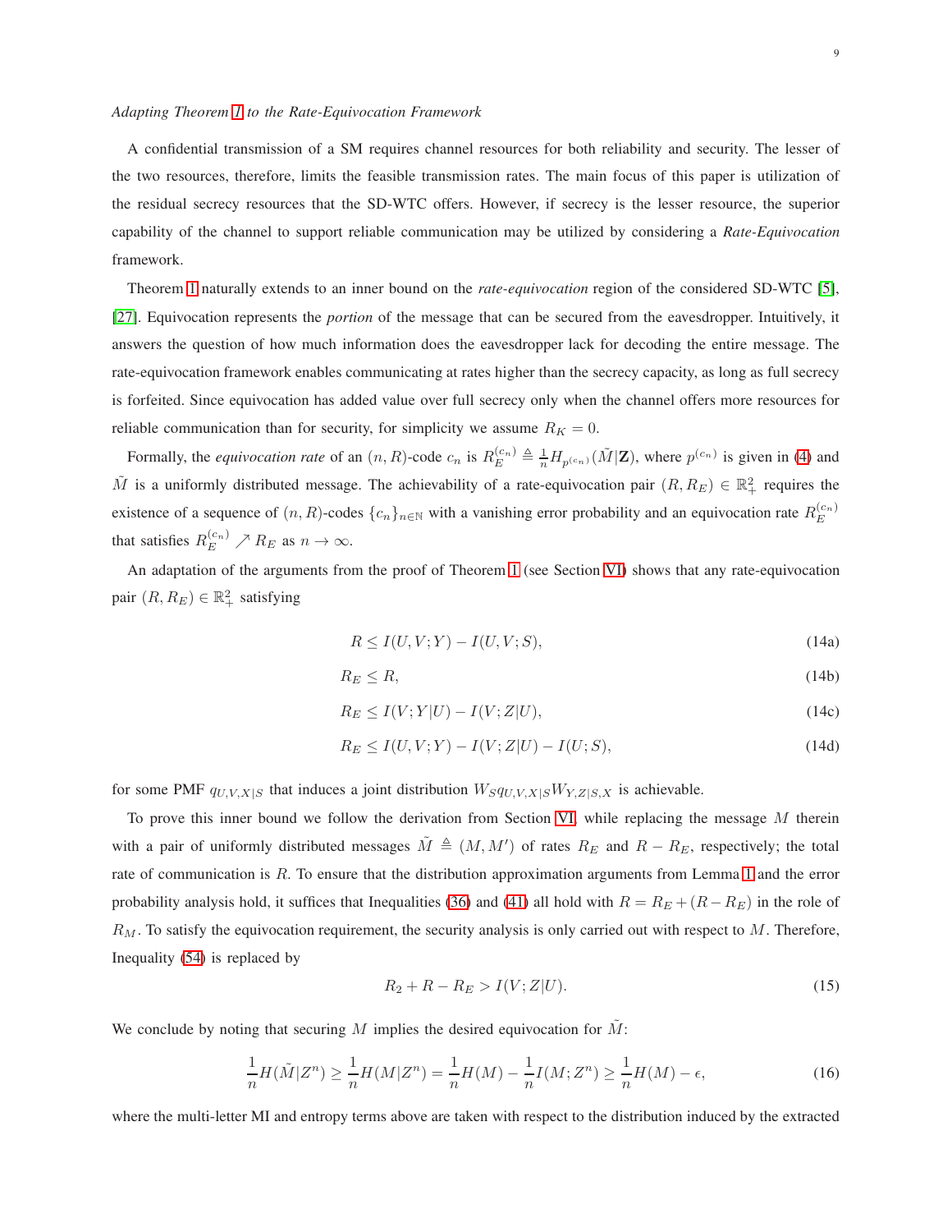*Adapting Theorem 1 to the Rate-Equivocation Framework*

A confidential transmission of a SM requires channel resources for both reliability and security. The lesser of the two resources, therefore, limits the feasible transmission rates. The main focus of this paper is utilization of the residual secrecy resources that the SD-WTC offers. However, if secrecy is the lesser resource, the superior capability of the channel to support reliable communication may be utilized by considering a *Rate-Equivocation* framework.

Theorem 1 naturally extends to an inner bound on the *rate-equivocation* region of the considered SD-WTC [5], [27]. Equivocation represents the *portion* of the message that can be secured from the eavesdropper. Intuitively, it answers the question of how much information does the eavesdropper lack for decoding the entire message. The rate-equivocation framework enables communicating at rates higher than the secrecy capacity, as long as full secrecy is forfeited. Since equivocation has added value over full secrecy only when the channel offers more resources for reliable communication than for security, for simplicity we assume $R_K = 0$.

Formally, the *equivocation rate* of an $(n, R)$-code $c_n$ is $R_E^{(c_n)} \triangleq \frac{1}{n} H_{p^{(c_n)}}(\tilde{M}|\mathbf{Z})$, where $p^{(c_n)}$ is given in (4) and $\tilde{M}$ is a uniformly distributed message. The achievability of a rate-equivocation pair $(R, R_E) \in \mathbb{R}_+^2$ requires the existence of a sequence of $(n, R)$-codes $\{c_n\}_{n\in\mathbb{N}}$ with a vanishing error probability and an equivocation rate $R_E^{(c_n)}$ that satisfies $R_E^{(c_n)} \nearrow R_E$ as $n \to \infty$.

An adaptation of the arguments from the proof of Theorem 1 (see Section VI) shows that any rate-equivocation pair $(R, R_E) \in \mathbb{R}_+^2$ satisfying

$$R \leq I(U, V; Y) - I(U, V; S), \tag{14a}$$

$$R_E \leq R, \tag{14b}$$

$$R_E \leq I(V; Y|U) - I(V; Z|U), \tag{14c}$$

$$R_E \leq I(U, V; Y) - I(V; Z|U) - I(U; S), \tag{14d}$$

for some PMF $q_{U,V,X|S}$ that induces a joint distribution $W_S q_{U,V,X|S} W_{Y,Z|S,X}$ is achievable.

To prove this inner bound we follow the derivation from Section VI, while replacing the message $M$ therein with a pair of uniformly distributed messages $\tilde{M} \triangleq (M, M')$ of rates $R_E$ and $R - R_E$, respectively; the total rate of communication is $R$. To ensure that the distribution approximation arguments from Lemma 1 and the error probability analysis hold, it suffices that Inequalities (36) and (41) all hold with $R = R_E + (R - R_E)$ in the role of $R_M$. To satisfy the equivocation requirement, the security analysis is only carried out with respect to $M$. Therefore, Inequality (54) is replaced by

$$R_2 + R - R_E > I(V; Z|U). \tag{15}$$

We conclude by noting that securing $M$ implies the desired equivocation for $\tilde{M}$:

$$\frac{1}{n} H(\tilde{M}|Z^n) \geq \frac{1}{n} H(M|Z^n) = \frac{1}{n} H(M) - \frac{1}{n} I(M; Z^n) \geq \frac{1}{n} H(M) - \epsilon, \tag{16}$$

where the multi-letter MI and entropy terms above are taken with respect to the distribution induced by the extracted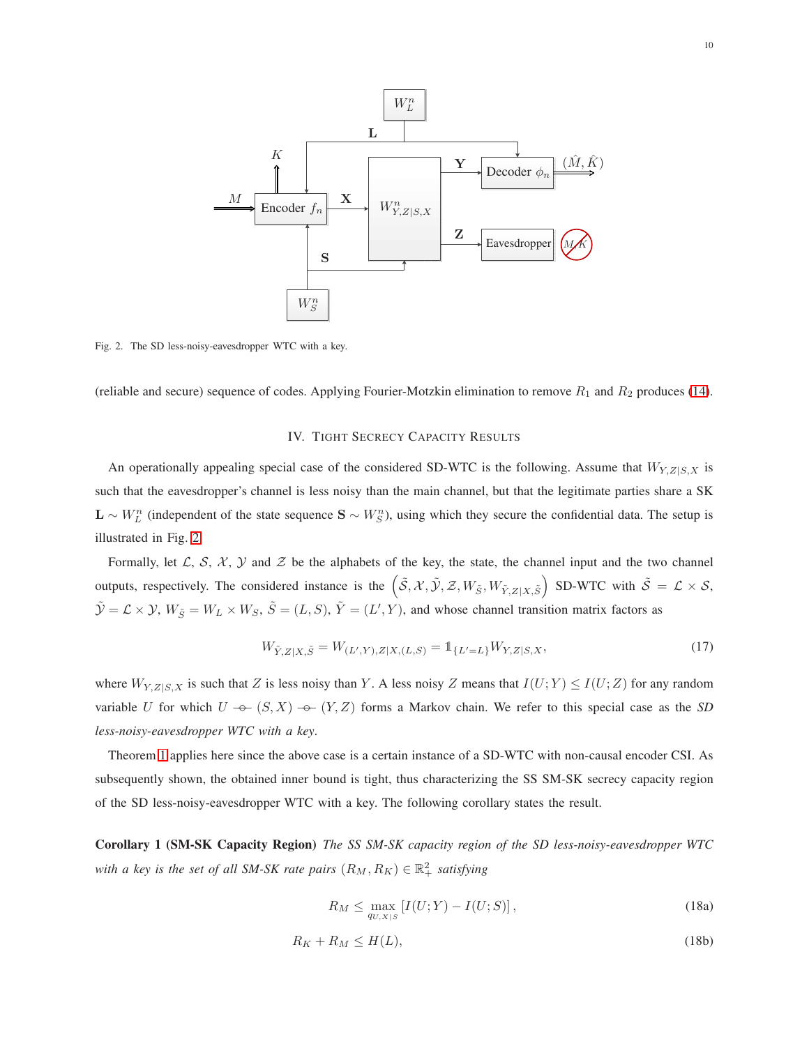Fig. 2. The SD less-noisy-eavesdropper WTC with a key.

(reliable and secure) sequence of codes. Applying Fourier-Motzkin elimination to remove $R_1$ and $R_2$ produces (14).

## IV. Tight Secrecy Capacity Results

An operationally appealing special case of the considered SD-WTC is the following. Assume that $W_{Y,Z|S,X}$ is such that the eavesdropper's channel is less noisy than the main channel, but that the legitimate parties share a SK $\mathbf{L} \sim W_L^n$ (independent of the state sequence $\mathbf{S} \sim W_S^n$), using which they secure the confidential data. The setup is illustrated in Fig. 2.

Formally, let $\mathcal{L}$, $\mathcal{S}$, $\mathcal{X}$, $\mathcal{Y}$ and $\mathcal{Z}$ be the alphabets of the key, the state, the channel input and the two channel outputs, respectively. The considered instance is the $\left(\tilde{\mathcal{S}}, \mathcal{X}, \tilde{\mathcal{Y}}, \mathcal{Z}, W_{\tilde{S}}, W_{\tilde{Y},Z|X,\tilde{S}}\right)$ SD-WTC with $\tilde{\mathcal{S}} = \mathcal{L} \times \mathcal{S}$, $\tilde{\mathcal{Y}} = \mathcal{L} \times \mathcal{Y}$, $W_{\tilde{S}} = W_L \times W_S$, $\tilde{S} = (L, S)$, $\tilde{Y} = (L', Y)$, and whose channel transition matrix factors as

$$W_{\tilde{Y},Z|X,\tilde{S}} = W_{(L',Y),Z|X,(L,S)} = \mathbb{1}_{\{L'=L\}} W_{Y,Z|S,X}, \tag{17}$$

where $W_{Y,Z|S,X}$ is such that $Z$ is less noisy than $Y$. A less noisy $Z$ means that $I(U;Y) \leq I(U;Z)$ for any random variable $U$ for which $U -\!\!\circ\!\!- (S,X) -\!\!\circ\!\!- (Y,Z)$ forms a Markov chain. We refer to this special case as the *SD less-noisy-eavesdropper WTC with a key*.

Theorem 1 applies here since the above case is a certain instance of a SD-WTC with non-causal encoder CSI. As subsequently shown, the obtained inner bound is tight, thus characterizing the SS SM-SK secrecy capacity region of the SD less-noisy-eavesdropper WTC with a key. The following corollary states the result.

**Corollary 1 (SM-SK Capacity Region)** *The SS SM-SK capacity region of the SD less-noisy-eavesdropper WTC with a key is the set of all SM-SK rate pairs $(R_M, R_K) \in \mathbb{R}_+^2$ satisfying*

$$R_M \leq \max_{q_{U,X|S}} \left[ I(U;Y) - I(U;S) \right], \tag{18a}$$

$$R_K + R_M \leq H(L), \tag{18b}$$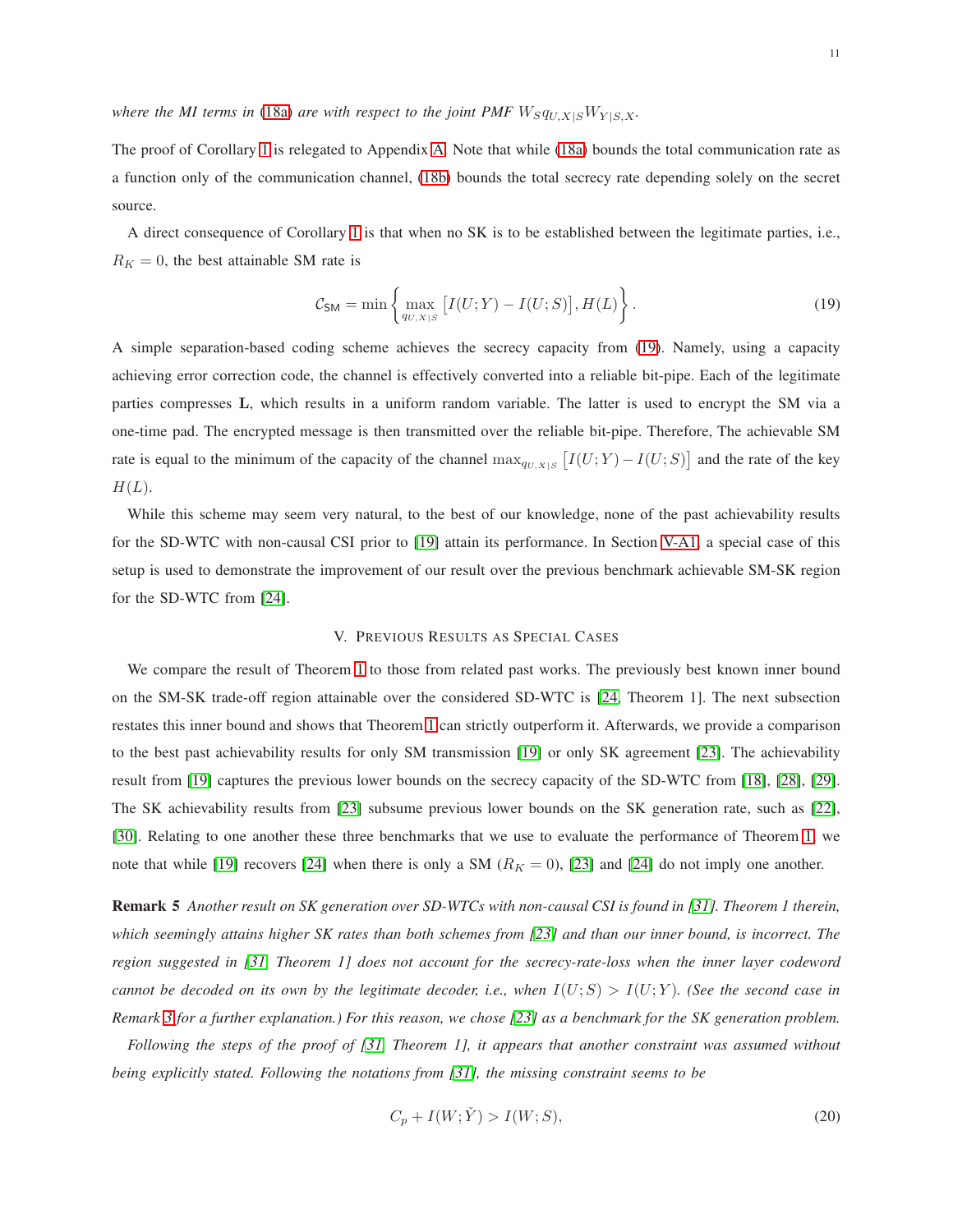*where the MI terms in (18a) are with respect to the joint PMF $W_S q_{U,X|S} W_{Y|S,X}$.*

The proof of Corollary 1 is relegated to Appendix A. Note that while (18a) bounds the total communication rate as a function only of the communication channel, (18b) bounds the total secrecy rate depending solely on the secret source.

A direct consequence of Corollary 1 is that when no SK is to be established between the legitimate parties, i.e., $R_K = 0$, the best attainable SM rate is

$$\mathcal{C}_{\mathsf{SM}} = \min\left\{ \max_{q_{U,X|S}} \big[I(U;Y) - I(U;S)\big], H(L) \right\}. \tag{19}$$

A simple separation-based coding scheme achieves the secrecy capacity from (19). Namely, using a capacity achieving error correction code, the channel is effectively converted into a reliable bit-pipe. Each of the legitimate parties compresses $\mathbf{L}$, which results in a uniform random variable. The latter is used to encrypt the SM via a one-time pad. The encrypted message is then transmitted over the reliable bit-pipe. Therefore, The achievable SM rate is equal to the minimum of the capacity of the channel $\max_{q_{U,X|S}} \big[I(U;Y) - I(U;S)\big]$ and the rate of the key $H(L)$.

While this scheme may seem very natural, to the best of our knowledge, none of the past achievability results for the SD-WTC with non-causal CSI prior to [19] attain its performance. In Section V-A1, a special case of this setup is used to demonstrate the improvement of our result over the previous benchmark achievable SM-SK region for the SD-WTC from [24].

## V. Previous Results as Special Cases

We compare the result of Theorem 1 to those from related past works. The previously best known inner bound on the SM-SK trade-off region attainable over the considered SD-WTC is [24, Theorem 1]. The next subsection restates this inner bound and shows that Theorem 1 can strictly outperform it. Afterwards, we provide a comparison to the best past achievability results for only SM transmission [19] or only SK agreement [23]. The achievability result from [19] captures the previous lower bounds on the secrecy capacity of the SD-WTC from [18], [28], [29]. The SK achievability results from [23] subsume previous lower bounds on the SK generation rate, such as [22], [30]. Relating to one another these three benchmarks that we use to evaluate the performance of Theorem 1, we note that while [19] recovers [24] when there is only a SM ($R_K = 0$), [23] and [24] do not imply one another.

**Remark 5** *Another result on SK generation over SD-WTCs with non-causal CSI is found in [31]. Theorem 1 therein, which seemingly attains higher SK rates than both schemes from [23] and than our inner bound, is incorrect. The region suggested in [31, Theorem 1] does not account for the secrecy-rate-loss when the inner layer codeword cannot be decoded on its own by the legitimate decoder, i.e., when $I(U;S) > I(U;Y)$. (See the second case in Remark 3 for a further explanation.) For this reason, we chose [23] as a benchmark for the SK generation problem.*

*Following the steps of the proof of [31, Theorem 1], it appears that another constraint was assumed without being explicitly stated. Following the notations from [31], the missing constraint seems to be*

$$C_p + I(W;\check{Y}) > I(W;S), \tag{20}$$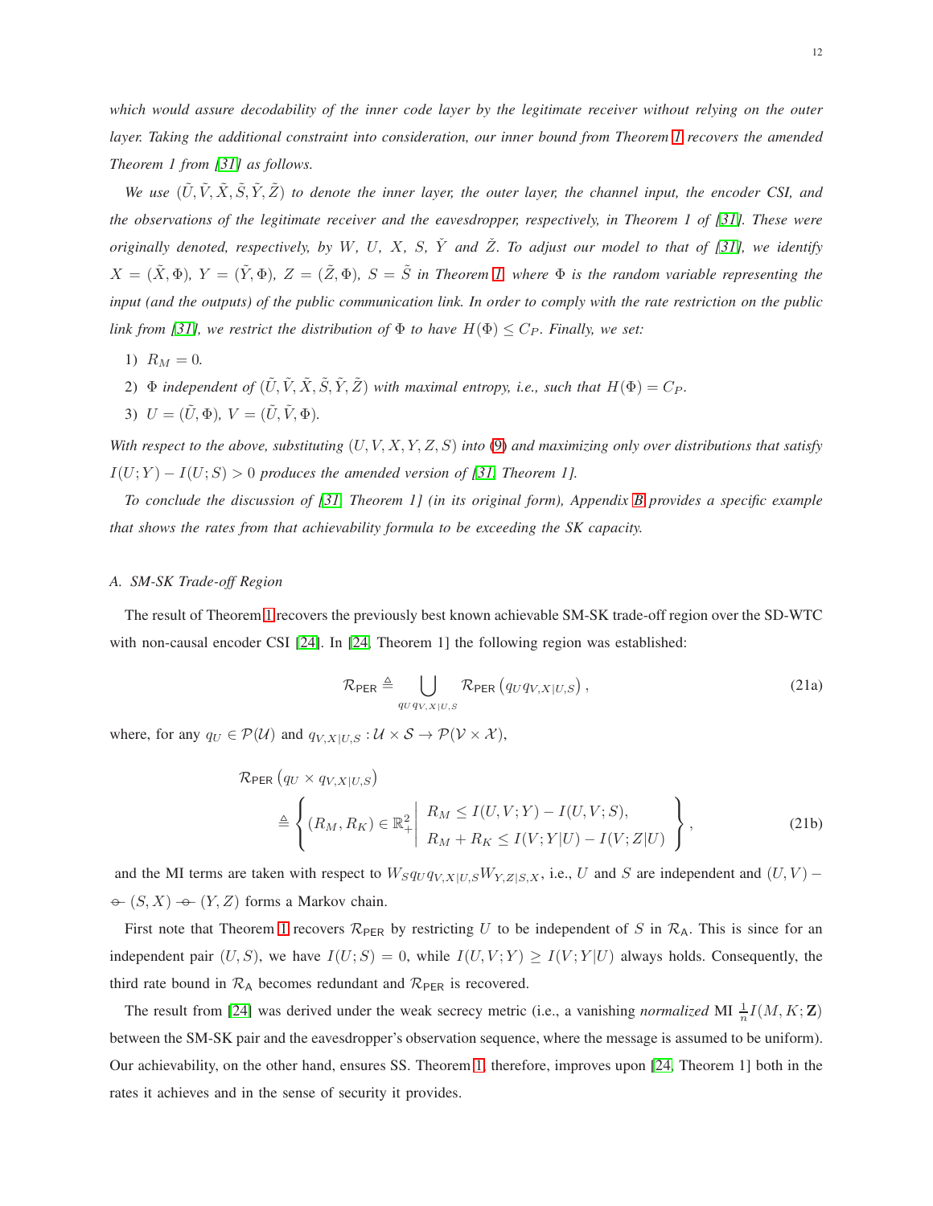*which would assure decodability of the inner code layer by the legitimate receiver without relying on the outer layer. Taking the additional constraint into consideration, our inner bound from Theorem 1 recovers the amended Theorem 1 from [31] as follows.*

*We use $(\tilde{U}, \tilde{V}, \tilde{X}, \tilde{S}, \tilde{Y}, \tilde{Z})$ to denote the inner layer, the outer layer, the channel input, the encoder CSI, and the observations of the legitimate receiver and the eavesdropper, respectively, in Theorem 1 of [31]. These were originally denoted, respectively, by $W$, $U$, $X$, $S$, $\check{Y}$ and $\check{Z}$. To adjust our model to that of [31], we identify $X = (\tilde{X}, \Phi)$, $Y = (\tilde{Y}, \Phi)$, $Z = (\tilde{Z}, \Phi)$, $S = \tilde{S}$ in Theorem 1, where $\Phi$ is the random variable representing the input (and the outputs) of the public communication link. In order to comply with the rate restriction on the public link from [31], we restrict the distribution of $\Phi$ to have $H(\Phi) \leq C_P$. Finally, we set:*

1) $R_M = 0$.
2) *$\Phi$ independent of $(\tilde{U}, \tilde{V}, \tilde{X}, \tilde{S}, \tilde{Y}, \tilde{Z})$ with maximal entropy, i.e., such that $H(\Phi) = C_P$.*
3) $U = (\tilde{U}, \Phi)$, $V = (\tilde{U}, \tilde{V}, \Phi)$.

*With respect to the above, substituting $(U, V, X, Y, Z, S)$ into (9) and maximizing only over distributions that satisfy $I(U;Y) - I(U;S) > 0$ produces the amended version of [31, Theorem 1].*

*To conclude the discussion of [31, Theorem 1] (in its original form), Appendix B provides a specific example that shows the rates from that achievability formula to be exceeding the SK capacity.*

### A. SM-SK Trade-off Region

The result of Theorem 1 recovers the previously best known achievable SM-SK trade-off region over the SD-WTC with non-causal encoder CSI [24]. In [24, Theorem 1] the following region was established:

$$\mathcal{R}_{\mathsf{PER}} \triangleq \bigcup_{q_U q_{V,X|U,S}} \mathcal{R}_{\mathsf{PER}}\left(q_U q_{V,X|U,S}\right), \tag{21a}$$

where, for any $q_U \in \mathcal{P}(\mathcal{U})$ and $q_{V,X|U,S} : \mathcal{U} \times \mathcal{S} \to \mathcal{P}(\mathcal{V} \times \mathcal{X})$,

$$\mathcal{R}_{\mathsf{PER}}\left(q_U \times q_{V,X|U,S}\right) \triangleq \left\{ (R_M, R_K) \in \mathbb{R}_+^2 \middle| \begin{array}{l} R_M \leq I(U,V;Y) - I(U,V;S), \\ R_M + R_K \leq I(V;Y|U) - I(V;Z|U) \end{array} \right\}, \tag{21b}$$

and the MI terms are taken with respect to $W_S q_U q_{V,X|U,S} W_{Y,Z|S,X}$, i.e., $U$ and $S$ are independent and $(U,V) - (S,X) - (Y,Z)$ forms a Markov chain.

First note that Theorem 1 recovers $\mathcal{R}_{\mathsf{PER}}$ by restricting $U$ to be independent of $S$ in $\mathcal{R}_{\mathsf{A}}$. This is since for an independent pair $(U,S)$, we have $I(U;S) = 0$, while $I(U,V;Y) \geq I(V;Y|U)$ always holds. Consequently, the third rate bound in $\mathcal{R}_{\mathsf{A}}$ becomes redundant and $\mathcal{R}_{\mathsf{PER}}$ is recovered.

The result from [24] was derived under the weak secrecy metric (i.e., a vanishing *normalized* MI $\frac{1}{n}I(M,K;\mathbf{Z})$ between the SM-SK pair and the eavesdropper's observation sequence, where the message is assumed to be uniform). Our achievability, on the other hand, ensures SS. Theorem 1, therefore, improves upon [24, Theorem 1] both in the rates it achieves and in the sense of security it provides.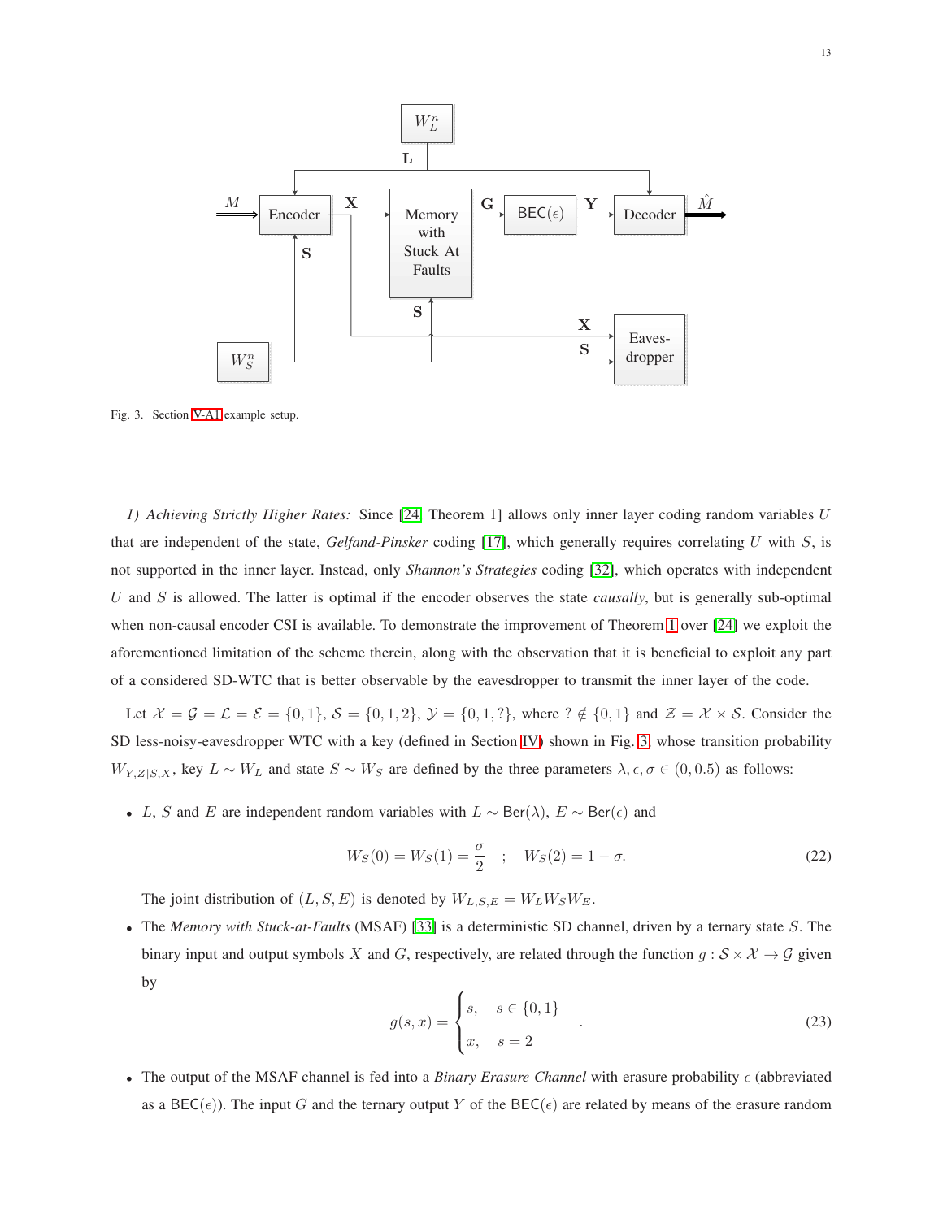$W_L^n$

$\mathbf{L}$

$M$ Encoder $\mathbf{X}$ Memory with Stuck At Faults $\mathbf{G}$ BEC($\epsilon$) $\mathbf{Y}$ Decoder $\hat{M}$

$\mathbf{S}$

$\mathbf{S}$

$\mathbf{X}$

$\mathbf{S}$

Eaves-dropper

$W_S^n$

Fig. 3. Section V-A1 example setup.

*1) Achieving Strictly Higher Rates:* Since [24, Theorem 1] allows only inner layer coding random variables $U$ that are independent of the state, *Gelfand-Pinsker* coding [17], which generally requires correlating $U$ with $S$, is not supported in the inner layer. Instead, only *Shannon's Strategies* coding [32], which operates with independent $U$ and $S$ is allowed. The latter is optimal if the encoder observes the state *causally*, but is generally sub-optimal when non-causal encoder CSI is available. To demonstrate the improvement of Theorem 1 over [24] we exploit the aforementioned limitation of the scheme therein, along with the observation that it is beneficial to exploit any part of a considered SD-WTC that is better observable by the eavesdropper to transmit the inner layer of the code.

Let $\mathcal{X} = \mathcal{G} = \mathcal{L} = \mathcal{E} = \{0,1\}$, $\mathcal{S} = \{0,1,2\}$, $\mathcal{Y} = \{0,1,?\}$, where $? \notin \{0,1\}$ and $\mathcal{Z} = \mathcal{X} \times \mathcal{S}$. Consider the SD less-noisy-eavesdropper WTC with a key (defined in Section IV) shown in Fig. 3, whose transition probability $W_{Y,Z|S,X}$, key $L \sim W_L$ and state $S \sim W_S$ are defined by the three parameters $\lambda, \epsilon, \sigma \in (0, 0.5)$ as follows:

- $L$, $S$ and $E$ are independent random variables with $L \sim \mathsf{Ber}(\lambda)$, $E \sim \mathsf{Ber}(\epsilon)$ and

$$W_S(0) = W_S(1) = \frac{\sigma}{2} \quad ; \quad W_S(2) = 1 - \sigma. \tag{22}$$

  The joint distribution of $(L, S, E)$ is denoted by $W_{L,S,E} = W_L W_S W_E$.

- The *Memory with Stuck-at-Faults* (MSAF) [33] is a deterministic SD channel, driven by a ternary state $S$. The binary input and output symbols $X$ and $G$, respectively, are related through the function $g : \mathcal{S} \times \mathcal{X} \to \mathcal{G}$ given by

$$g(s,x) = \begin{cases} s, & s \in \{0,1\} \\ x, & s = 2 \end{cases}. \tag{23}$$

- The output of the MSAF channel is fed into a *Binary Erasure Channel* with erasure probability $\epsilon$ (abbreviated as a $\mathsf{BEC}(\epsilon)$). The input $G$ and the ternary output $Y$ of the $\mathsf{BEC}(\epsilon)$ are related by means of the erasure random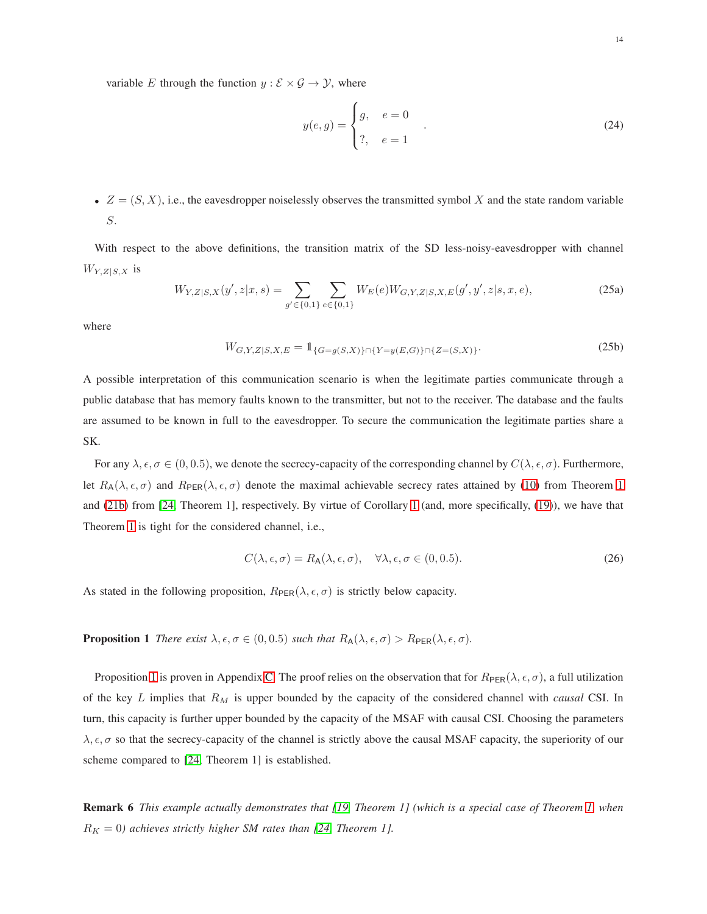variable $E$ through the function $y : \mathcal{E} \times \mathcal{G} \to \mathcal{Y}$, where

$$y(e, g) = \begin{cases} g, & e = 0 \\ ?, & e = 1 \end{cases} . \tag{24}$$

- $Z = (S, X)$, i.e., the eavesdropper noiselessly observes the transmitted symbol $X$ and the state random variable $S$.

With respect to the above definitions, the transition matrix of the SD less-noisy-eavesdropper with channel $W_{Y,Z|S,X}$ is

$$W_{Y,Z|S,X}(y', z|x, s) = \sum_{g' \in \{0,1\}} \sum_{e \in \{0,1\}} W_E(e) W_{G,Y,Z|S,X,E}(g', y', z|s, x, e), \tag{25a}$$

where

$$W_{G,Y,Z|S,X,E} = \mathbb{1}_{\{G = g(S,X)\} \cap \{Y = y(E,G)\} \cap \{Z = (S,X)\}}. \tag{25b}$$

A possible interpretation of this communication scenario is when the legitimate parties communicate through a public database that has memory faults known to the transmitter, but not to the receiver. The database and the faults are assumed to be known in full to the eavesdropper. To secure the communication the legitimate parties share a SK.

For any $\lambda, \epsilon, \sigma \in (0, 0.5)$, we denote the secrecy-capacity of the corresponding channel by $C(\lambda, \epsilon, \sigma)$. Furthermore, let $R_{\mathsf{A}}(\lambda, \epsilon, \sigma)$ and $R_{\mathsf{PER}}(\lambda, \epsilon, \sigma)$ denote the maximal achievable secrecy rates attained by (10) from Theorem 1 and (21b) from [24, Theorem 1], respectively. By virtue of Corollary 1 (and, more specifically, (19)), we have that Theorem 1 is tight for the considered channel, i.e.,

$$C(\lambda, \epsilon, \sigma) = R_{\mathsf{A}}(\lambda, \epsilon, \sigma), \quad \forall \lambda, \epsilon, \sigma \in (0, 0.5). \tag{26}$$

As stated in the following proposition, $R_{\mathsf{PER}}(\lambda, \epsilon, \sigma)$ is strictly below capacity.

**Proposition 1** *There exist $\lambda, \epsilon, \sigma \in (0, 0.5)$ such that $R_{\mathsf{A}}(\lambda, \epsilon, \sigma) > R_{\mathsf{PER}}(\lambda, \epsilon, \sigma)$.*

Proposition 1 is proven in Appendix C. The proof relies on the observation that for $R_{\mathsf{PER}}(\lambda, \epsilon, \sigma)$, a full utilization of the key $L$ implies that $R_M$ is upper bounded by the capacity of the considered channel with *causal* CSI. In turn, this capacity is further upper bounded by the capacity of the MSAF with causal CSI. Choosing the parameters $\lambda, \epsilon, \sigma$ so that the secrecy-capacity of the channel is strictly above the causal MSAF capacity, the superiority of our scheme compared to [24, Theorem 1] is established.

**Remark 6** *This example actually demonstrates that [19, Theorem 1] (which is a special case of Theorem 1 when $R_K = 0$) achieves strictly higher SM rates than [24, Theorem 1].*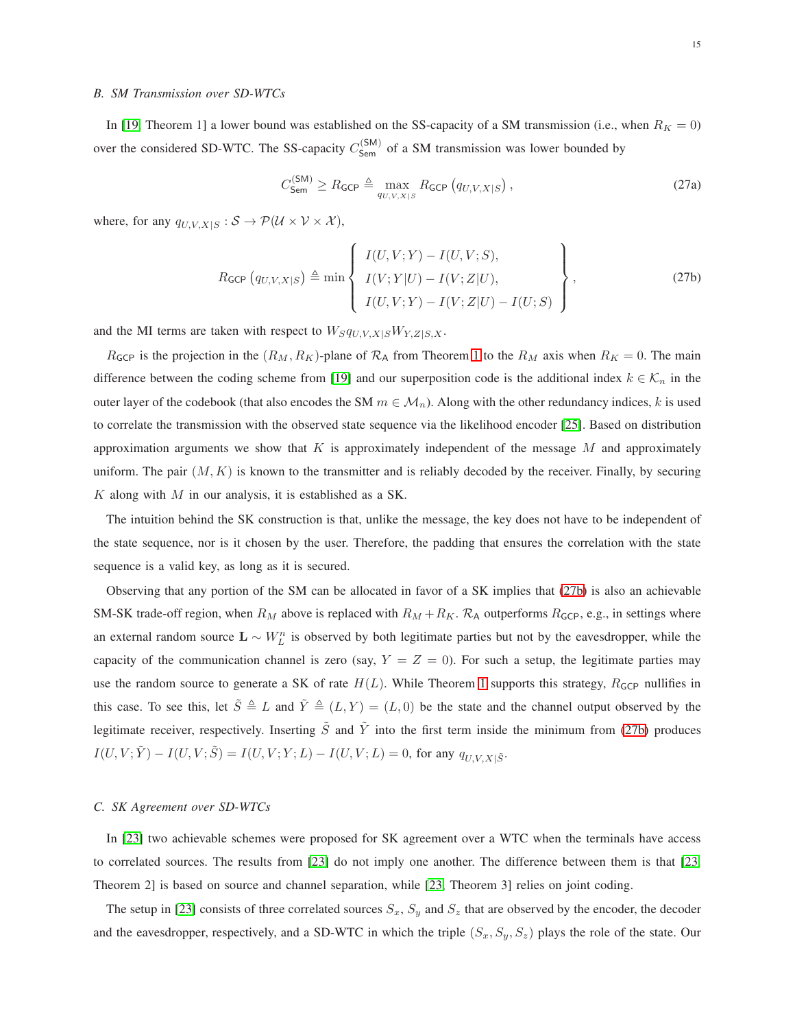### B. SM Transmission over SD-WTCs

In [19, Theorem 1] a lower bound was established on the SS-capacity of a SM transmission (i.e., when $R_K = 0$) over the considered SD-WTC. The SS-capacity $C_{\mathsf{Sem}}^{(\mathsf{SM})}$ of a SM transmission was lower bounded by

$$C_{\mathsf{Sem}}^{(\mathsf{SM})} \geq R_{\mathsf{GCP}} \triangleq \max_{q_{U,V,X|S}} R_{\mathsf{GCP}}\left(q_{U,V,X|S}\right), \tag{27a}$$

where, for any $q_{U,V,X|S} : \mathcal{S} \to \mathcal{P}(\mathcal{U} \times \mathcal{V} \times \mathcal{X})$,

$$R_{\mathsf{GCP}}\left(q_{U,V,X|S}\right) \triangleq \min \left\{ \begin{array}{l} I(U,V;Y) - I(U,V;S), \\ I(V;Y|U) - I(V;Z|U), \\ I(U,V;Y) - I(V;Z|U) - I(U;S) \end{array} \right\}, \tag{27b}$$

and the MI terms are taken with respect to $W_S q_{U,V,X|S} W_{Y,Z|S,X}$.

$R_{\mathsf{GCP}}$ is the projection in the $(R_M, R_K)$-plane of $\mathcal{R}_{\mathsf{A}}$ from Theorem 1 to the $R_M$ axis when $R_K = 0$. The main difference between the coding scheme from [19] and our superposition code is the additional index $k \in \mathcal{K}_n$ in the outer layer of the codebook (that also encodes the SM $m \in \mathcal{M}_n$). Along with the other redundancy indices, $k$ is used to correlate the transmission with the observed state sequence via the likelihood encoder [25]. Based on distribution approximation arguments we show that $K$ is approximately independent of the message $M$ and approximately uniform. The pair $(M, K)$ is known to the transmitter and is reliably decoded by the receiver. Finally, by securing $K$ along with $M$ in our analysis, it is established as a SK.

The intuition behind the SK construction is that, unlike the message, the key does not have to be independent of the state sequence, nor is it chosen by the user. Therefore, the padding that ensures the correlation with the state sequence is a valid key, as long as it is secured.

Observing that any portion of the SM can be allocated in favor of a SK implies that (27b) is also an achievable SM-SK trade-off region, when $R_M$ above is replaced with $R_M + R_K$. $\mathcal{R}_{\mathsf{A}}$ outperforms $R_{\mathsf{GCP}}$, e.g., in settings where an external random source $\mathbf{L} \sim W_L^n$ is observed by both legitimate parties but not by the eavesdropper, while the capacity of the communication channel is zero (say, $Y = Z = 0$). For such a setup, the legitimate parties may use the random source to generate a SK of rate $H(L)$. While Theorem 1 supports this strategy, $R_{\mathsf{GCP}}$ nullifies in this case. To see this, let $\tilde{S} \triangleq L$ and $\tilde{Y} \triangleq (L, Y) = (L, 0)$ be the state and the channel output observed by the legitimate receiver, respectively. Inserting $\tilde{S}$ and $\tilde{Y}$ into the first term inside the minimum from (27b) produces $I(U,V;\tilde{Y}) - I(U,V;\tilde{S}) = I(U,V;Y;L) - I(U,V;L) = 0$, for any $q_{U,V,X|\tilde{S}}$.

### C. SK Agreement over SD-WTCs

In [23] two achievable schemes were proposed for SK agreement over a WTC when the terminals have access to correlated sources. The results from [23] do not imply one another. The difference between them is that [23, Theorem 2] is based on source and channel separation, while [23, Theorem 3] relies on joint coding.

The setup in [23] consists of three correlated sources $S_x$, $S_y$ and $S_z$ that are observed by the encoder, the decoder and the eavesdropper, respectively, and a SD-WTC in which the triple $(S_x, S_y, S_z)$ plays the role of the state. Our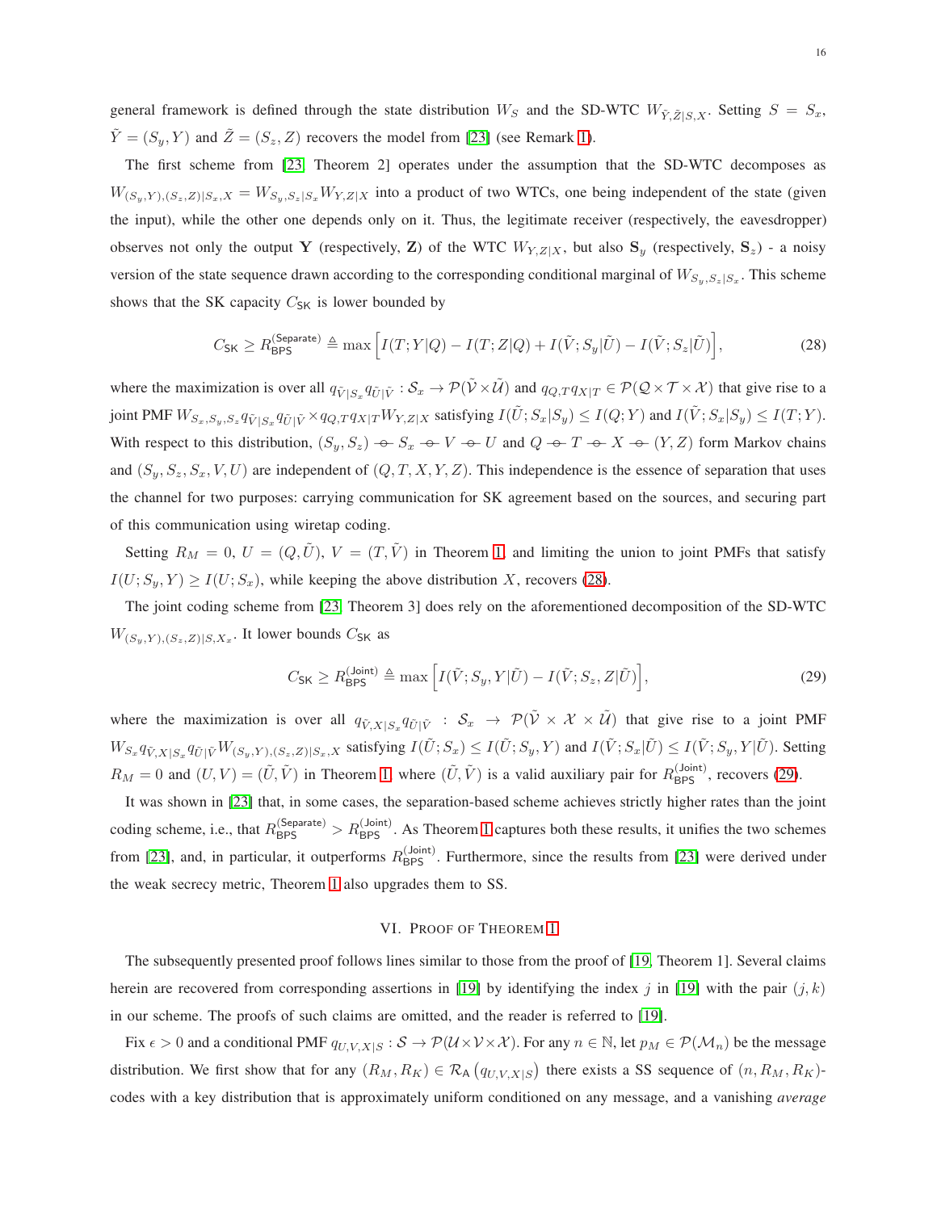general framework is defined through the state distribution $W_S$ and the SD-WTC $W_{\tilde{Y},\tilde{Z}|S,X}$. Setting $S = S_x$, $\tilde{Y} = (S_y, Y)$ and $\tilde{Z} = (S_z, Z)$ recovers the model from [23] (see Remark 1).

The first scheme from [23, Theorem 2] operates under the assumption that the SD-WTC decomposes as $W_{(S_y,Y),(S_z,Z)|S_x,X} = W_{S_y,S_z|S_x} W_{Y,Z|X}$ into a product of two WTCs, one being independent of the state (given the input), while the other one depends only on it. Thus, the legitimate receiver (respectively, the eavesdropper) observes not only the output $\mathbf{Y}$ (respectively, $\mathbf{Z}$) of the WTC $W_{Y,Z|X}$, but also $\mathbf{S}_y$ (respectively, $\mathbf{S}_z$) - a noisy version of the state sequence drawn according to the corresponding conditional marginal of $W_{S_y,S_z|S_x}$. This scheme shows that the SK capacity $C_{\mathsf{SK}}$ is lower bounded by

$$C_{\mathsf{SK}} \geq R_{\mathsf{BPS}}^{(\mathsf{Separate})} \triangleq \max \Big[ I(T;Y|Q) - I(T;Z|Q) + I(\tilde{V};S_y|\tilde{U}) - I(\tilde{V};S_z|\tilde{U}) \Big], \tag{28}$$

where the maximization is over all $q_{\tilde{V}|S_x} q_{\tilde{U}|\tilde{V}} : \mathcal{S}_x \to \mathcal{P}(\tilde{\mathcal{V}} \times \tilde{\mathcal{U}})$ and $q_{Q,T} q_{X|T} \in \mathcal{P}(\mathcal{Q} \times \mathcal{T} \times \mathcal{X})$ that give rise to a joint PMF $W_{S_x,S_y,S_z} q_{\tilde{V}|S_x} q_{\tilde{U}|\tilde{V}} \times q_{Q,T} q_{X|T} W_{Y,Z|X}$ satisfying $I(\tilde{U};S_x|S_y) \leq I(Q;Y)$ and $I(\tilde{V};S_x|S_y) \leq I(T;Y)$. With respect to this distribution, $(S_y, S_z) -\!\!\circ\!\!- S_x -\!\!\circ\!\!- V -\!\!\circ\!\!- U$ and $Q -\!\!\circ\!\!- T -\!\!\circ\!\!- X -\!\!\circ\!\!- (Y,Z)$ form Markov chains and $(S_y, S_z, S_x, V, U)$ are independent of $(Q, T, X, Y, Z)$. This independence is the essence of separation that uses the channel for two purposes: carrying communication for SK agreement based on the sources, and securing part of this communication using wiretap coding.

Setting $R_M = 0$, $U = (Q, \tilde{U})$, $V = (T, \tilde{V})$ in Theorem 1, and limiting the union to joint PMFs that satisfy $I(U;S_y,Y) \geq I(U;S_x)$, while keeping the above distribution $X$, recovers (28).

The joint coding scheme from [23, Theorem 3] does rely on the aforementioned decomposition of the SD-WTC $W_{(S_y,Y),(S_z,Z)|S,X_x}$. It lower bounds $C_{\mathsf{SK}}$ as

$$C_{\mathsf{SK}} \geq R_{\mathsf{BPS}}^{(\mathsf{Joint})} \triangleq \max \Big[ I(\tilde{V};S_y,Y|\tilde{U}) - I(\tilde{V};S_z,Z|\tilde{U}) \Big], \tag{29}$$

where the maximization is over all $q_{\tilde{V},X|S_x} q_{\tilde{U}|\tilde{V}} : \mathcal{S}_x \to \mathcal{P}(\tilde{\mathcal{V}} \times \mathcal{X} \times \tilde{\mathcal{U}})$ that give rise to a joint PMF $W_{S_x} q_{\tilde{V},X|S_x} q_{\tilde{U}|\tilde{V}} W_{(S_y,Y),(S_z,Z)|S_x,X}$ satisfying $I(\tilde{U};S_x) \leq I(\tilde{U};S_y,Y)$ and $I(\tilde{V};S_x|\tilde{U}) \leq I(\tilde{V};S_y,Y|\tilde{U})$. Setting $R_M = 0$ and $(U,V) = (\tilde{U},\tilde{V})$ in Theorem 1, where $(\tilde{U},\tilde{V})$ is a valid auxiliary pair for $R_{\mathsf{BPS}}^{(\mathsf{Joint})}$, recovers (29).

It was shown in [23] that, in some cases, the separation-based scheme achieves strictly higher rates than the joint coding scheme, i.e., that $R_{\mathsf{BPS}}^{(\mathsf{Separate})} > R_{\mathsf{BPS}}^{(\mathsf{Joint})}$. As Theorem 1 captures both these results, it unifies the two schemes from [23], and, in particular, it outperforms $R_{\mathsf{BPS}}^{(\mathsf{Joint})}$. Furthermore, since the results from [23] were derived under the weak secrecy metric, Theorem 1 also upgrades them to SS.

## VI. Proof of Theorem 1

The subsequently presented proof follows lines similar to those from the proof of [19, Theorem 1]. Several claims herein are recovered from corresponding assertions in [19] by identifying the index $j$ in [19] with the pair $(j,k)$ in our scheme. The proofs of such claims are omitted, and the reader is referred to [19].

Fix $\epsilon > 0$ and a conditional PMF $q_{U,V,X|S} : \mathcal{S} \to \mathcal{P}(\mathcal{U} \times \mathcal{V} \times \mathcal{X})$. For any $n \in \mathbb{N}$, let $p_M \in \mathcal{P}(\mathcal{M}_n)$ be the message distribution. We first show that for any $(R_M, R_K) \in \mathcal{R}_{\mathsf{A}}\left(q_{U,V,X|S}\right)$ there exists a SS sequence of $(n, R_M, R_K)$-codes with a key distribution that is approximately uniform conditioned on any message, and a vanishing *average*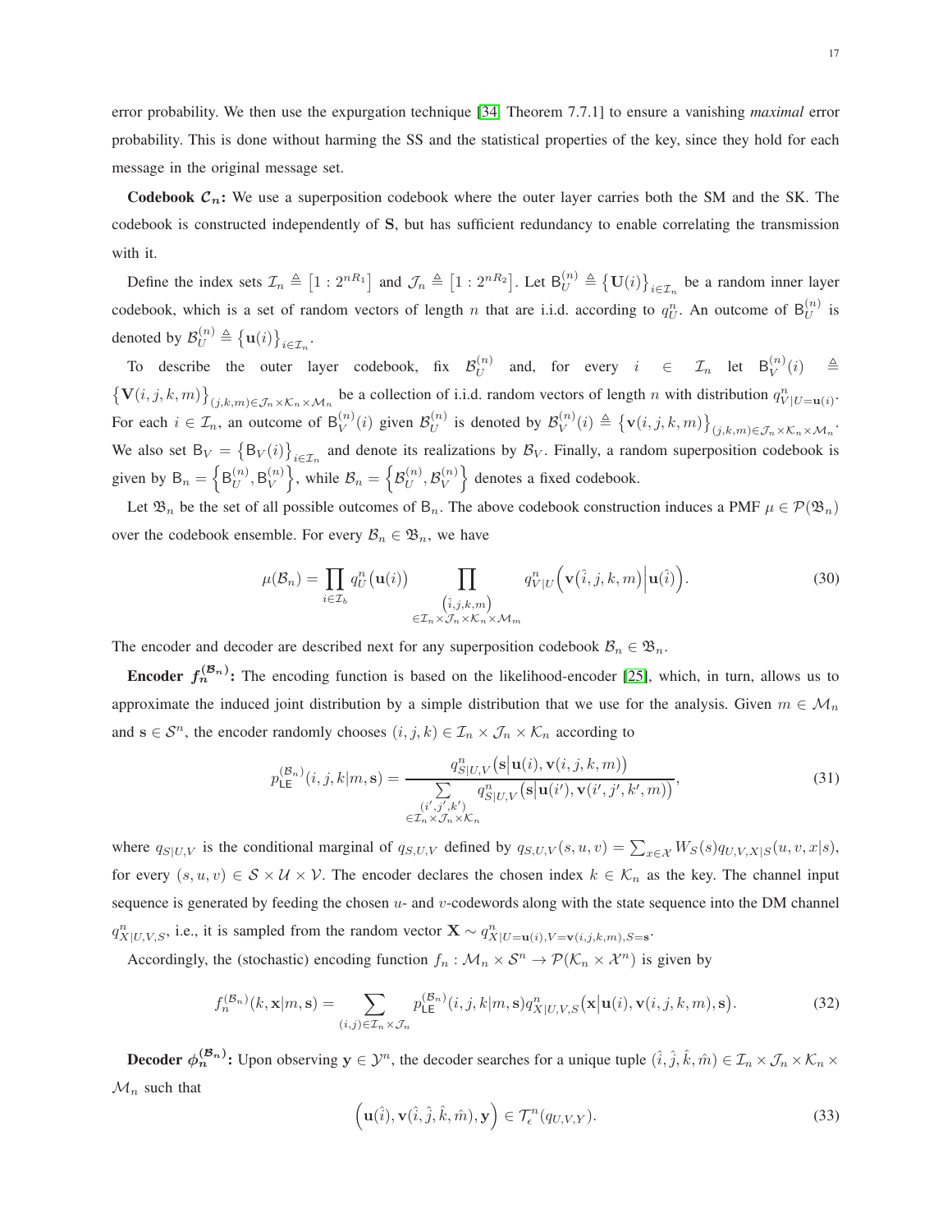error probability. We then use the expurgation technique [34, Theorem 7.7.1] to ensure a vanishing *maximal* error probability. This is done without harming the SS and the statistical properties of the key, since they hold for each message in the original message set.

**Codebook $\mathcal{C}_n$:** We use a superposition codebook where the outer layer carries both the SM and the SK. The codebook is constructed independently of $\mathbf{S}$, but has sufficient redundancy to enable correlating the transmission with it.

Define the index sets $\mathcal{I}_n \triangleq \left[1:2^{nR_1}\right]$ and $\mathcal{J}_n \triangleq \left[1:2^{nR_2}\right]$. Let $\mathsf{B}_U^{(n)} \triangleq \left\{\mathbf{U}(i)\right\}_{i\in\mathcal{I}_n}$ be a random inner layer codebook, which is a set of random vectors of length $n$ that are i.i.d. according to $q_U^n$. An outcome of $\mathsf{B}_U^{(n)}$ is denoted by $\mathcal{B}_U^{(n)} \triangleq \left\{\mathbf{u}(i)\right\}_{i\in\mathcal{I}_n}$.

To describe the outer layer codebook, fix $\mathcal{B}_U^{(n)}$ and, for every $i \in \mathcal{I}_n$ let $\mathsf{B}_V^{(n)}(i) \triangleq \left\{\mathbf{V}(i,j,k,m)\right\}_{(j,k,m)\in\mathcal{J}_n\times\mathcal{K}_n\times\mathcal{M}_n}$ be a collection of i.i.d. random vectors of length $n$ with distribution $q^n_{V|U=\mathbf{u}(i)}$. For each $i\in\mathcal{I}_n$, an outcome of $\mathsf{B}_V^{(n)}(i)$ given $\mathcal{B}_U^{(n)}$ is denoted by $\mathcal{B}_V^{(n)}(i) \triangleq \left\{\mathbf{v}(i,j,k,m)\right\}_{(j,k,m)\in\mathcal{J}_n\times\mathcal{K}_n\times\mathcal{M}_n}$. We also set $\mathsf{B}_V = \left\{\mathsf{B}_V(i)\right\}_{i\in\mathcal{I}_n}$ and denote its realizations by $\mathcal{B}_V$. Finally, a random superposition codebook is given by $\mathsf{B}_n = \left\{\mathsf{B}_U^{(n)}, \mathsf{B}_V^{(n)}\right\}$, while $\mathcal{B}_n = \left\{\mathcal{B}_U^{(n)}, \mathcal{B}_V^{(n)}\right\}$ denotes a fixed codebook.

Let $\mathfrak{B}_n$ be the set of all possible outcomes of $\mathsf{B}_n$. The above codebook construction induces a PMF $\mu\in\mathcal{P}(\mathfrak{B}_n)$ over the codebook ensemble. For every $\mathcal{B}_n\in\mathfrak{B}_n$, we have

$$\mu(\mathcal{B}_n) = \prod_{i\in\mathcal{I}_b} q_U^n\big(\mathbf{u}(i)\big) \prod_{\substack{(\hat{i},j,k,m)\\ \in\mathcal{I}_n\times\mathcal{J}_n\times\mathcal{K}_n\times\mathcal{M}_m}} q^n_{V|U}\Big(\mathbf{v}(\hat{i},j,k,m)\Big|\mathbf{u}(\hat{i})\Big). \tag{30}$$

The encoder and decoder are described next for any superposition codebook $\mathcal{B}_n\in\mathfrak{B}_n$.

**Encoder $f_n^{(\mathcal{B}_n)}$:** The encoding function is based on the likelihood-encoder [25], which, in turn, allows us to approximate the induced joint distribution by a simple distribution that we use for the analysis. Given $m\in\mathcal{M}_n$ and $\mathbf{s}\in\mathcal{S}^n$, the encoder randomly chooses $(i,j,k)\in\mathcal{I}_n\times\mathcal{J}_n\times\mathcal{K}_n$ according to

$$p_{\mathsf{LE}}^{(\mathcal{B}_n)}(i,j,k|m,\mathbf{s}) = \frac{q^n_{S|U,V}\big(\mathbf{s}\big|\mathbf{u}(i),\mathbf{v}(i,j,k,m)\big)}{\sum\limits_{\substack{(i',j',k')\\ \in\mathcal{I}_n\times\mathcal{J}_n\times\mathcal{K}_n}} q^n_{S|U,V}\big(\mathbf{s}\big|\mathbf{u}(i'),\mathbf{v}(i',j',k',m)\big)}, \tag{31}$$

where $q_{S|U,V}$ is the conditional marginal of $q_{S,U,V}$ defined by $q_{S,U,V}(s,u,v) = \sum_{x\in\mathcal{X}} W_S(s) q_{U,V,X|S}(u,v,x|s)$, for every $(s,u,v)\in\mathcal{S}\times\mathcal{U}\times\mathcal{V}$. The encoder declares the chosen index $k\in\mathcal{K}_n$ as the key. The channel input sequence is generated by feeding the chosen $u$- and $v$-codewords along with the state sequence into the DM channel $q^n_{X|U,V,S}$, i.e., it is sampled from the random vector $\mathbf{X}\sim q^n_{X|U=\mathbf{u}(i),V=\mathbf{v}(i,j,k,m),S=\mathbf{s}}$.

Accordingly, the (stochastic) encoding function $f_n:\mathcal{M}_n\times\mathcal{S}^n\to\mathcal{P}(\mathcal{K}_n\times\mathcal{X}^n)$ is given by

$$f_n^{(\mathcal{B}_n)}(k,\mathbf{x}|m,\mathbf{s}) = \sum_{(i,j)\in\mathcal{I}_n\times\mathcal{J}_n} p_{\mathsf{LE}}^{(\mathcal{B}_n)}(i,j,k|m,\mathbf{s}) q^n_{X|U,V,S}\big(\mathbf{x}\big|\mathbf{u}(i),\mathbf{v}(i,j,k,m),\mathbf{s}\big). \tag{32}$$

**Decoder $\phi_n^{(\mathcal{B}_n)}$:** Upon observing $\mathbf{y}\in\mathcal{Y}^n$, the decoder searches for a unique tuple $(\hat{i},\hat{j},\hat{k},\hat{m})\in\mathcal{I}_n\times\mathcal{J}_n\times\mathcal{K}_n\times\mathcal{M}_n$ such that

$$\Big(\mathbf{u}(\hat{i}),\mathbf{v}(\hat{i},\hat{j},\hat{k},\hat{m}),\mathbf{y}\Big)\in\mathcal{T}_\epsilon^n(q_{U,V,Y}). \tag{33}$$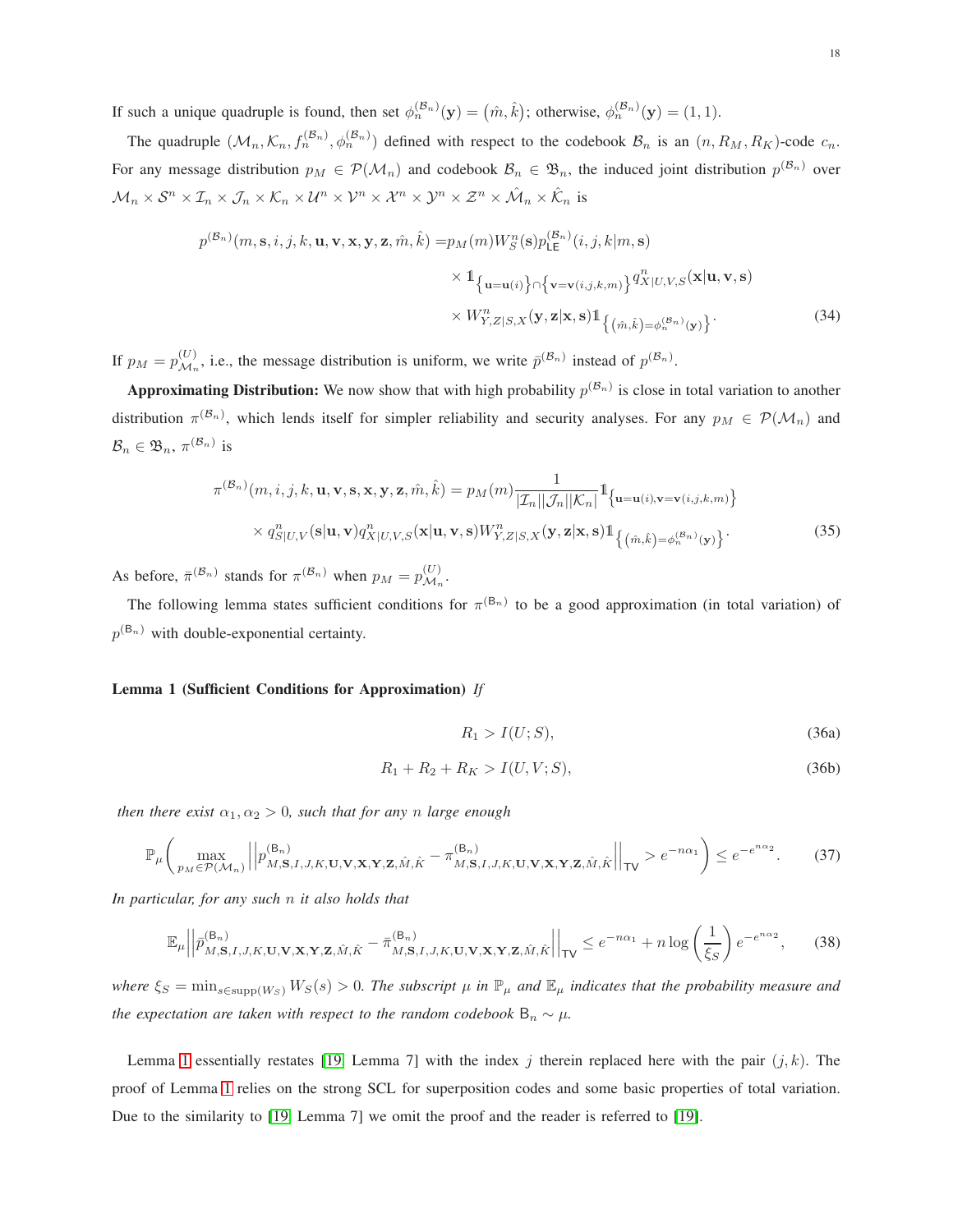If such a unique quadruple is found, then set $\phi_n^{(\mathcal{B}_n)}(\mathbf{y}) = (\hat{m},\hat{k})$; otherwise, $\phi_n^{(\mathcal{B}_n)}(\mathbf{y}) = (1,1)$.

The quadruple $(\mathcal{M}_n, \mathcal{K}_n, f_n^{(\mathcal{B}_n)}, \phi_n^{(\mathcal{B}_n)})$ defined with respect to the codebook $\mathcal{B}_n$ is an $(n, R_M, R_K)$-code $c_n$. For any message distribution $p_M \in \mathcal{P}(\mathcal{M}_n)$ and codebook $\mathcal{B}_n \in \mathfrak{B}_n$, the induced joint distribution $p^{(\mathcal{B}_n)}$ over $\mathcal{M}_n \times \mathcal{S}^n \times \mathcal{I}_n \times \mathcal{J}_n \times \mathcal{K}_n \times \mathcal{U}^n \times \mathcal{V}^n \times \mathcal{X}^n \times \mathcal{Y}^n \times \mathcal{Z}^n \times \hat{\mathcal{M}}_n \times \hat{\mathcal{K}}_n$ is

$$
\begin{aligned}
p^{(\mathcal{B}_n)}(m,\mathbf{s},i,j,k,\mathbf{u},\mathbf{v},\mathbf{x},\mathbf{y},\mathbf{z},\hat{m},\hat{k}) =& p_M(m) W_S^n(\mathbf{s}) p_{\mathsf{LE}}^{(\mathcal{B}_n)}(i,j,k|m,\mathbf{s}) \\
&\times \mathbb{1}_{\left\{\mathbf{u}=\mathbf{u}(i)\right\}\cap\left\{\mathbf{v}=\mathbf{v}(i,j,k,m)\right\}} q^n_{X|U,V,S}(\mathbf{x}|\mathbf{u},\mathbf{v},\mathbf{s}) \\
&\times W^n_{Y,Z|S,X}(\mathbf{y},\mathbf{z}|\mathbf{x},\mathbf{s}) \mathbb{1}_{\left\{(\hat{m},\hat{k})=\phi_n^{(\mathcal{B}_n)}(\mathbf{y})\right\}}.
\end{aligned} \tag{34}
$$

If $p_M = p^{(U)}_{\mathcal{M}_n}$, i.e., the message distribution is uniform, we write $\bar{p}^{(\mathcal{B}_n)}$ instead of $p^{(\mathcal{B}_n)}$.

**Approximating Distribution:** We now show that with high probability $p^{(\mathcal{B}_n)}$ is close in total variation to another distribution $\pi^{(\mathcal{B}_n)}$, which lends itself for simpler reliability and security analyses. For any $p_M \in \mathcal{P}(\mathcal{M}_n)$ and $\mathcal{B}_n \in \mathfrak{B}_n$, $\pi^{(\mathcal{B}_n)}$ is

$$
\begin{aligned}
\pi^{(\mathcal{B}_n)}(m,i,j,k,\mathbf{u},\mathbf{v},\mathbf{s},\mathbf{x},\mathbf{y},\mathbf{z},\hat{m},\hat{k}) =& p_M(m)\frac{1}{|\mathcal{I}_n||\mathcal{J}_n||\mathcal{K}_n|}\mathbb{1}_{\left\{\mathbf{u}=\mathbf{u}(i),\mathbf{v}=\mathbf{v}(i,j,k,m)\right\}} \\
&\times q^n_{S|U,V}(\mathbf{s}|\mathbf{u},\mathbf{v}) q^n_{X|U,V,S}(\mathbf{x}|\mathbf{u},\mathbf{v},\mathbf{s}) W^n_{Y,Z|S,X}(\mathbf{y},\mathbf{z}|\mathbf{x},\mathbf{s}) \mathbb{1}_{\left\{(\hat{m},\hat{k})=\phi_n^{(\mathcal{B}_n)}(\mathbf{y})\right\}}.
\end{aligned} \tag{35}
$$

As before, $\bar{\pi}^{(\mathcal{B}_n)}$ stands for $\pi^{(\mathcal{B}_n)}$ when $p_M = p^{(U)}_{\mathcal{M}_n}$.

The following lemma states sufficient conditions for $\pi^{(\mathsf{B}_n)}$ to be a good approximation (in total variation) of $p^{(\mathsf{B}_n)}$ with double-exponential certainty.

**Lemma 1 (Sufficient Conditions for Approximation)** *If*

$$
R_1 > I(U;S), \tag{36a}
$$

$$
R_1 + R_2 + R_K > I(U,V;S), \tag{36b}
$$

*then there exist $\alpha_1, \alpha_2 > 0$, such that for any $n$ large enough*

$$
\mathbb{P}_\mu\left(\max_{p_M\in\mathcal{P}(\mathcal{M}_n)}\left|\left|p^{(\mathsf{B}_n)}_{M,\mathbf{S},I,J,K,\mathbf{U},\mathbf{V},\mathbf{X},\mathbf{Y},\mathbf{Z},\hat{M},\hat{K}} - \pi^{(\mathsf{B}_n)}_{M,\mathbf{S},I,J,K,\mathbf{U},\mathbf{V},\mathbf{X},\mathbf{Y},\mathbf{Z},\hat{M},\hat{K}}\right|\right|_{\mathsf{TV}} > e^{-n\alpha_1}\right) \leq e^{-e^{n\alpha_2}}. \tag{37}
$$

*In particular, for any such $n$ it also holds that*

$$
\mathbb{E}_\mu\left|\left|\bar{p}^{(\mathsf{B}_n)}_{M,\mathbf{S},I,J,K,\mathbf{U},\mathbf{V},\mathbf{X},\mathbf{Y},\mathbf{Z},\hat{M},\hat{K}} - \bar{\pi}^{(\mathsf{B}_n)}_{M,\mathbf{S},I,J,K,\mathbf{U},\mathbf{V},\mathbf{X},\mathbf{Y},\mathbf{Z},\hat{M},\hat{K}}\right|\right|_{\mathsf{TV}} \leq e^{-n\alpha_1} + n\log\left(\frac{1}{\xi_S}\right)e^{-e^{n\alpha_2}}, \tag{38}
$$

*where $\xi_S = \min_{s\in\text{supp}(W_S)} W_S(s) > 0$. The subscript $\mu$ in $\mathbb{P}_\mu$ and $\mathbb{E}_\mu$ indicates that the probability measure and the expectation are taken with respect to the random codebook $\mathsf{B}_n \sim \mu$.*

Lemma 1 essentially restates [19, Lemma 7] with the index $j$ therein replaced here with the pair $(j,k)$. The proof of Lemma 1 relies on the strong SCL for superposition codes and some basic properties of total variation. Due to the similarity to [19, Lemma 7] we omit the proof and the reader is referred to [19].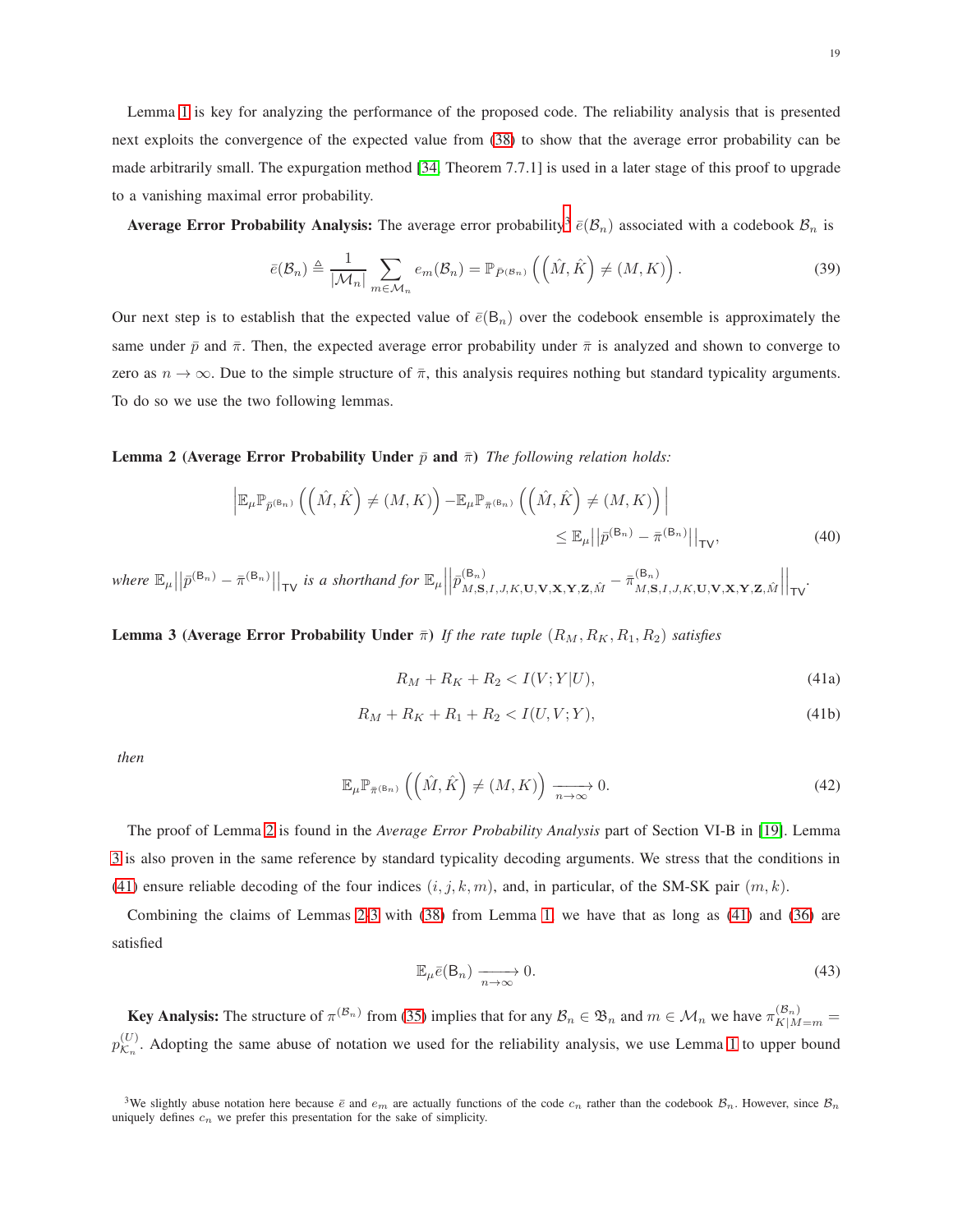Lemma 1 is key for analyzing the performance of the proposed code. The reliability analysis that is presented next exploits the convergence of the expected value from (38) to show that the average error probability can be made arbitrarily small. The expurgation method [34, Theorem 7.7.1] is used in a later stage of this proof to upgrade to a vanishing maximal error probability.

**Average Error Probability Analysis:** The average error probability[3] $\bar{e}(\mathcal{B}_n)$ associated with a codebook $\mathcal{B}_n$ is

$$\bar{e}(\mathcal{B}_n) \triangleq \frac{1}{|\mathcal{M}_n|} \sum_{m \in \mathcal{M}_n} e_m(\mathcal{B}_n) = \mathbb{P}_{\bar{P}^{(\mathcal{B}_n)}}\left(\left(\hat{M}, \hat{K}\right) \neq (M, K)\right). \tag{39}$$

Our next step is to establish that the expected value of $\bar{e}(\mathsf{B}_n)$ over the codebook ensemble is approximately the same under $\bar{p}$ and $\bar{\pi}$. Then, the expected average error probability under $\bar{\pi}$ is analyzed and shown to converge to zero as $n \to \infty$. Due to the simple structure of $\bar{\pi}$, this analysis requires nothing but standard typicality arguments. To do so we use the two following lemmas.

**Lemma 2 (Average Error Probability Under $\bar{p}$ and $\bar{\pi}$)** *The following relation holds:*

$$\begin{aligned} \Big| \mathbb{E}_\mu \mathbb{P}_{\bar{p}^{(\mathsf{B}_n)}}\left(\left(\hat{M}, \hat{K}\right) \neq (M, K)\right) - \mathbb{E}_\mu \mathbb{P}_{\bar{\pi}^{(\mathsf{B}_n)}}\left(\left(\hat{M}, \hat{K}\right) \neq (M, K)\right) \Big| \\ \leq \mathbb{E}_\mu \left|\left|\bar{p}^{(\mathsf{B}_n)} - \bar{\pi}^{(\mathsf{B}_n)}\right|\right|_{\mathsf{TV}}, \end{aligned} \tag{40}$$

*where* $\mathbb{E}_\mu \left|\left|\bar{p}^{(\mathsf{B}_n)} - \bar{\pi}^{(\mathsf{B}_n)}\right|\right|_{\mathsf{TV}}$ *is a shorthand for* $\mathbb{E}_\mu \left|\left|\bar{p}^{(\mathsf{B}_n)}_{M,\mathbf{S},I,J,K,\mathbf{U},\mathbf{V},\mathbf{X},\mathbf{Y},\mathbf{Z},\hat{M}} - \bar{\pi}^{(\mathsf{B}_n)}_{M,\mathbf{S},I,J,K,\mathbf{U},\mathbf{V},\mathbf{X},\mathbf{Y},\mathbf{Z},\hat{M}}\right|\right|_{\mathsf{TV}}$.

**Lemma 3 (Average Error Probability Under $\bar{\pi}$)** *If the rate tuple* $(R_M, R_K, R_1, R_2)$ *satisfies*

$$R_M + R_K + R_2 < I(V;Y|U), \tag{41a}$$

$$R_M + R_K + R_1 + R_2 < I(U,V;Y), \tag{41b}$$

*then*

$$\mathbb{E}_\mu \mathbb{P}_{\bar{\pi}^{(\mathsf{B}_n)}}\left(\left(\hat{M}, \hat{K}\right) \neq (M, K)\right) \xrightarrow[n\to\infty]{} 0. \tag{42}$$

The proof of Lemma 2 is found in the *Average Error Probability Analysis* part of Section VI-B in [19]. Lemma 3 is also proven in the same reference by standard typicality decoding arguments. We stress that the conditions in (41) ensure reliable decoding of the four indices $(i, j, k, m)$, and, in particular, of the SM-SK pair $(m, k)$.

Combining the claims of Lemmas 2-3 with (38) from Lemma 1, we have that as long as (41) and (36) are satisfied

$$\mathbb{E}_\mu \bar{e}(\mathsf{B}_n) \xrightarrow[n\to\infty]{} 0. \tag{43}$$

**Key Analysis:** The structure of $\pi^{(\mathcal{B}_n)}$ from (35) implies that for any $\mathcal{B}_n \in \mathfrak{B}_n$ and $m \in \mathcal{M}_n$ we have $\pi^{(\mathcal{B}_n)}_{K|M=m} = p^{(U)}_{\mathcal{K}_n}$. Adopting the same abuse of notation we used for the reliability analysis, we use Lemma 1 to upper bound

[3] We slightly abuse notation here because $\bar{e}$ and $e_m$ are actually functions of the code $c_n$ rather than the codebook $\mathcal{B}_n$. However, since $\mathcal{B}_n$ uniquely defines $c_n$ we prefer this presentation for the sake of simplicity.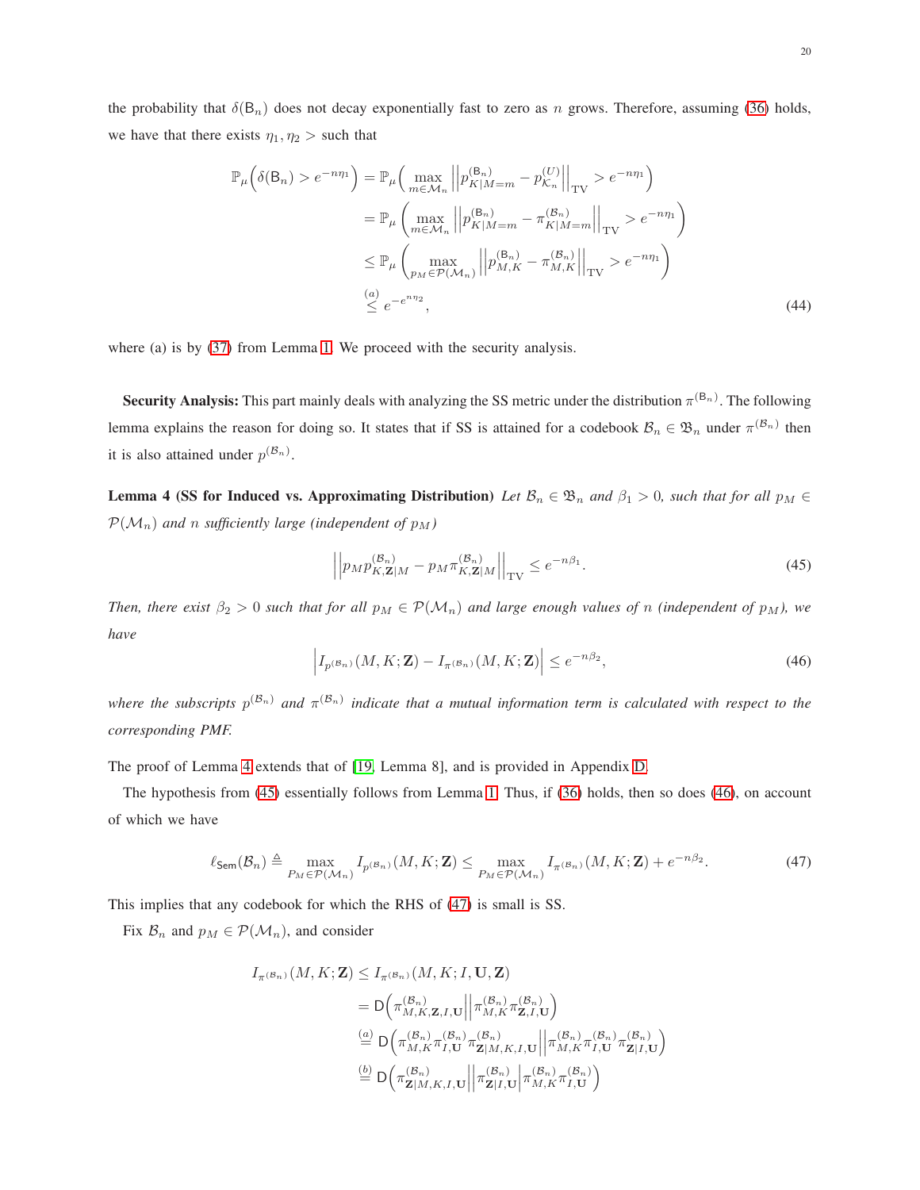the probability that $\delta(\mathsf{B}_n)$ does not decay exponentially fast to zero as $n$ grows. Therefore, assuming (36) holds, we have that there exists $\eta_1, \eta_2 >$ such that

$$
\begin{aligned}
\mathbb{P}_\mu\Big(\delta(\mathsf{B}_n) > e^{-n\eta_1}\Big) &= \mathbb{P}_\mu\Big(\max_{m\in\mathcal{M}_n} \Big|\Big|p^{(\mathsf{B}_n)}_{K|M=m} - p^{(U)}_{\mathcal{K}_n}\Big|\Big|_{\mathrm{TV}} > e^{-n\eta_1}\Big) \\
&= \mathbb{P}_\mu\left(\max_{m\in\mathcal{M}_n} \Big|\Big|p^{(\mathsf{B}_n)}_{K|M=m} - \pi^{(\mathcal{B}_n)}_{K|M=m}\Big|\Big|_{\mathrm{TV}} > e^{-n\eta_1}\right) \\
&\leq \mathbb{P}_\mu\left(\max_{p_M\in\mathcal{P}(\mathcal{M}_n)} \Big|\Big|p^{(\mathsf{B}_n)}_{M,K} - \pi^{(\mathcal{B}_n)}_{M,K}\Big|\Big|_{\mathrm{TV}} > e^{-n\eta_1}\right) \\
&\overset{(a)}{\leq} e^{-e^{n\eta_2}},
\end{aligned} \tag{44}
$$

where (a) is by (37) from Lemma 1. We proceed with the security analysis.

**Security Analysis:** This part mainly deals with analyzing the SS metric under the distribution $\pi^{(\mathsf{B}_n)}$. The following lemma explains the reason for doing so. It states that if SS is attained for a codebook $\mathcal{B}_n \in \mathfrak{B}_n$ under $\pi^{(\mathcal{B}_n)}$ then it is also attained under $p^{(\mathcal{B}_n)}$.

**Lemma 4 (SS for Induced vs. Approximating Distribution)** *Let $\mathcal{B}_n \in \mathfrak{B}_n$ and $\beta_1 > 0$, such that for all $p_M \in \mathcal{P}(\mathcal{M}_n)$ and $n$ sufficiently large (independent of $p_M$)*

$$
\Big|\Big|p_M p^{(\mathcal{B}_n)}_{K,\mathbf{Z}|M} - p_M \pi^{(\mathcal{B}_n)}_{K,\mathbf{Z}|M}\Big|\Big|_{\mathrm{TV}} \leq e^{-n\beta_1}. \tag{45}
$$

*Then, there exist $\beta_2 > 0$ such that for all $p_M \in \mathcal{P}(\mathcal{M}_n)$ and large enough values of $n$ (independent of $p_M$), we have*

$$
\Big|I_{p^{(\mathcal{B}_n)}}(M,K;\mathbf{Z}) - I_{\pi^{(\mathcal{B}_n)}}(M,K;\mathbf{Z})\Big| \leq e^{-n\beta_2}, \tag{46}
$$

*where the subscripts $p^{(\mathcal{B}_n)}$ and $\pi^{(\mathcal{B}_n)}$ indicate that a mutual information term is calculated with respect to the corresponding PMF.*

The proof of Lemma 4 extends that of [19, Lemma 8], and is provided in Appendix D.

The hypothesis from (45) essentially follows from Lemma 1. Thus, if (36) holds, then so does (46), on account of which we have

$$
\ell_{\mathsf{Sem}}(\mathcal{B}_n) \triangleq \max_{P_M\in\mathcal{P}(\mathcal{M}_n)} I_{p^{(\mathcal{B}_n)}}(M,K;\mathbf{Z}) \leq \max_{P_M\in\mathcal{P}(\mathcal{M}_n)} I_{\pi^{(\mathcal{B}_n)}}(M,K;\mathbf{Z}) + e^{-n\beta_2}. \tag{47}
$$

This implies that any codebook for which the RHS of (47) is small is SS.

Fix $\mathcal{B}_n$ and $p_M \in \mathcal{P}(\mathcal{M}_n)$, and consider

$$
\begin{aligned}
I_{\pi^{(\mathcal{B}_n)}}(M,K;\mathbf{Z}) &\leq I_{\pi^{(\mathcal{B}_n)}}(M,K;I,\mathbf{U},\mathbf{Z}) \\
&= \mathsf{D}\Big(\pi^{(\mathcal{B}_n)}_{M,K,\mathbf{Z},I,\mathbf{U}}\Big|\Big|\pi^{(\mathcal{B}_n)}_{M,K}\pi^{(\mathcal{B}_n)}_{\mathbf{Z},I,\mathbf{U}}\Big) \\
&\overset{(a)}{=} \mathsf{D}\Big(\pi^{(\mathcal{B}_n)}_{M,K}\pi^{(\mathcal{B}_n)}_{I,\mathbf{U}}\pi^{(\mathcal{B}_n)}_{\mathbf{Z}|M,K,I,\mathbf{U}}\Big|\Big|\pi^{(\mathcal{B}_n)}_{M,K}\pi^{(\mathcal{B}_n)}_{I,\mathbf{U}}\pi^{(\mathcal{B}_n)}_{\mathbf{Z}|I,\mathbf{U}}\Big) \\
&\overset{(b)}{=} \mathsf{D}\Big(\pi^{(\mathcal{B}_n)}_{\mathbf{Z}|M,K,I,\mathbf{U}}\Big|\Big|\pi^{(\mathcal{B}_n)}_{\mathbf{Z}|I,\mathbf{U}}\Big|\pi^{(\mathcal{B}_n)}_{M,K}\pi^{(\mathcal{B}_n)}_{I,\mathbf{U}}\Big)
\end{aligned}
$$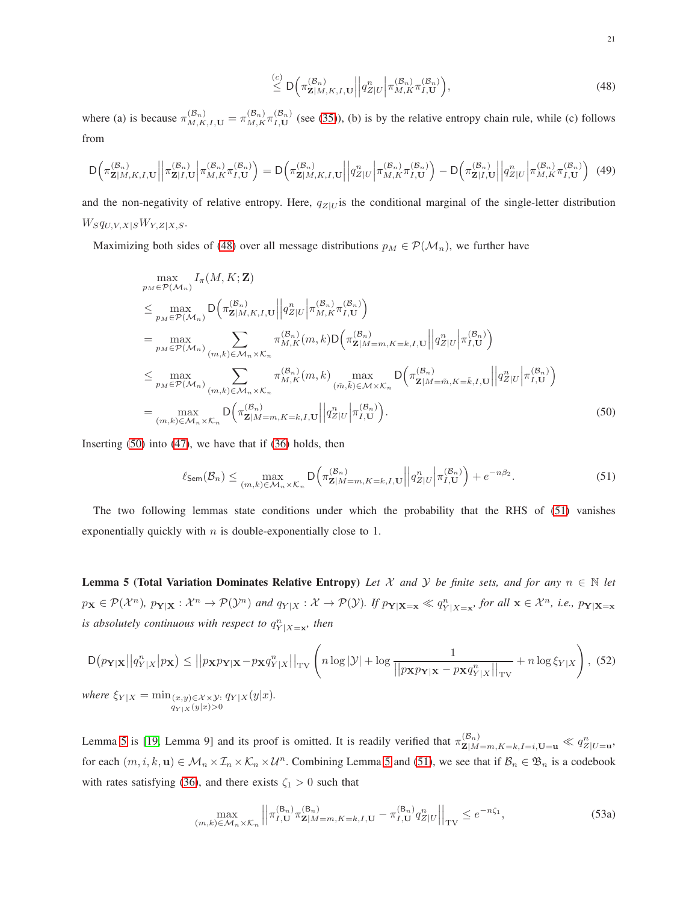$$\stackrel{(c)}{\leq} \mathsf{D}\Big(\pi^{(\mathcal{B}_n)}_{\mathbf{Z}|M,K,I,\mathbf{U}}\Big|\Big|q^n_{Z|U}\Big|\pi^{(\mathcal{B}_n)}_{M,K}\pi^{(\mathcal{B}_n)}_{I,\mathbf{U}}\Big), \tag{48}$$

where (a) is because $\pi^{(\mathcal{B}_n)}_{M,K,I,\mathbf{U}} = \pi^{(\mathcal{B}_n)}_{M,K}\pi^{(\mathcal{B}_n)}_{I,\mathbf{U}}$ (see (35)), (b) is by the relative entropy chain rule, while (c) follows from

$$\mathsf{D}\Big(\pi^{(\mathcal{B}_n)}_{\mathbf{Z}|M,K,I,\mathbf{U}}\Big|\Big|\pi^{(\mathcal{B}_n)}_{\mathbf{Z}|I,\mathbf{U}}\Big|\pi^{(\mathcal{B}_n)}_{M,K}\pi^{(\mathcal{B}_n)}_{I,\mathbf{U}}\Big) = \mathsf{D}\Big(\pi^{(\mathcal{B}_n)}_{\mathbf{Z}|M,K,I,\mathbf{U}}\Big|\Big|q^n_{Z|U}\Big|\pi^{(\mathcal{B}_n)}_{M,K}\pi^{(\mathcal{B}_n)}_{I,\mathbf{U}}\Big) - \mathsf{D}\Big(\pi^{(\mathcal{B}_n)}_{\mathbf{Z}|I,\mathbf{U}}\Big|\Big|q^n_{Z|U}\Big|\pi^{(\mathcal{B}_n)}_{M,K}\pi^{(\mathcal{B}_n)}_{I,\mathbf{U}}\Big) \tag{49}$$

and the non-negativity of relative entropy. Here, $q_{Z|U}$ is the conditional marginal of the single-letter distribution $W_S q_{U,V,X|S} W_{Y,Z|X,S}$.

Maximizing both sides of (48) over all message distributions $p_M \in \mathcal{P}(\mathcal{M}_n)$, we further have

$$\begin{aligned}
&\max_{p_M\in\mathcal{P}(\mathcal{M}_n)} I_\pi(M,K;\mathbf{Z}) \\
&\leq \max_{p_M\in\mathcal{P}(\mathcal{M}_n)} \mathsf{D}\Big(\pi^{(\mathcal{B}_n)}_{\mathbf{Z}|M,K,I,\mathbf{U}}\Big|\Big|q^n_{Z|U}\Big|\pi^{(\mathcal{B}_n)}_{M,K}\pi^{(\mathcal{B}_n)}_{I,\mathbf{U}}\Big) \\
&= \max_{p_M\in\mathcal{P}(\mathcal{M}_n)} \sum_{(m,k)\in\mathcal{M}_n\times\mathcal{K}_n} \pi^{(\mathcal{B}_n)}_{M,K}(m,k)\mathsf{D}\Big(\pi^{(\mathcal{B}_n)}_{\mathbf{Z}|M=m,K=k,I,\mathbf{U}}\Big|\Big|q^n_{Z|U}\Big|\pi^{(\mathcal{B}_n)}_{I,\mathbf{U}}\Big) \\
&\leq \max_{p_M\in\mathcal{P}(\mathcal{M}_n)} \sum_{(m,k)\in\mathcal{M}_n\times\mathcal{K}_n} \pi^{(\mathcal{B}_n)}_{M,K}(m,k) \max_{(\tilde{m},\tilde{k})\in\mathcal{M}\times\mathcal{K}_n} \mathsf{D}\Big(\pi^{(\mathcal{B}_n)}_{\mathbf{Z}|M=\tilde{m},K=\tilde{k},I,\mathbf{U}}\Big|\Big|q^n_{Z|U}\Big|\pi^{(\mathcal{B}_n)}_{I,\mathbf{U}}\Big) \\
&= \max_{(m,k)\in\mathcal{M}_n\times\mathcal{K}_n} \mathsf{D}\Big(\pi^{(\mathcal{B}_n)}_{\mathbf{Z}|M=m,K=k,I,\mathbf{U}}\Big|\Big|q^n_{Z|U}\Big|\pi^{(\mathcal{B}_n)}_{I,\mathbf{U}}\Big).
\end{aligned} \tag{50}$$

Inserting (50) into (47), we have that if (36) holds, then

$$\ell_{\mathsf{Sem}}(\mathcal{B}_n) \leq \max_{(m,k)\in\mathcal{M}_n\times\mathcal{K}_n} \mathsf{D}\Big(\pi^{(\mathcal{B}_n)}_{\mathbf{Z}|M=m,K=k,I,\mathbf{U}}\Big|\Big|q^n_{Z|U}\Big|\pi^{(\mathcal{B}_n)}_{I,\mathbf{U}}\Big) + e^{-n\beta_2}. \tag{51}$$

The two following lemmas state conditions under which the probability that the RHS of (51) vanishes exponentially quickly with $n$ is double-exponentially close to 1.

**Lemma 5 (Total Variation Dominates Relative Entropy)** *Let $\mathcal{X}$ and $\mathcal{Y}$ be finite sets, and for any $n \in \mathbb{N}$ let $p_{\mathbf{X}} \in \mathcal{P}(\mathcal{X}^n)$, $p_{\mathbf{Y}|\mathbf{X}} : \mathcal{X}^n \to \mathcal{P}(\mathcal{Y}^n)$ and $q_{Y|X} : \mathcal{X} \to \mathcal{P}(\mathcal{Y})$. If $p_{\mathbf{Y}|\mathbf{X}=\mathbf{x}} \ll q^n_{Y|X=\mathbf{x}}$ for all $\mathbf{x} \in \mathcal{X}^n$, i.e., $p_{\mathbf{Y}|\mathbf{X}=\mathbf{x}}$ is absolutely continuous with respect to $q^n_{Y|X=\mathbf{x}}$, then*

$$\mathsf{D}\big(p_{\mathbf{Y}|\mathbf{X}}\big|\big|q^n_{Y|X}\big|p_{\mathbf{X}}\big) \leq \big|\big|p_{\mathbf{X}}p_{\mathbf{Y}|\mathbf{X}} - p_{\mathbf{X}}q^n_{Y|X}\big|\big|_{\mathrm{TV}}\left(n\log|\mathcal{Y}| + \log\frac{1}{\big|\big|p_{\mathbf{X}}p_{\mathbf{Y}|\mathbf{X}} - p_{\mathbf{X}}q^n_{Y|X}\big|\big|_{\mathrm{TV}}} + n\log\xi_{Y|X}\right), \tag{52}$$

*where $\xi_{Y|X} = \min_{\substack{(x,y)\in\mathcal{X}\times\mathcal{Y}:\\ q_{Y|X}(y|x)>0}} q_{Y|X}(y|x)$.*

Lemma 5 is [19, Lemma 9] and its proof is omitted. It is readily verified that $\pi^{(\mathcal{B}_n)}_{\mathbf{Z}|M=m,K=k,I=i,\mathbf{U}=\mathbf{u}} \ll q^n_{Z|U=\mathbf{u}}$, for each $(m,i,k,\mathbf{u}) \in \mathcal{M}_n \times \mathcal{I}_n \times \mathcal{K}_n \times \mathcal{U}^n$. Combining Lemma 5 and (51), we see that if $\mathcal{B}_n \in \mathfrak{B}_n$ is a codebook with rates satisfying (36), and there exists $\zeta_1 > 0$ such that

$$\max_{(m,k)\in\mathcal{M}_n\times\mathcal{K}_n} \Big|\Big|\pi^{(\mathsf{B}_n)}_{I,\mathbf{U}}\pi^{(\mathsf{B}_n)}_{\mathbf{Z}|M=m,K=k,I,\mathbf{U}} - \pi^{(\mathsf{B}_n)}_{I,\mathbf{U}}q^n_{Z|U}\Big|\Big|_{\mathrm{TV}} \leq e^{-n\zeta_1}, \tag{53a}$$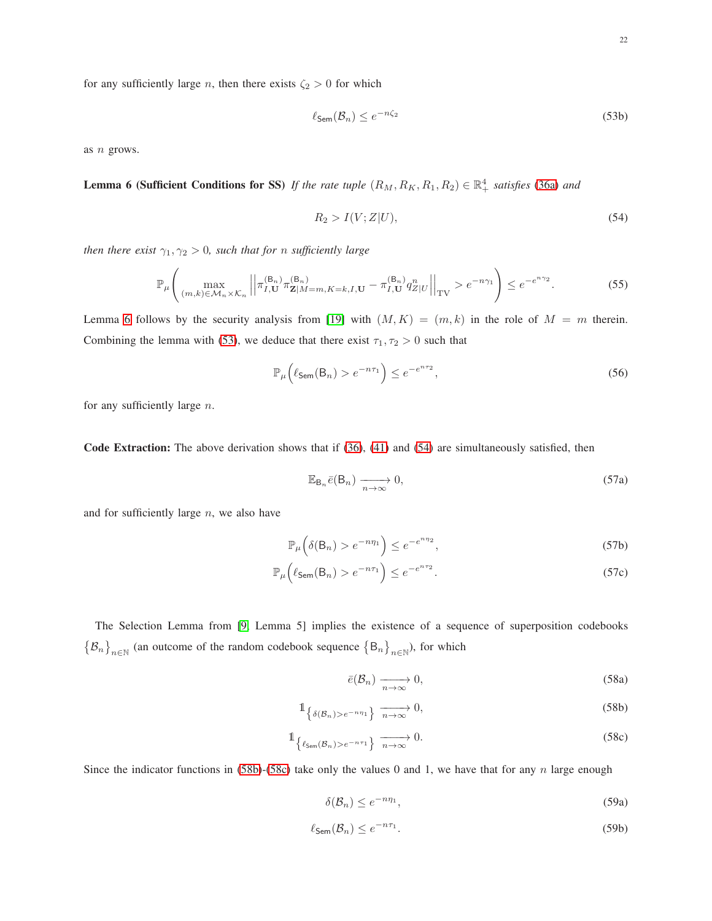for any sufficiently large $n$, then there exists $\zeta_2 > 0$ for which

$$\ell_{\mathsf{Sem}}(\mathcal{B}_n) \leq e^{-n\zeta_2} \tag{53b}$$

as $n$ grows.

**Lemma 6 (Sufficient Conditions for SS)** *If the rate tuple $(R_M, R_K, R_1, R_2) \in \mathbb{R}_+^4$ satisfies (36a) and*

$$R_2 > I(V;Z|U), \tag{54}$$

*then there exist $\gamma_1, \gamma_2 > 0$, such that for $n$ sufficiently large*

$$\mathbb{P}_\mu\left( \max_{(m,k)\in\mathcal{M}_n\times\mathcal{K}_n} \left|\left| \pi^{(\mathsf{B}_n)}_{I,\mathbf{U}} \pi^{(\mathsf{B}_n)}_{\mathbf{Z}|M=m,K=k,I,\mathbf{U}} - \pi^{(\mathsf{B}_n)}_{I,\mathbf{U}} q^n_{Z|U} \right|\right|_{\mathrm{TV}} > e^{-n\gamma_1} \right) \leq e^{-e^{n\gamma_2}}. \tag{55}$$

Lemma 6 follows by the security analysis from [19] with $(M,K) = (m,k)$ in the role of $M = m$ therein. Combining the lemma with (53), we deduce that there exist $\tau_1, \tau_2 > 0$ such that

$$\mathbb{P}_\mu\Big(\ell_{\mathsf{Sem}}(\mathsf{B}_n) > e^{-n\tau_1}\Big) \leq e^{-e^{n\tau_2}}, \tag{56}$$

for any sufficiently large $n$.

**Code Extraction:** The above derivation shows that if (36), (41) and (54) are simultaneously satisfied, then

$$\mathbb{E}_{\mathsf{B}_n}\bar{e}(\mathsf{B}_n) \xrightarrow[n\to\infty]{} 0, \tag{57a}$$

and for sufficiently large $n$, we also have

$$\mathbb{P}_\mu\Big(\delta(\mathsf{B}_n) > e^{-n\eta_1}\Big) \leq e^{-e^{n\eta_2}}, \tag{57b}$$

$$\mathbb{P}_\mu\Big(\ell_{\mathsf{Sem}}(\mathsf{B}_n) > e^{-n\tau_1}\Big) \leq e^{-e^{n\tau_2}}. \tag{57c}$$

The Selection Lemma from [9, Lemma 5] implies the existence of a sequence of superposition codebooks $\big\{\mathcal{B}_n\big\}_{n\in\mathbb{N}}$ (an outcome of the random codebook sequence $\big\{\mathsf{B}_n\big\}_{n\in\mathbb{N}}$), for which

$$\bar{e}(\mathcal{B}_n) \xrightarrow[n\to\infty]{} 0, \tag{58a}$$

$$\mathbb{1}_{\big\{\delta(\mathcal{B}_n) > e^{-n\eta_1}\big\}} \xrightarrow[n\to\infty]{} 0, \tag{58b}$$

$$\mathbb{1}_{\big\{\ell_{\mathsf{Sem}}(\mathcal{B}_n) > e^{-n\tau_1}\big\}} \xrightarrow[n\to\infty]{} 0. \tag{58c}$$

Since the indicator functions in (58b)-(58c) take only the values 0 and 1, we have that for any $n$ large enough

$$\delta(\mathcal{B}_n) \leq e^{-n\eta_1}, \tag{59a}$$

$$\ell_{\mathsf{Sem}}(\mathcal{B}_n) \leq e^{-n\tau_1}. \tag{59b}$$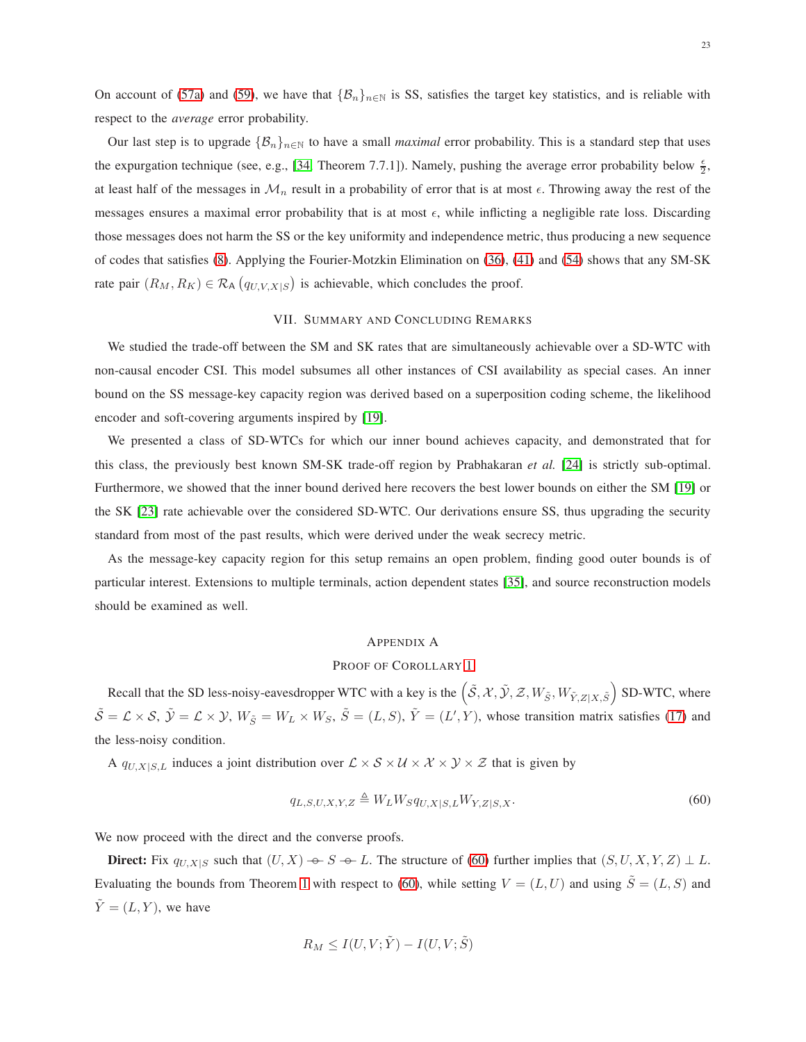On account of (57a) and (59), we have that $\{\mathcal{B}_n\}_{n\in\mathbb{N}}$ is SS, satisfies the target key statistics, and is reliable with respect to the *average* error probability.

Our last step is to upgrade $\{\mathcal{B}_n\}_{n\in\mathbb{N}}$ to have a small *maximal* error probability. This is a standard step that uses the expurgation technique (see, e.g., [34, Theorem 7.7.1]). Namely, pushing the average error probability below $\frac{\epsilon}{2}$, at least half of the messages in $\mathcal{M}_n$ result in a probability of error that is at most $\epsilon$. Throwing away the rest of the messages ensures a maximal error probability that is at most $\epsilon$, while inflicting a negligible rate loss. Discarding those messages does not harm the SS or the key uniformity and independence metric, thus producing a new sequence of codes that satisfies (8). Applying the Fourier-Motzkin Elimination on (36), (41) and (54) shows that any SM-SK rate pair $(R_M, R_K) \in \mathcal{R}_{\mathsf{A}}\left(q_{U,V,X|S}\right)$ is achievable, which concludes the proof.

## VII. Summary and Concluding Remarks

We studied the trade-off between the SM and SK rates that are simultaneously achievable over a SD-WTC with non-causal encoder CSI. This model subsumes all other instances of CSI availability as special cases. An inner bound on the SS message-key capacity region was derived based on a superposition coding scheme, the likelihood encoder and soft-covering arguments inspired by [19].

We presented a class of SD-WTCs for which our inner bound achieves capacity, and demonstrated that for this class, the previously best known SM-SK trade-off region by Prabhakaran *et al.* [24] is strictly sub-optimal. Furthermore, we showed that the inner bound derived here recovers the best lower bounds on either the SM [19] or the SK [23] rate achievable over the considered SD-WTC. Our derivations ensure SS, thus upgrading the security standard from most of the past results, which were derived under the weak secrecy metric.

As the message-key capacity region for this setup remains an open problem, finding good outer bounds is of particular interest. Extensions to multiple terminals, action dependent states [35], and source reconstruction models should be examined as well.

## Appendix A
## Proof of Corollary 1

Recall that the SD less-noisy-eavesdropper WTC with a key is the $\left(\tilde{\mathcal{S}}, \mathcal{X}, \tilde{\mathcal{Y}}, \mathcal{Z}, W_{\tilde{S}}, W_{\tilde{Y},Z|X,\tilde{S}}\right)$ SD-WTC, where $\tilde{\mathcal{S}} = \mathcal{L}\times\mathcal{S}$, $\tilde{\mathcal{Y}} = \mathcal{L}\times\mathcal{Y}$, $W_{\tilde{S}} = W_L \times W_S$, $\tilde{S} = (L, S)$, $\tilde{Y} = (L', Y)$, whose transition matrix satisfies (17) and the less-noisy condition.

A $q_{U,X|S,L}$ induces a joint distribution over $\mathcal{L}\times\mathcal{S}\times\mathcal{U}\times\mathcal{X}\times\mathcal{Y}\times\mathcal{Z}$ that is given by

$$q_{L,S,U,X,Y,Z} \triangleq W_L W_S q_{U,X|S,L} W_{Y,Z|S,X}. \tag{60}$$

We now proceed with the direct and the converse proofs.

**Direct:** Fix $q_{U,X|S}$ such that $(U, X) -\!\!\circ\!\!- S -\!\!\circ\!\!- L$. The structure of (60) further implies that $(S, U, X, Y, Z) \perp L$. Evaluating the bounds from Theorem 1 with respect to (60), while setting $V = (L, U)$ and using $\tilde{S} = (L, S)$ and $\tilde{Y} = (L, Y)$, we have

$$R_M \leq I(U, V; \tilde{Y}) - I(U, V; \tilde{S})$$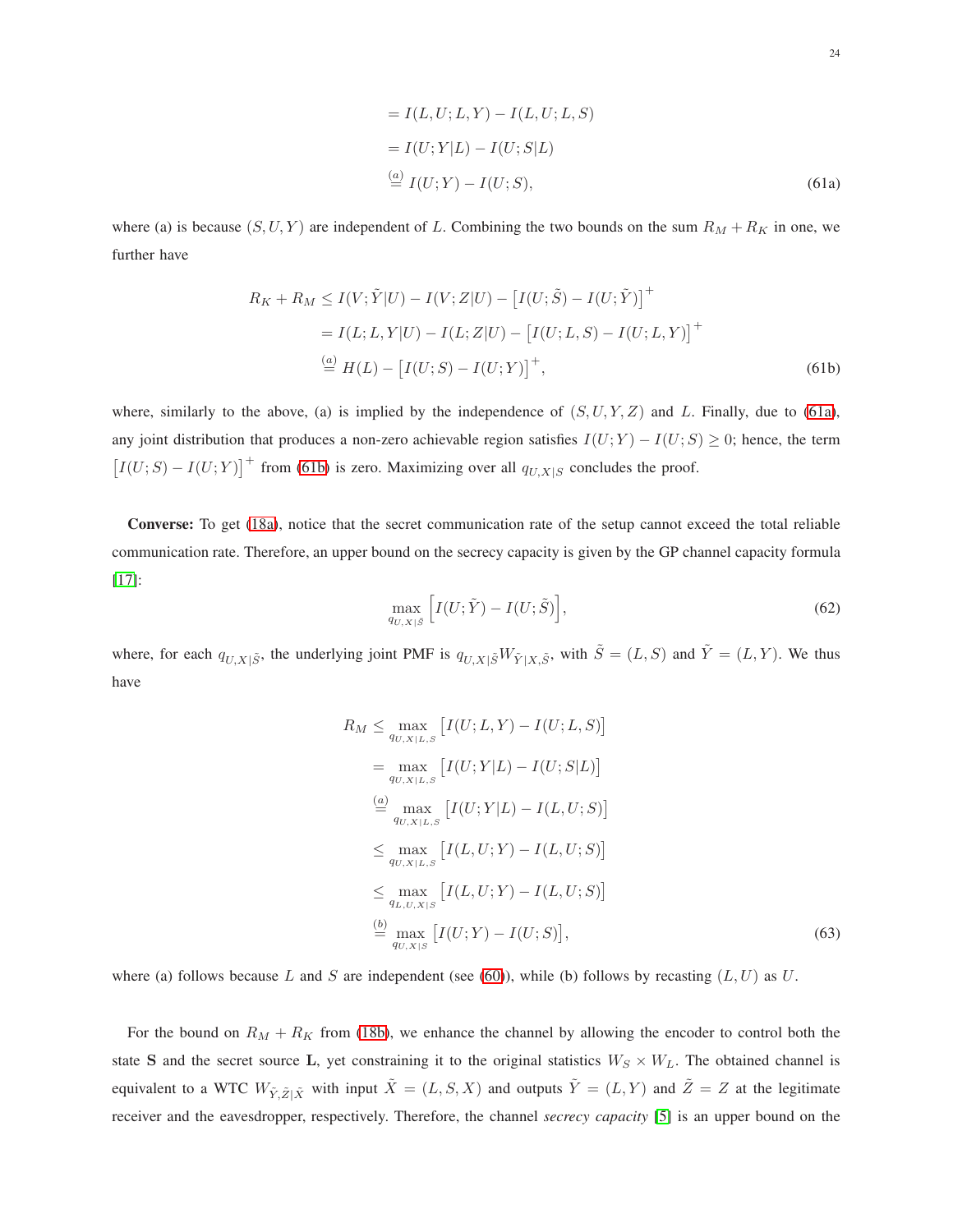$$
\begin{aligned}
&= I(L,U;L,Y) - I(L,U;L,S) \\
&= I(U;Y|L) - I(U;S|L) \\
&\overset{(a)}{=} I(U;Y) - I(U;S),
\end{aligned}
\tag{61a}
$$

where (a) is because $(S,U,Y)$ are independent of $L$. Combining the two bounds on the sum $R_M + R_K$ in one, we further have

$$
\begin{aligned}
R_K + R_M &\leq I(V;\tilde{Y}|U) - I(V;Z|U) - \big[I(U;\tilde{S}) - I(U;\tilde{Y})\big]^+ \\
&= I(L;L,Y|U) - I(L;Z|U) - \big[I(U;L,S) - I(U;L,Y)\big]^+ \\
&\overset{(a)}{=} H(L) - \big[I(U;S) - I(U;Y)\big]^+,
\end{aligned}
\tag{61b}
$$

where, similarly to the above, (a) is implied by the independence of $(S,U,Y,Z)$ and $L$. Finally, due to (61a), any joint distribution that produces a non-zero achievable region satisfies $I(U;Y) - I(U;S) \geq 0$; hence, the term $\big[I(U;S) - I(U;Y)\big]^+$ from (61b) is zero. Maximizing over all $q_{U,X|S}$ concludes the proof.

**Converse:** To get (18a), notice that the secret communication rate of the setup cannot exceed the total reliable communication rate. Therefore, an upper bound on the secrecy capacity is given by the GP channel capacity formula [17]:

$$
\max_{q_{U,X|\tilde{S}}} \Big[I(U;\tilde{Y}) - I(U;\tilde{S})\Big],
\tag{62}
$$

where, for each $q_{U,X|\tilde{S}}$, the underlying joint PMF is $q_{U,X|\tilde{S}} W_{\tilde{Y}|X,\tilde{S}}$, with $\tilde{S} = (L,S)$ and $\tilde{Y} = (L,Y)$. We thus have

$$
\begin{aligned}
R_M &\leq \max_{q_{U,X|L,S}} \big[I(U;L,Y) - I(U;L,S)\big] \\
&= \max_{q_{U,X|L,S}} \big[I(U;Y|L) - I(U;S|L)\big] \\
&\overset{(a)}{=} \max_{q_{U,X|L,S}} \big[I(U;Y|L) - I(L,U;S)\big] \\
&\leq \max_{q_{U,X|L,S}} \big[I(L,U;Y) - I(L,U;S)\big] \\
&\leq \max_{q_{L,U,X|S}} \big[I(L,U;Y) - I(L,U;S)\big] \\
&\overset{(b)}{=} \max_{q_{U,X|S}} \big[I(U;Y) - I(U;S)\big],
\end{aligned}
\tag{63}
$$

where (a) follows because $L$ and $S$ are independent (see (60)), while (b) follows by recasting $(L,U)$ as $U$.

For the bound on $R_M + R_K$ from (18b), we enhance the channel by allowing the encoder to control both the state $\mathbf{S}$ and the secret source $\mathbf{L}$, yet constraining it to the original statistics $W_S \times W_L$. The obtained channel is equivalent to a WTC $W_{\tilde{Y},\tilde{Z}|\tilde{X}}$ with input $\tilde{X} = (L,S,X)$ and outputs $\tilde{Y} = (L,Y)$ and $\tilde{Z} = Z$ at the legitimate receiver and the eavesdropper, respectively. Therefore, the channel *secrecy capacity* [5] is an upper bound on the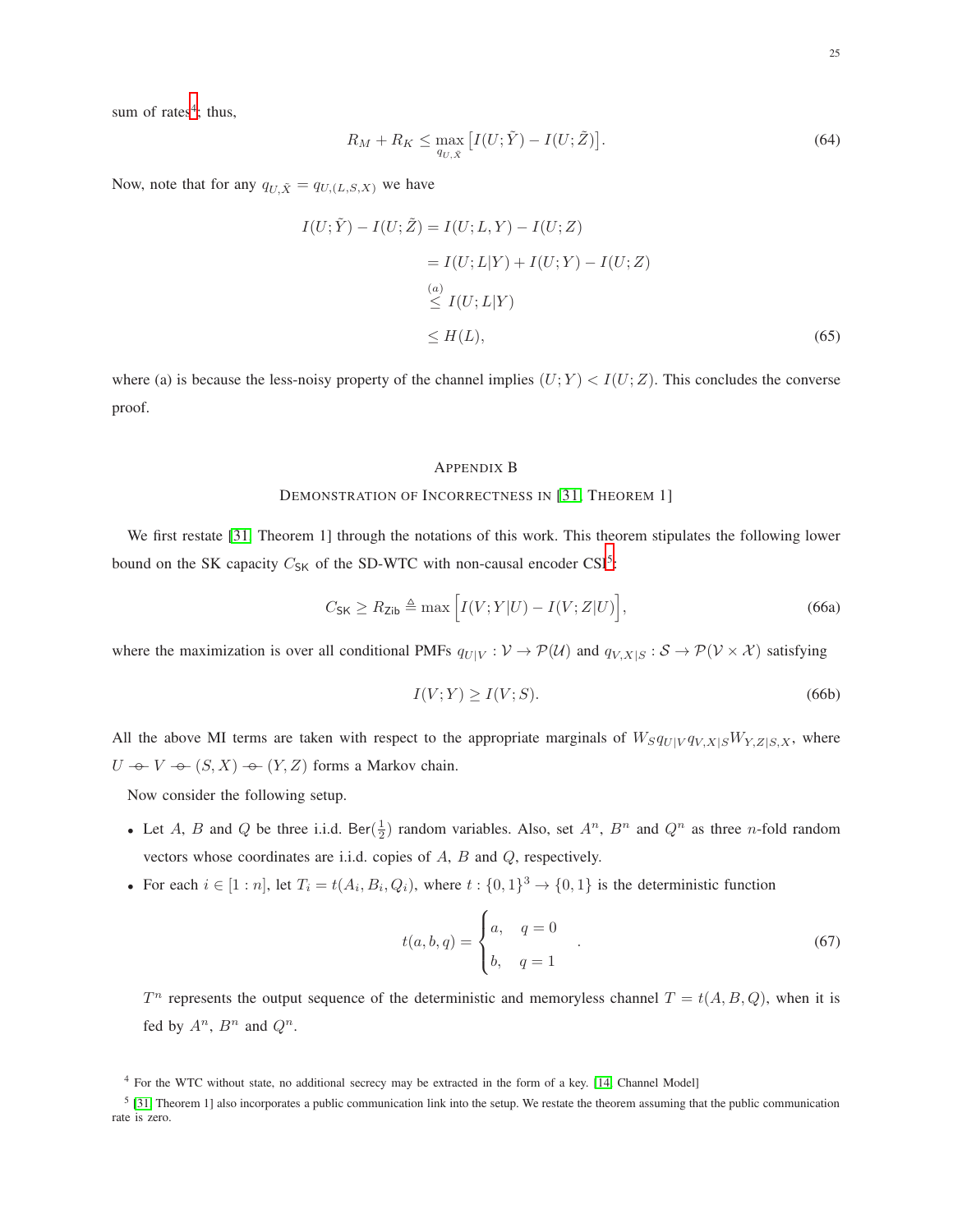sum of rates[4]; thus,

$$R_M + R_K \leq \max_{q_{U,\tilde{X}}} \big[ I(U;\tilde{Y}) - I(U;\tilde{Z}) \big]. \tag{64}$$

Now, note that for any $q_{U,\tilde{X}} = q_{U,(L,S,X)}$ we have

$$\begin{aligned}
I(U;\tilde{Y}) - I(U;\tilde{Z}) &= I(U;L,Y) - I(U;Z) \\
&= I(U;L|Y) + I(U;Y) - I(U;Z) \\
&\overset{(a)}{\leq} I(U;L|Y) \\
&\leq H(L),
\end{aligned} \tag{65}$$

where (a) is because the less-noisy property of the channel implies $(U;Y) < I(U;Z)$. This concludes the converse proof.

## Appendix B
## Demonstration of Incorrectness in [31, Theorem 1]

We first restate [31, Theorem 1] through the notations of this work. This theorem stipulates the following lower bound on the SK capacity $C_{\mathsf{SK}}$ of the SD-WTC with non-causal encoder CSI[5]:

$$C_{\mathsf{SK}} \geq R_{\mathsf{Zib}} \triangleq \max \Big[ I(V;Y|U) - I(V;Z|U) \Big], \tag{66a}$$

where the maximization is over all conditional PMFs $q_{U|V}: \mathcal{V} \to \mathcal{P}(\mathcal{U})$ and $q_{V,X|S}: \mathcal{S} \to \mathcal{P}(\mathcal{V} \times \mathcal{X})$ satisfying

$$I(V;Y) \geq I(V;S). \tag{66b}$$

All the above MI terms are taken with respect to the appropriate marginals of $W_S q_{U|V} q_{V,X|S} W_{Y,Z|S,X}$, where $U -\!\!\circ\!\!- V -\!\!\circ\!\!- (S,X) -\!\!\circ\!\!- (Y,Z)$ forms a Markov chain.

Now consider the following setup.

- Let $A$, $B$ and $Q$ be three i.i.d. $\mathsf{Ber}(\frac{1}{2})$ random variables. Also, set $A^n$, $B^n$ and $Q^n$ as three $n$-fold random vectors whose coordinates are i.i.d. copies of $A$, $B$ and $Q$, respectively.
- For each $i \in [1:n]$, let $T_i = t(A_i, B_i, Q_i)$, where $t: \{0,1\}^3 \to \{0,1\}$ is the deterministic function

$$t(a,b,q) = \begin{cases} a, & q = 0 \\ b, & q = 1 \end{cases}. \tag{67}$$

  $T^n$ represents the output sequence of the deterministic and memoryless channel $T = t(A,B,Q)$, when it is fed by $A^n$, $B^n$ and $Q^n$.

[4] For the WTC without state, no additional secrecy may be extracted in the form of a key. [14, Channel Model]

[5] [31, Theorem 1] also incorporates a public communication link into the setup. We restate the theorem assuming that the public communication rate is zero.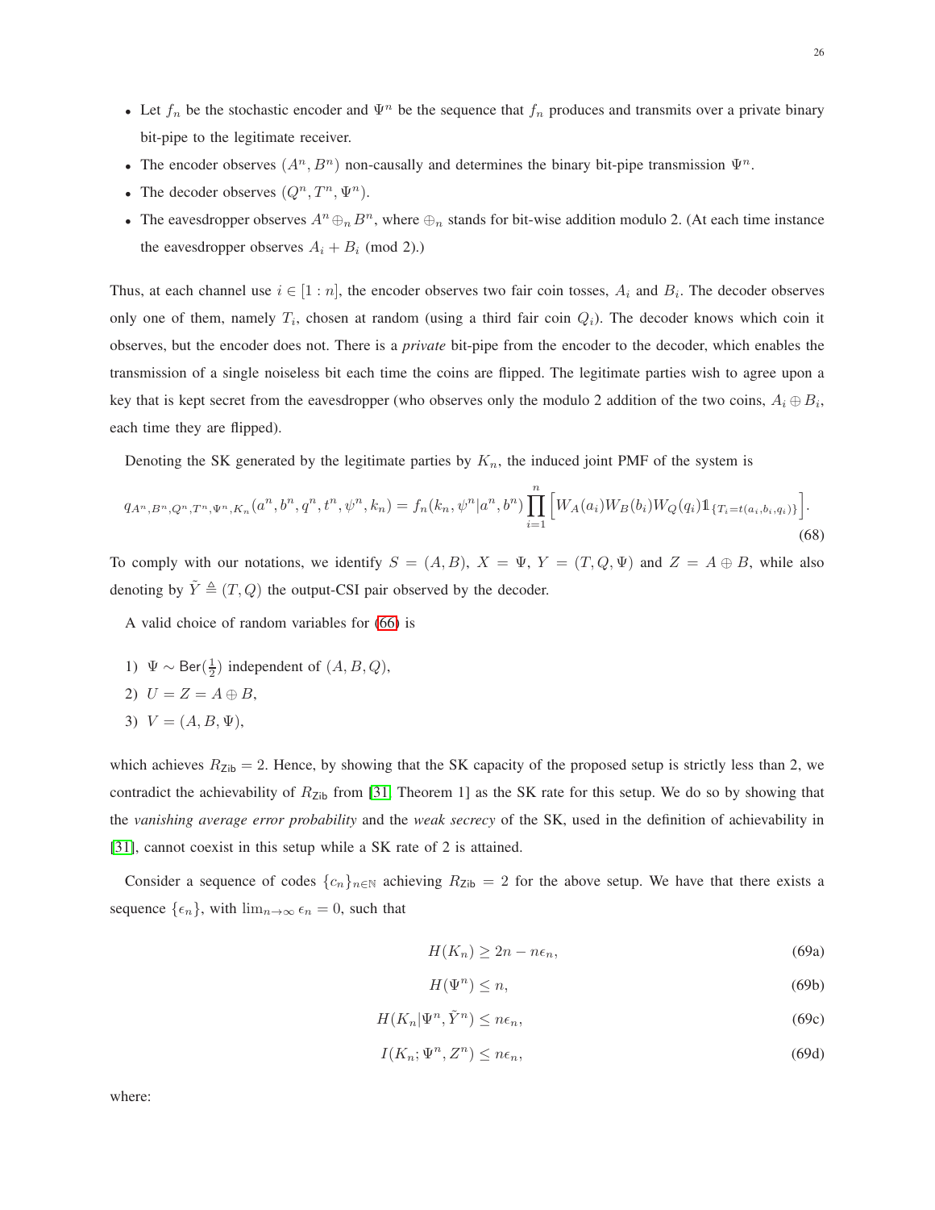- Let $f_n$ be the stochastic encoder and $\Psi^n$ be the sequence that $f_n$ produces and transmits over a private binary bit-pipe to the legitimate receiver.
- The encoder observes $(A^n, B^n)$ non-causally and determines the binary bit-pipe transmission $\Psi^n$.
- The decoder observes $(Q^n, T^n, \Psi^n)$.
- The eavesdropper observes $A^n \oplus_n B^n$, where $\oplus_n$ stands for bit-wise addition modulo 2. (At each time instance the eavesdropper observes $A_i + B_i$ (mod 2).)

Thus, at each channel use $i \in [1:n]$, the encoder observes two fair coin tosses, $A_i$ and $B_i$. The decoder observes only one of them, namely $T_i$, chosen at random (using a third fair coin $Q_i$). The decoder knows which coin it observes, but the encoder does not. There is a *private* bit-pipe from the encoder to the decoder, which enables the transmission of a single noiseless bit each time the coins are flipped. The legitimate parties wish to agree upon a key that is kept secret from the eavesdropper (who observes only the modulo 2 addition of the two coins, $A_i \oplus B_i$, each time they are flipped).

Denoting the SK generated by the legitimate parties by $K_n$, the induced joint PMF of the system is

$$q_{A^n,B^n,Q^n,T^n,\Psi^n,K_n}(a^n,b^n,q^n,t^n,\psi^n,k_n) = f_n(k_n,\psi^n|a^n,b^n)\prod_{i=1}^{n}\Big[W_A(a_i)W_B(b_i)W_Q(q_i)\mathbb{1}_{\{T_i=t(a_i,b_i,q_i)\}}\Big]. \tag{68}$$

To comply with our notations, we identify $S = (A, B)$, $X = \Psi$, $Y = (T, Q, \Psi)$ and $Z = A \oplus B$, while also denoting by $\tilde{Y} \triangleq (T, Q)$ the output-CSI pair observed by the decoder.

A valid choice of random variables for (66) is

1) $\Psi \sim \mathsf{Ber}(\frac{1}{2})$ independent of $(A, B, Q)$,
2) $U = Z = A \oplus B$,
3) $V = (A, B, \Psi)$,

which achieves $R_{\mathsf{Zib}} = 2$. Hence, by showing that the SK capacity of the proposed setup is strictly less than 2, we contradict the achievability of $R_{\mathsf{Zib}}$ from [31, Theorem 1] as the SK rate for this setup. We do so by showing that the *vanishing average error probability* and the *weak secrecy* of the SK, used in the definition of achievability in [31], cannot coexist in this setup while a SK rate of 2 is attained.

Consider a sequence of codes $\{c_n\}_{n\in\mathbb{N}}$ achieving $R_{\mathsf{Zib}} = 2$ for the above setup. We have that there exists a sequence $\{\epsilon_n\}$, with $\lim_{n\to\infty} \epsilon_n = 0$, such that

$$H(K_n) \geq 2n - n\epsilon_n, \tag{69a}$$

$$H(\Psi^n) \leq n, \tag{69b}$$

$$H(K_n|\Psi^n, \tilde{Y}^n) \leq n\epsilon_n, \tag{69c}$$

$$I(K_n; \Psi^n, Z^n) \leq n\epsilon_n, \tag{69d}$$

where: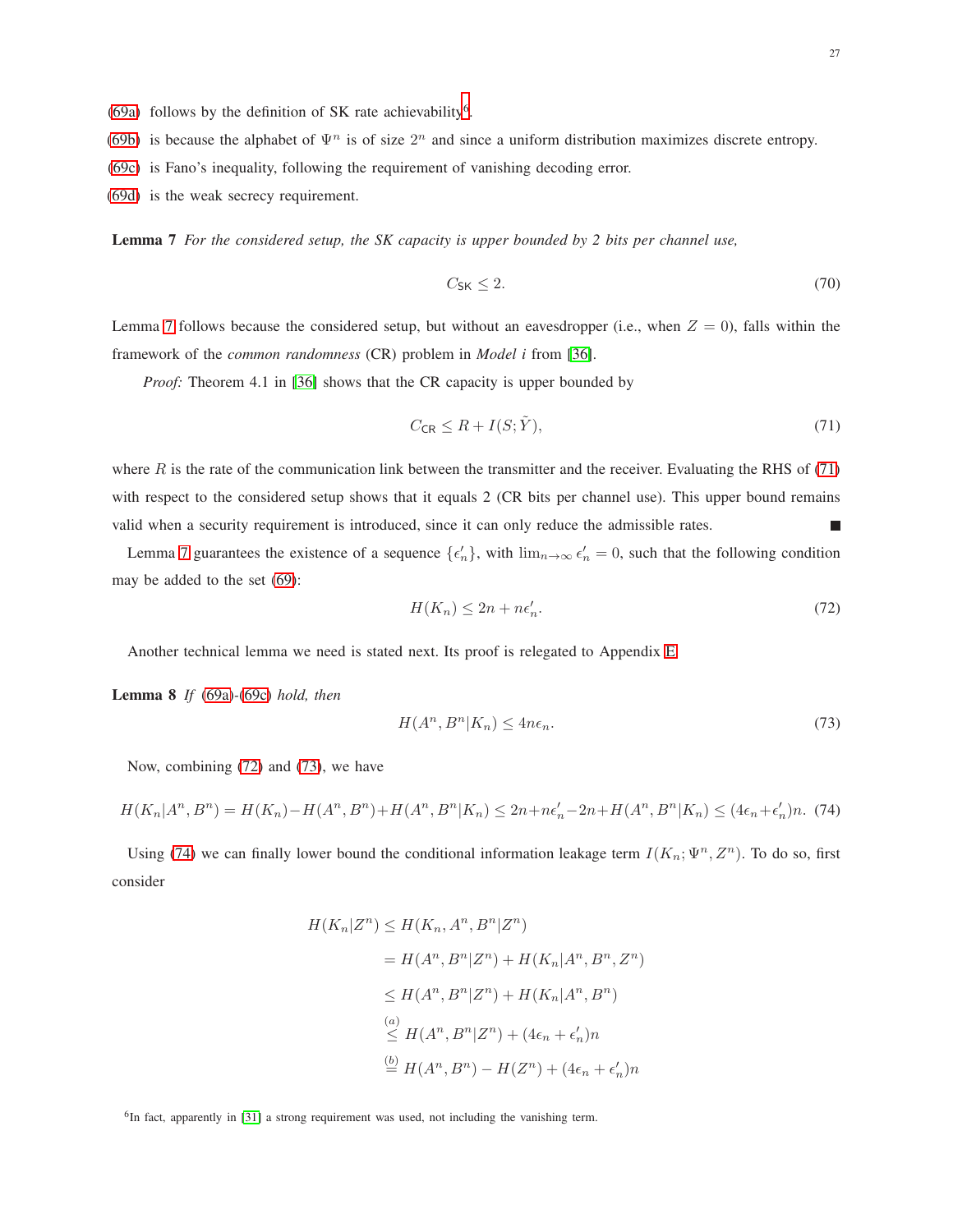(69a) follows by the definition of SK rate achievability[6].

(69b) is because the alphabet of $\Psi^n$ is of size $2^n$ and since a uniform distribution maximizes discrete entropy.

(69c) is Fano's inequality, following the requirement of vanishing decoding error.

(69d) is the weak secrecy requirement.

**Lemma 7** *For the considered setup, the SK capacity is upper bounded by 2 bits per channel use,*

$$C_{\mathsf{SK}} \leq 2. \tag{70}$$

Lemma 7 follows because the considered setup, but without an eavesdropper (i.e., when $Z = 0$), falls within the framework of the *common randomness* (CR) problem in *Model i* from [36].

*Proof:* Theorem 4.1 in [36] shows that the CR capacity is upper bounded by

$$C_{\mathsf{CR}} \leq R + I(S; \tilde{Y}), \tag{71}$$

where $R$ is the rate of the communication link between the transmitter and the receiver. Evaluating the RHS of (71) with respect to the considered setup shows that it equals 2 (CR bits per channel use). This upper bound remains valid when a security requirement is introduced, since it can only reduce the admissible rates. ■

Lemma 7 guarantees the existence of a sequence $\{\epsilon'_n\}$, with $\lim_{n\to\infty} \epsilon'_n = 0$, such that the following condition may be added to the set (69):

$$H(K_n) \leq 2n + n\epsilon'_n. \tag{72}$$

Another technical lemma we need is stated next. Its proof is relegated to Appendix E.

**Lemma 8** *If* (69a)-(69c) *hold, then*

$$H(A^n, B^n | K_n) \leq 4n\epsilon_n. \tag{73}$$

Now, combining (72) and (73), we have

$$H(K_n|A^n, B^n) = H(K_n) - H(A^n, B^n) + H(A^n, B^n|K_n) \leq 2n + n\epsilon'_n - 2n + H(A^n, B^n|K_n) \leq (4\epsilon_n + \epsilon'_n)n. \tag{74}$$

Using (74) we can finally lower bound the conditional information leakage term $I(K_n; \Psi^n, Z^n)$. To do so, first consider

$$\begin{aligned}
H(K_n|Z^n) &\leq H(K_n, A^n, B^n|Z^n) \\
&= H(A^n, B^n|Z^n) + H(K_n|A^n, B^n, Z^n) \\
&\leq H(A^n, B^n|Z^n) + H(K_n|A^n, B^n) \\
&\overset{(a)}{\leq} H(A^n, B^n|Z^n) + (4\epsilon_n + \epsilon'_n)n \\
&\overset{(b)}{=} H(A^n, B^n) - H(Z^n) + (4\epsilon_n + \epsilon'_n)n
\end{aligned}$$

[6] In fact, apparently in [31] a strong requirement was used, not including the vanishing term.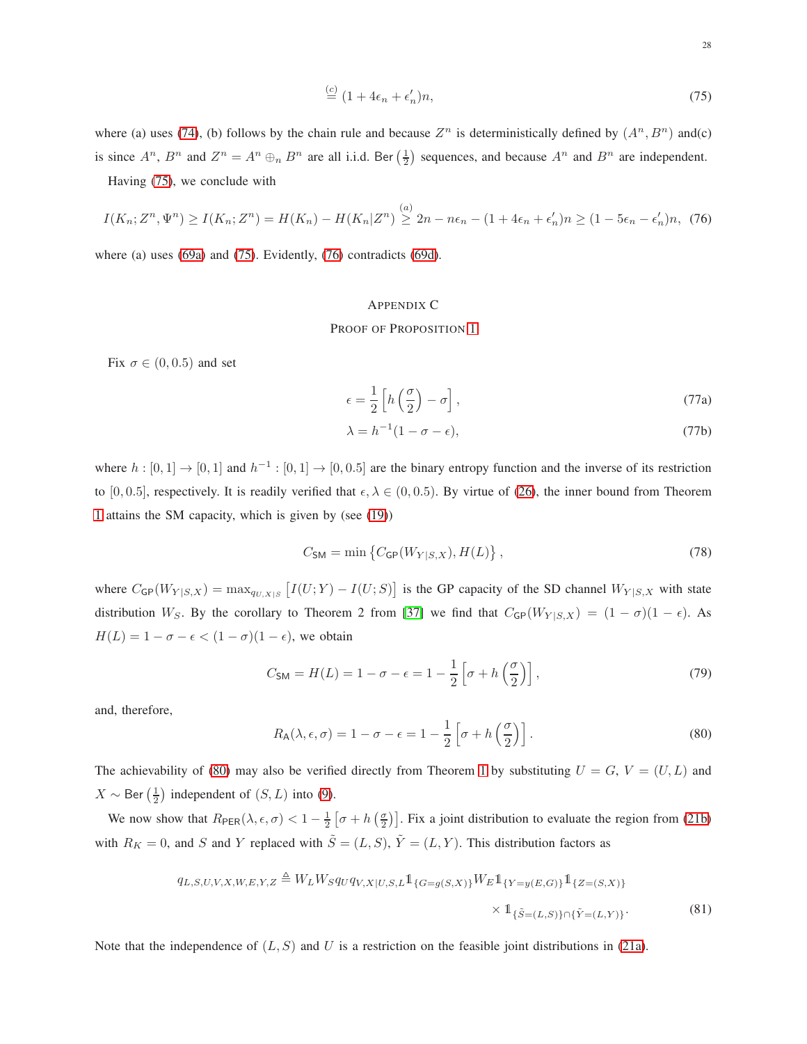$$\overset{(c)}{=} (1 + 4\epsilon_n + \epsilon_n')n, \tag{75}$$

where (a) uses (74), (b) follows by the chain rule and because $Z^n$ is deterministically defined by $(A^n, B^n)$ and(c) is since $A^n$, $B^n$ and $Z^n = A^n \oplus_n B^n$ are all i.i.d. Ber $\left(\frac{1}{2}\right)$ sequences, and because $A^n$ and $B^n$ are independent.

Having (75), we conclude with

$$I(K_n; Z^n, \Psi^n) \geq I(K_n; Z^n) = H(K_n) - H(K_n|Z^n) \overset{(a)}{\geq} 2n - n\epsilon_n - (1 + 4\epsilon_n + \epsilon_n')n \geq (1 - 5\epsilon_n - \epsilon_n')n, \tag{76}$$

where (a) uses (69a) and (75). Evidently, (76) contradicts (69d).

## Appendix C
## Proof of Proposition 1

Fix $\sigma \in (0, 0.5)$ and set

$$\epsilon = \frac{1}{2}\left[h\left(\frac{\sigma}{2}\right) - \sigma\right], \tag{77a}$$

$$\lambda = h^{-1}(1 - \sigma - \epsilon), \tag{77b}$$

where $h : [0, 1] \to [0, 1]$ and $h^{-1} : [0, 1] \to [0, 0.5]$ are the binary entropy function and the inverse of its restriction to $[0, 0.5]$, respectively. It is readily verified that $\epsilon, \lambda \in (0, 0.5)$. By virtue of (26), the inner bound from Theorem 1 attains the SM capacity, which is given by (see (19))

$$C_{\mathsf{SM}} = \min\left\{C_{\mathsf{GP}}(W_{Y|S,X}), H(L)\right\}, \tag{78}$$

where $C_{\mathsf{GP}}(W_{Y|S,X}) = \max_{q_{U,X|S}} \left[I(U;Y) - I(U;S)\right]$ is the GP capacity of the SD channel $W_{Y|S,X}$ with state distribution $W_S$. By the corollary to Theorem 2 from [37] we find that $C_{\mathsf{GP}}(W_{Y|S,X}) = (1-\sigma)(1-\epsilon)$. As $H(L) = 1 - \sigma - \epsilon < (1-\sigma)(1-\epsilon)$, we obtain

$$C_{\mathsf{SM}} = H(L) = 1 - \sigma - \epsilon = 1 - \frac{1}{2}\left[\sigma + h\left(\frac{\sigma}{2}\right)\right], \tag{79}$$

and, therefore,

$$R_{\mathsf{A}}(\lambda, \epsilon, \sigma) = 1 - \sigma - \epsilon = 1 - \frac{1}{2}\left[\sigma + h\left(\frac{\sigma}{2}\right)\right]. \tag{80}$$

The achievability of (80) may also be verified directly from Theorem 1 by substituting $U = G$, $V = (U, L)$ and $X \sim$ Ber $\left(\frac{1}{2}\right)$ independent of $(S, L)$ into (9).

We now show that $R_{\mathsf{PER}}(\lambda, \epsilon, \sigma) < 1 - \frac{1}{2}\left[\sigma + h\left(\frac{\sigma}{2}\right)\right]$. Fix a joint distribution to evaluate the region from (21b) with $R_K = 0$, and $S$ and $Y$ replaced with $\tilde{S} = (L, S)$, $\tilde{Y} = (L, Y)$. This distribution factors as

$$q_{L,S,U,V,X,W,E,Y,Z} \triangleq W_L W_S q_U q_{V,X|U,S,L} \mathbb{1}_{\{G=g(S,X)\}} W_E \mathbb{1}_{\{Y=y(E,G)\}} \mathbb{1}_{\{Z=(S,X)\}} \times \mathbb{1}_{\{\tilde{S}=(L,S)\}\cap\{\tilde{Y}=(L,Y)\}}. \tag{81}$$

Note that the independence of $(L, S)$ and $U$ is a restriction on the feasible joint distributions in (21a).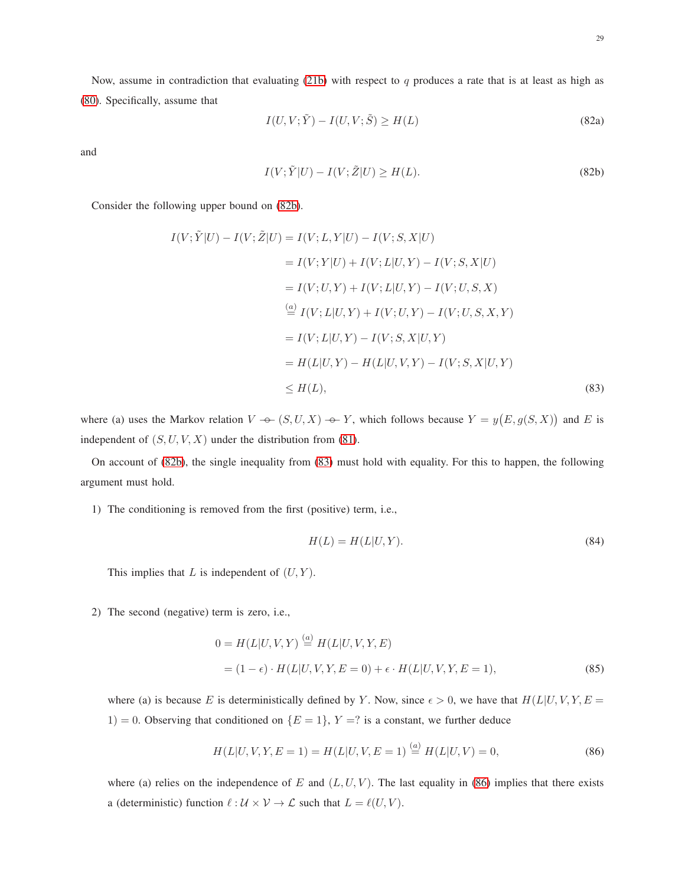Now, assume in contradiction that evaluating (21b) with respect to $q$ produces a rate that is at least as high as (80). Specifically, assume that

$$I(U,V;\tilde{Y}) - I(U,V;\tilde{S}) \geq H(L) \tag{82a}$$

and

$$I(V;\tilde{Y}|U) - I(V;\tilde{Z}|U) \geq H(L). \tag{82b}$$

Consider the following upper bound on (82b).

$$\begin{aligned}
I(V;\tilde{Y}|U) - I(V;\tilde{Z}|U) &= I(V;L,Y|U) - I(V;S,X|U) \\
&= I(V;Y|U) + I(V;L|U,Y) - I(V;S,X|U) \\
&= I(V;U,Y) + I(V;L|U,Y) - I(V;U,S,X) \\
&\stackrel{(a)}{=} I(V;L|U,Y) + I(V;U,Y) - I(V;U,S,X,Y) \\
&= I(V;L|U,Y) - I(V;S,X|U,Y) \\
&= H(L|U,Y) - H(L|U,V,Y) - I(V;S,X|U,Y) \\
&\leq H(L),
\end{aligned} \tag{83}$$

where (a) uses the Markov relation $V -\!\!\circ\!\!- (S,U,X) -\!\!\circ\!\!- Y$, which follows because $Y = y\big(E, g(S,X)\big)$ and $E$ is independent of $(S,U,V,X)$ under the distribution from (81).

On account of (82b), the single inequality from (83) must hold with equality. For this to happen, the following argument must hold.

1) The conditioning is removed from the first (positive) term, i.e.,

$$H(L) = H(L|U,Y). \tag{84}$$

This implies that $L$ is independent of $(U,Y)$.

2) The second (negative) term is zero, i.e.,

$$\begin{aligned}
0 = H(L|U,V,Y) &\stackrel{(a)}{=} H(L|U,V,Y,E) \\
&= (1-\epsilon)\cdot H(L|U,V,Y,E=0) + \epsilon \cdot H(L|U,V,Y,E=1),
\end{aligned} \tag{85}$$

where (a) is because $E$ is deterministicially defined by $Y$. Now, since $\epsilon > 0$, we have that $H(L|U,V,Y,E=1) = 0$. Observing that conditioned on $\{E=1\}$, $Y = ?$ is a constant, we further deduce

$$H(L|U,V,Y,E=1) = H(L|U,V,E=1) \stackrel{(a)}{=} H(L|U,V) = 0, \tag{86}$$

where (a) relies on the independence of $E$ and $(L,U,V)$. The last equality in (86) implies that there exists a (deterministic) function $\ell : \mathcal{U} \times \mathcal{V} \to \mathcal{L}$ such that $L = \ell(U,V)$.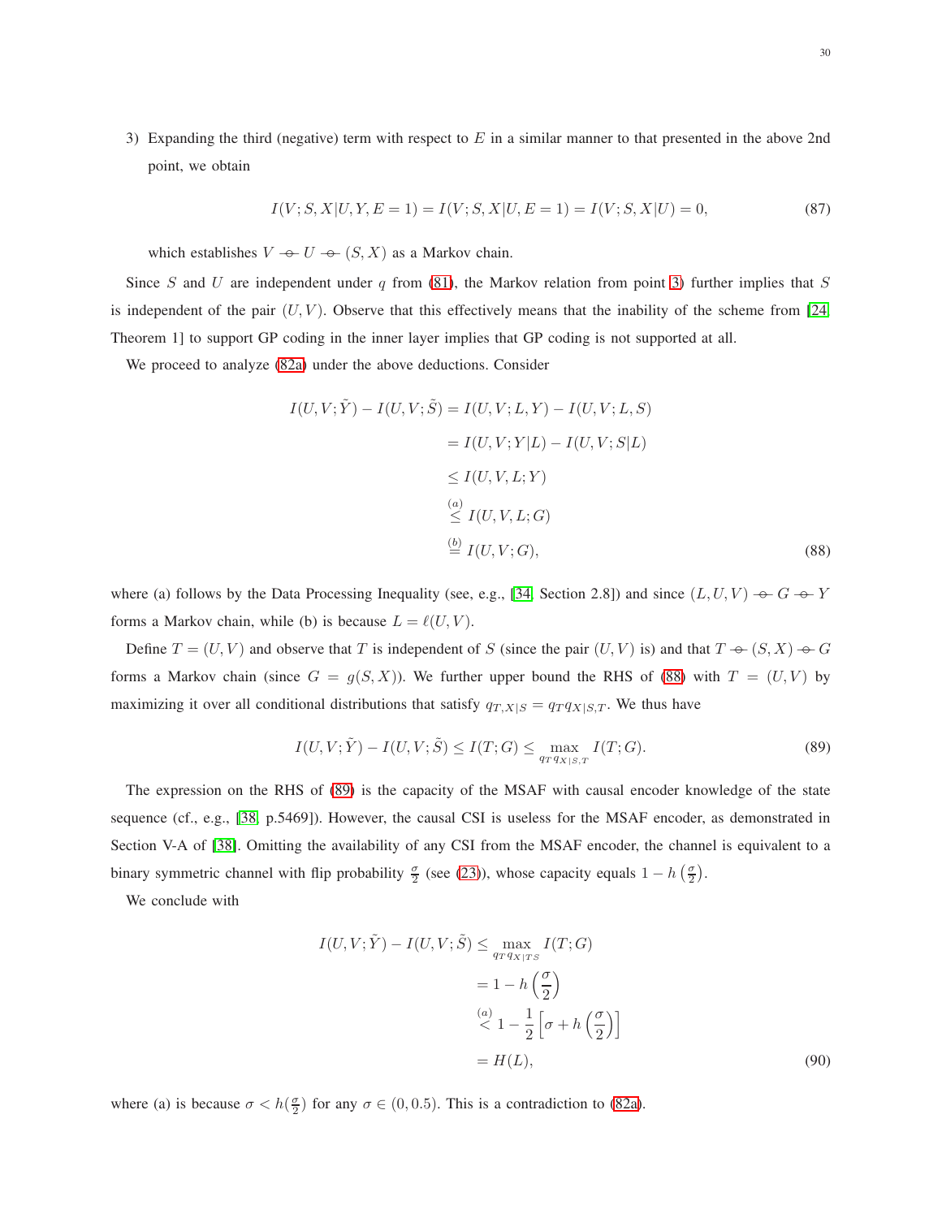3) Expanding the third (negative) term with respect to $E$ in a similar manner to that presented in the above 2nd point, we obtain

$$I(V;S,X|U,Y,E=1) = I(V;S,X|U,E=1) = I(V;S,X|U) = 0, \tag{87}$$

which establishes $V \multimap U \multimap (S,X)$ as a Markov chain.

Since $S$ and $U$ are independent under $q$ from (81), the Markov relation from point 3) further implies that $S$ is independent of the pair $(U,V)$. Observe that this effectively means that the inability of the scheme from [24, Theorem 1] to support GP coding in the inner layer implies that GP coding is not supported at all.

We proceed to analyze (82a) under the above deductions. Consider

$$\begin{aligned}
I(U,V;\tilde{Y}) - I(U,V;\tilde{S}) &= I(U,V;L,Y) - I(U,V;L,S) \\
&= I(U,V;Y|L) - I(U,V;S|L) \\
&\leq I(U,V,L;Y) \\
&\overset{(a)}{\leq} I(U,V,L;G) \\
&\overset{(b)}{=} I(U,V;G),
\end{aligned} \tag{88}$$

where (a) follows by the Data Processing Inequality (see, e.g., [34, Section 2.8]) and since $(L,U,V) \multimap G \multimap Y$ forms a Markov chain, while (b) is because $L = \ell(U,V)$.

Define $T = (U,V)$ and observe that $T$ is independent of $S$ (since the pair $(U,V)$ is) and that $T \multimap (S,X) \multimap G$ forms a Markov chain (since $G = g(S,X)$). We further upper bound the RHS of (88) with $T = (U,V)$ by maximizing it over all conditional distributions that satisfy $q_{T,X|S} = q_T q_{X|S,T}$. We thus have

$$I(U,V;\tilde{Y}) - I(U,V;\tilde{S}) \leq I(T;G) \leq \max_{q_T q_{X|S,T}} I(T;G). \tag{89}$$

The expression on the RHS of (89) is the capacity of the MSAF with causal encoder knowledge of the state sequence (cf., e.g., [38, p.5469]). However, the causal CSI is useless for the MSAF encoder, as demonstrated in Section V-A of [38]. Omitting the availability of any CSI from the MSAF encoder, the channel is equivalent to a binary symmetric channel with flip probability $\frac{\sigma}{2}$ (see (23)), whose capacity equals $1 - h\left(\frac{\sigma}{2}\right)$.

We conclude with

$$\begin{aligned}
I(U,V;\tilde{Y}) - I(U,V;\tilde{S}) &\leq \max_{q_T q_{X|TS}} I(T;G) \\
&= 1 - h\left(\frac{\sigma}{2}\right) \\
&\overset{(a)}{<} 1 - \frac{1}{2}\left[\sigma + h\left(\frac{\sigma}{2}\right)\right] \\
&= H(L),
\end{aligned} \tag{90}$$

where (a) is because $\sigma < h(\frac{\sigma}{2})$ for any $\sigma \in (0, 0.5)$. This is a contradiction to (82a).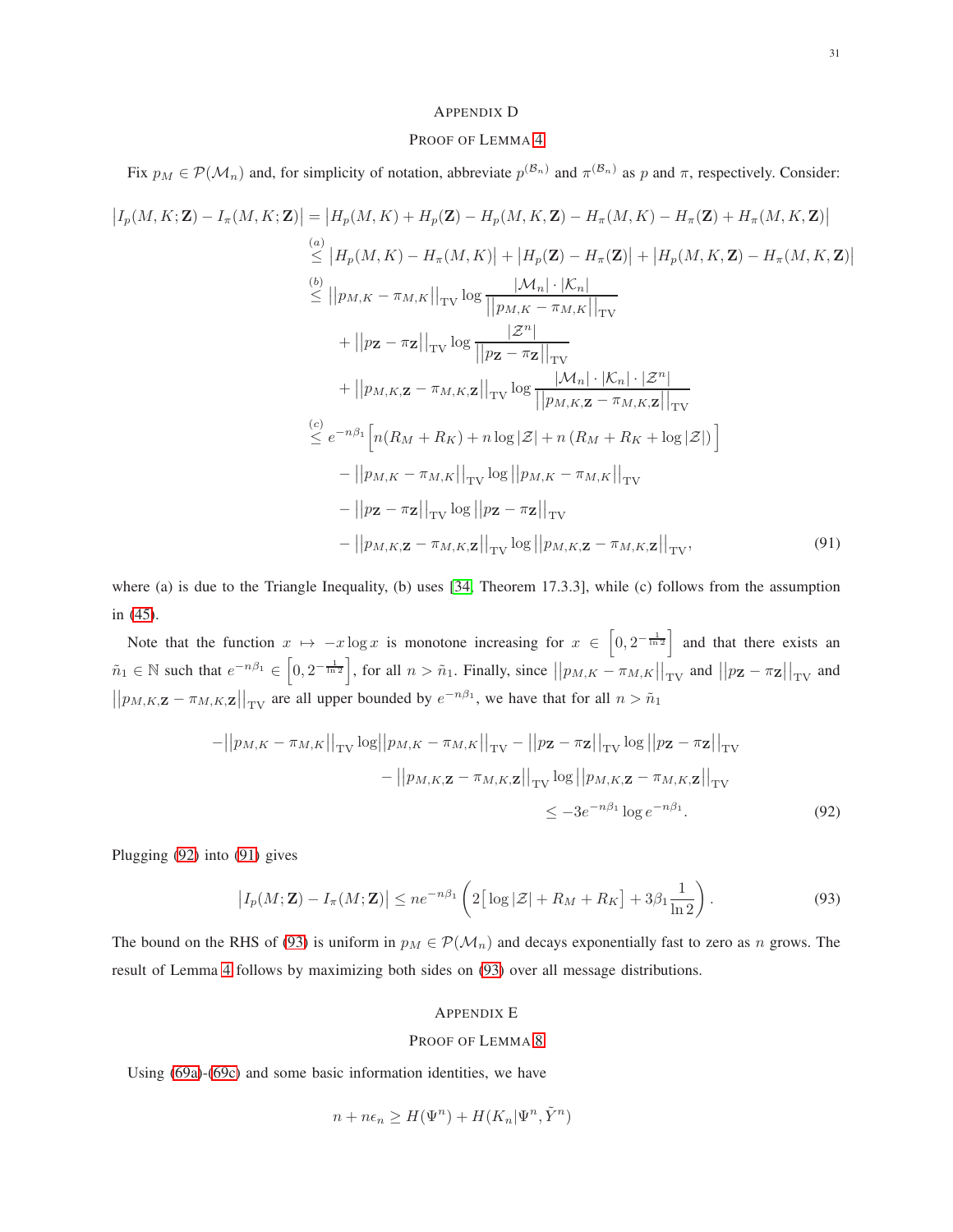## Appendix D
## Proof of Lemma 4

Fix $p_M \in \mathcal{P}(\mathcal{M}_n)$ and, for simplicity of notation, abbreviate $p^{(\mathcal{B}_n)}$ and $\pi^{(\mathcal{B}_n)}$ as $p$ and $\pi$, respectively. Consider:

$$
\begin{aligned}
\big|I_p(M,K;\mathbf{Z}) - I_\pi(M,K;\mathbf{Z})\big| &= \big|H_p(M,K) + H_p(\mathbf{Z}) - H_p(M,K,\mathbf{Z}) - H_\pi(M,K) - H_\pi(\mathbf{Z}) + H_\pi(M,K,\mathbf{Z})\big| \\
&\stackrel{(a)}{\leq} \big|H_p(M,K) - H_\pi(M,K)\big| + \big|H_p(\mathbf{Z}) - H_\pi(\mathbf{Z})\big| + \big|H_p(M,K,\mathbf{Z}) - H_\pi(M,K,\mathbf{Z})\big| \\
&\stackrel{(b)}{\leq} \big|\big|p_{M,K} - \pi_{M,K}\big|\big|_{\mathrm{TV}} \log \frac{|\mathcal{M}_n|\cdot|\mathcal{K}_n|}{\big|\big|p_{M,K} - \pi_{M,K}\big|\big|_{\mathrm{TV}}} \\
&\quad + \big|\big|p_{\mathbf{Z}} - \pi_{\mathbf{Z}}\big|\big|_{\mathrm{TV}} \log \frac{|\mathcal{Z}^n|}{\big|\big|p_{\mathbf{Z}} - \pi_{\mathbf{Z}}\big|\big|_{\mathrm{TV}}} \\
&\quad + \big|\big|p_{M,K,\mathbf{Z}} - \pi_{M,K,\mathbf{Z}}\big|\big|_{\mathrm{TV}} \log \frac{|\mathcal{M}_n|\cdot|\mathcal{K}_n|\cdot|\mathcal{Z}^n|}{\big|\big|p_{M,K,\mathbf{Z}} - \pi_{M,K,\mathbf{Z}}\big|\big|_{\mathrm{TV}}} \\
&\stackrel{(c)}{\leq} e^{-n\beta_1}\Big[n(R_M + R_K) + n\log|\mathcal{Z}| + n\left(R_M + R_K + \log|\mathcal{Z}|\right)\Big] \\
&\quad - \big|\big|p_{M,K} - \pi_{M,K}\big|\big|_{\mathrm{TV}} \log \big|\big|p_{M,K} - \pi_{M,K}\big|\big|_{\mathrm{TV}} \\
&\quad - \big|\big|p_{\mathbf{Z}} - \pi_{\mathbf{Z}}\big|\big|_{\mathrm{TV}} \log \big|\big|p_{\mathbf{Z}} - \pi_{\mathbf{Z}}\big|\big|_{\mathrm{TV}} \\
&\quad - \big|\big|p_{M,K,\mathbf{Z}} - \pi_{M,K,\mathbf{Z}}\big|\big|_{\mathrm{TV}} \log \big|\big|p_{M,K,\mathbf{Z}} - \pi_{M,K,\mathbf{Z}}\big|\big|_{\mathrm{TV}},
\end{aligned}
\tag{91}
$$

where (a) is due to the Triangle Inequality, (b) uses [34, Theorem 17.3.3], while (c) follows from the assumption in (45).

Note that the function $x \mapsto -x\log x$ is monotone increasing for $x \in \left[0, 2^{-\frac{1}{\ln 2}}\right]$ and that there exists an $\tilde{n}_1 \in \mathbb{N}$ such that $e^{-n\beta_1} \in \left[0, 2^{-\frac{1}{\ln 2}}\right]$, for all $n > \tilde{n}_1$. Finally, since $\big|\big|p_{M,K} - \pi_{M,K}\big|\big|_{\mathrm{TV}}$ and $\big|\big|p_{\mathbf{Z}} - \pi_{\mathbf{Z}}\big|\big|_{\mathrm{TV}}$ and $\big|\big|p_{M,K,\mathbf{Z}} - \pi_{M,K,\mathbf{Z}}\big|\big|_{\mathrm{TV}}$ are all upper bounded by $e^{-n\beta_1}$, we have that for all $n > \tilde{n}_1$

$$
\begin{aligned}
-\big|\big|p_{M,K} - \pi_{M,K}\big|\big|_{\mathrm{TV}} \log\big|\big|p_{M,K} - \pi_{M,K}\big|\big|_{\mathrm{TV}} - \big|\big|p_{\mathbf{Z}} - \pi_{\mathbf{Z}}\big|\big|_{\mathrm{TV}} \log \big|\big|p_{\mathbf{Z}} - \pi_{\mathbf{Z}}\big|\big|_{\mathrm{TV}}& \\
- \big|\big|p_{M,K,\mathbf{Z}} - \pi_{M,K,\mathbf{Z}}\big|\big|_{\mathrm{TV}} \log \big|\big|p_{M,K,\mathbf{Z}} - \pi_{M,K,\mathbf{Z}}\big|\big|_{\mathrm{TV}}& \\
\leq -3e^{-n\beta_1} \log e^{-n\beta_1}.&
\end{aligned}
\tag{92}
$$

Plugging (92) into (91) gives

$$
\big|I_p(M;\mathbf{Z}) - I_\pi(M;\mathbf{Z})\big| \leq n e^{-n\beta_1}\left(2\big[\log|\mathcal{Z}| + R_M + R_K\big] + 3\beta_1 \frac{1}{\ln 2}\right). \tag{93}
$$

The bound on the RHS of (93) is uniform in $p_M \in \mathcal{P}(\mathcal{M}_n)$ and decays exponentially fast to zero as $n$ grows. The result of Lemma 4 follows by maximizing both sides on (93) over all message distributions.

## Appendix E
## Proof of Lemma 8

Using (69a)-(69c) and some basic information identities, we have

$$
n + n\epsilon_n \geq H(\Psi^n) + H(K_n|\Psi^n, \tilde{Y}^n)
$$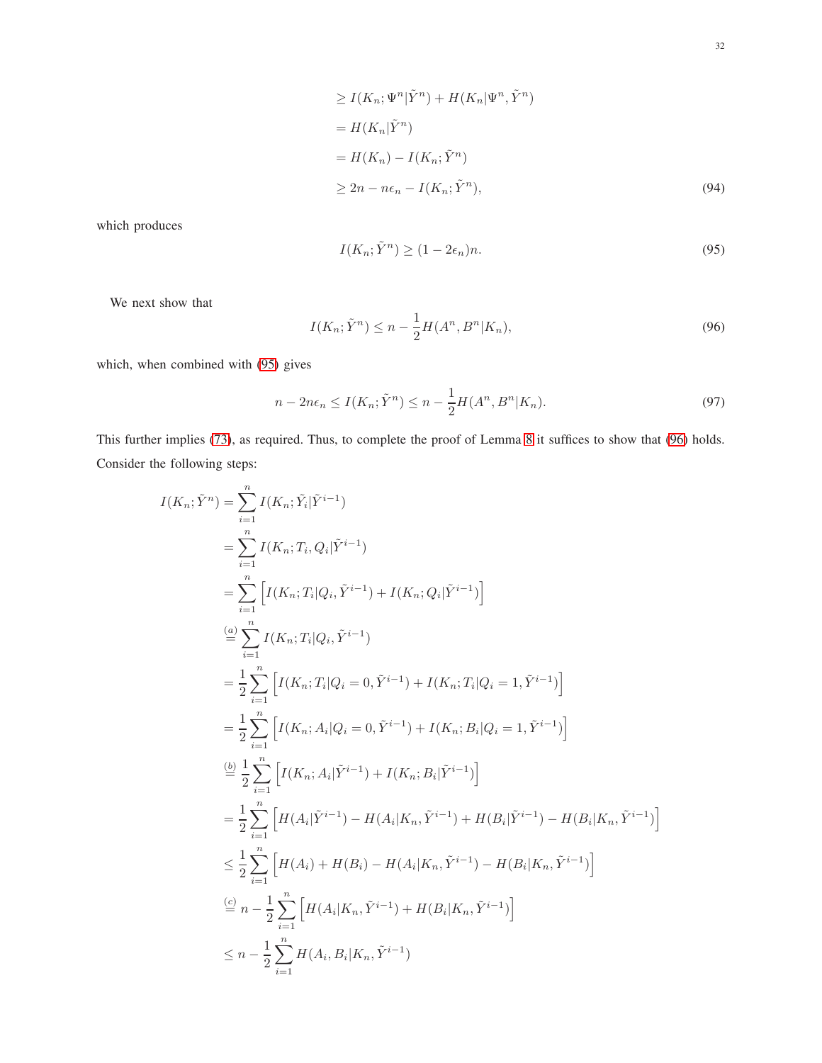$$
\begin{aligned}
&\geq I(K_n;\Psi^n|\tilde{Y}^n) + H(K_n|\Psi^n,\tilde{Y}^n) \\
&= H(K_n|\tilde{Y}^n) \\
&= H(K_n) - I(K_n;\tilde{Y}^n) \\
&\geq 2n - n\epsilon_n - I(K_n;\tilde{Y}^n),
\end{aligned}
\tag{94}
$$

which produces

$$
I(K_n;\tilde{Y}^n) \geq (1-2\epsilon_n)n. \tag{95}
$$

We next show that

$$
I(K_n;\tilde{Y}^n) \leq n - \frac{1}{2}H(A^n,B^n|K_n), \tag{96}
$$

which, when combined with (95) gives

$$
n - 2n\epsilon_n \leq I(K_n;\tilde{Y}^n) \leq n - \frac{1}{2}H(A^n,B^n|K_n). \tag{97}
$$

This further implies (73), as required. Thus, to complete the proof of Lemma 8 it suffices to show that (96) holds. Consider the following steps:

$$
\begin{aligned}
I(K_n;\tilde{Y}^n) &= \sum_{i=1}^{n} I(K_n;\tilde{Y}_i|\tilde{Y}^{i-1}) \\
&= \sum_{i=1}^{n} I(K_n;T_i,Q_i|\tilde{Y}^{i-1}) \\
&= \sum_{i=1}^{n} \Big[ I(K_n;T_i|Q_i,\tilde{Y}^{i-1}) + I(K_n;Q_i|\tilde{Y}^{i-1}) \Big] \\
&\overset{(a)}{=} \sum_{i=1}^{n} I(K_n;T_i|Q_i,\tilde{Y}^{i-1}) \\
&= \frac{1}{2}\sum_{i=1}^{n} \Big[ I(K_n;T_i|Q_i=0,\tilde{Y}^{i-1}) + I(K_n;T_i|Q_i=1,\tilde{Y}^{i-1}) \Big] \\
&= \frac{1}{2}\sum_{i=1}^{n} \Big[ I(K_n;A_i|Q_i=0,\tilde{Y}^{i-1}) + I(K_n;B_i|Q_i=1,\tilde{Y}^{i-1}) \Big] \\
&\overset{(b)}{=} \frac{1}{2}\sum_{i=1}^{n} \Big[ I(K_n;A_i|\tilde{Y}^{i-1}) + I(K_n;B_i|\tilde{Y}^{i-1}) \Big] \\
&= \frac{1}{2}\sum_{i=1}^{n} \Big[ H(A_i|\tilde{Y}^{i-1}) - H(A_i|K_n,\tilde{Y}^{i-1}) + H(B_i|\tilde{Y}^{i-1}) - H(B_i|K_n,\tilde{Y}^{i-1}) \Big] \\
&\leq \frac{1}{2}\sum_{i=1}^{n} \Big[ H(A_i) + H(B_i) - H(A_i|K_n,\tilde{Y}^{i-1}) - H(B_i|K_n,\tilde{Y}^{i-1}) \Big] \\
&\overset{(c)}{=} n - \frac{1}{2}\sum_{i=1}^{n} \Big[ H(A_i|K_n,\tilde{Y}^{i-1}) + H(B_i|K_n,\tilde{Y}^{i-1}) \Big] \\
&\leq n - \frac{1}{2}\sum_{i=1}^{n} H(A_i,B_i|K_n,\tilde{Y}^{i-1})
\end{aligned}
$$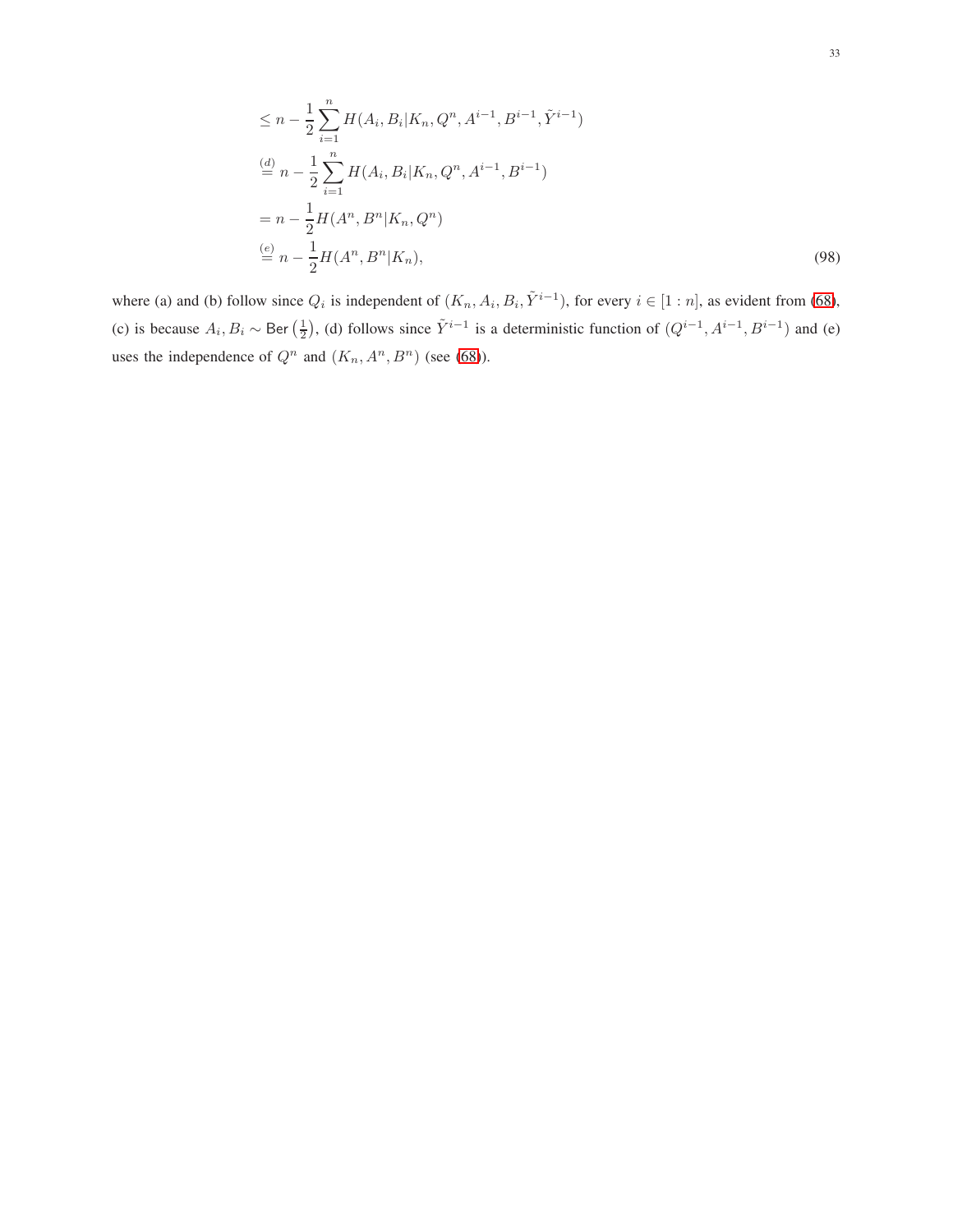$$
\begin{aligned}
&\leq n - \frac{1}{2}\sum_{i=1}^{n} H(A_i, B_i | K_n, Q^n, A^{i-1}, B^{i-1}, \tilde{Y}^{i-1}) \\
&\overset{(d)}{=} n - \frac{1}{2}\sum_{i=1}^{n} H(A_i, B_i | K_n, Q^n, A^{i-1}, B^{i-1}) \\
&= n - \frac{1}{2} H(A^n, B^n | K_n, Q^n) \\
&\overset{(e)}{=} n - \frac{1}{2} H(A^n, B^n | K_n),
\end{aligned} \tag{98}
$$

where (a) and (b) follow since $Q_i$ is independent of $(K_n, A_i, B_i, \tilde{Y}^{i-1})$, for every $i \in [1:n]$, as evident from (68), (c) is because $A_i, B_i \sim \mathsf{Ber}\left(\frac{1}{2}\right)$, (d) follows since $\tilde{Y}^{i-1}$ is a deterministic function of $(Q^{i-1}, A^{i-1}, B^{i-1})$ and (e) uses the independence of $Q^n$ and $(K_n, A^n, B^n)$ (see (68)).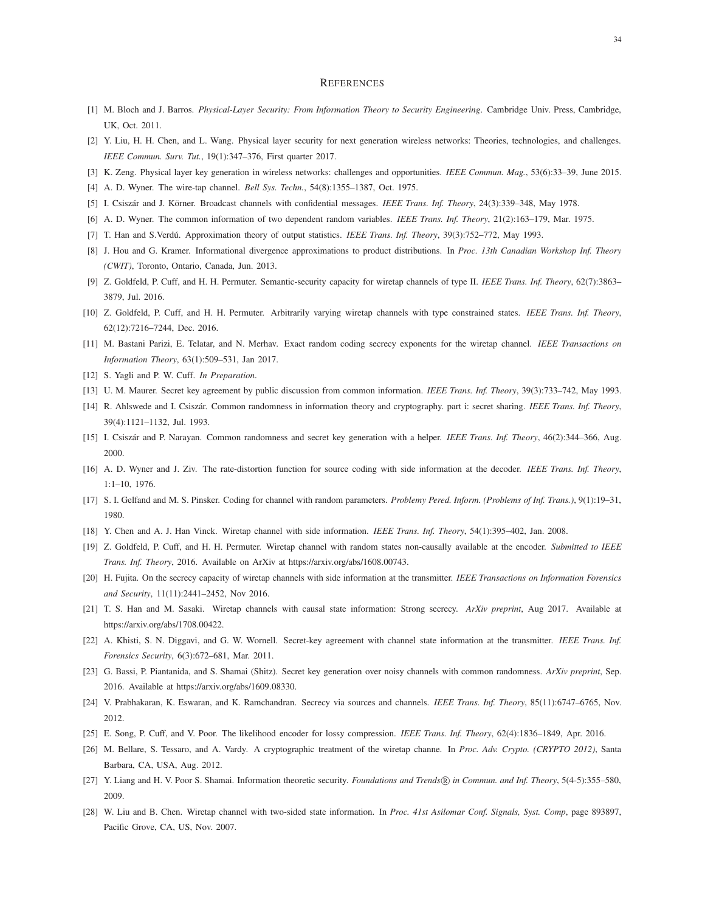## REFERENCES

[1] M. Bloch and J. Barros. *Physical-Layer Security: From Information Theory to Security Engineering*. Cambridge Univ. Press, Cambridge, UK, Oct. 2011.

[2] Y. Liu, H. H. Chen, and L. Wang. Physical layer security for next generation wireless networks: Theories, technologies, and challenges. *IEEE Commun. Surv. Tut.*, 19(1):347–376, First quarter 2017.

[3] K. Zeng. Physical layer key generation in wireless networks: challenges and opportunities. *IEEE Commun. Mag.*, 53(6):33–39, June 2015.

[4] A. D. Wyner. The wire-tap channel. *Bell Sys. Techn.*, 54(8):1355–1387, Oct. 1975.

[5] I. Csiszár and J. Körner. Broadcast channels with confidential messages. *IEEE Trans. Inf. Theory*, 24(3):339–348, May 1978.

[6] A. D. Wyner. The common information of two dependent random variables. *IEEE Trans. Inf. Theory*, 21(2):163–179, Mar. 1975.

[7] T. Han and S.Verdú. Approximation theory of output statistics. *IEEE Trans. Inf. Theory*, 39(3):752–772, May 1993.

[8] J. Hou and G. Kramer. Informational divergence approximations to product distributions. In *Proc. 13th Canadian Workshop Inf. Theory (CWIT)*, Toronto, Ontario, Canada, Jun. 2013.

[9] Z. Goldfeld, P. Cuff, and H. H. Permuter. Semantic-security capacity for wiretap channels of type II. *IEEE Trans. Inf. Theory*, 62(7):3863–3879, Jul. 2016.

[10] Z. Goldfeld, P. Cuff, and H. H. Permuter. Arbitrarily varying wiretap channels with type constrained states. *IEEE Trans. Inf. Theory*, 62(12):7216–7244, Dec. 2016.

[11] M. Bastani Parizi, E. Telatar, and N. Merhav. Exact random coding secrecy exponents for the wiretap channel. *IEEE Transactions on Information Theory*, 63(1):509–531, Jan 2017.

[12] S. Yagli and P. W. Cuff. *In Preparation*.

[13] U. M. Maurer. Secret key agreement by public discussion from common information. *IEEE Trans. Inf. Theory*, 39(3):733–742, May 1993.

[14] R. Ahlswede and I. Csiszár. Common randomness in information theory and cryptography. part i: secret sharing. *IEEE Trans. Inf. Theory*, 39(4):1121–1132, Jul. 1993.

[15] I. Csiszár and P. Narayan. Common randomness and secret key generation with a helper. *IEEE Trans. Inf. Theory*, 46(2):344–366, Aug. 2000.

[16] A. D. Wyner and J. Ziv. The rate-distortion function for source coding with side information at the decoder. *IEEE Trans. Inf. Theory*, 1:1–10, 1976.

[17] S. I. Gelfand and M. S. Pinsker. Coding for channel with random parameters. *Problemy Pered. Inform. (Problems of Inf. Trans.)*, 9(1):19–31, 1980.

[18] Y. Chen and A. J. Han Vinck. Wiretap channel with side information. *IEEE Trans. Inf. Theory*, 54(1):395–402, Jan. 2008.

[19] Z. Goldfeld, P. Cuff, and H. H. Permuter. Wiretap channel with random states non-causally available at the encoder. *Submitted to IEEE Trans. Inf. Theory*, 2016. Available on ArXiv at https://arxiv.org/abs/1608.00743.

[20] H. Fujita. On the secrecy capacity of wiretap channels with side information at the transmitter. *IEEE Transactions on Information Forensics and Security*, 11(11):2441–2452, Nov 2016.

[21] T. S. Han and M. Sasaki. Wiretap channels with causal state information: Strong secrecy. *ArXiv preprint*, Aug 2017. Available at https://arxiv.org/abs/1708.00422.

[22] A. Khisti, S. N. Diggavi, and G. W. Wornell. Secret-key agreement with channel state information at the transmitter. *IEEE Trans. Inf. Forensics Security*, 6(3):672–681, Mar. 2011.

[23] G. Bassi, P. Piantanida, and S. Shamai (Shitz). Secret key generation over noisy channels with common randomness. *ArXiv preprint*, Sep. 2016. Available at https://arxiv.org/abs/1609.08330.

[24] V. Prabhakaran, K. Eswaran, and K. Ramchandran. Secrecy via sources and channels. *IEEE Trans. Inf. Theory*, 85(11):6747–6765, Nov. 2012.

[25] E. Song, P. Cuff, and V. Poor. The likelihood encoder for lossy compression. *IEEE Trans. Inf. Theory*, 62(4):1836–1849, Apr. 2016.

[26] M. Bellare, S. Tessaro, and A. Vardy. A cryptographic treatment of the wiretap channe. In *Proc. Adv. Crypto. (CRYPTO 2012)*, Santa Barbara, CA, USA, Aug. 2012.

[27] Y. Liang and H. V. Poor S. Shamai. Information theoretic security. *Foundations and Trends® in Commun. and Inf. Theory*, 5(4-5):355–580, 2009.

[28] W. Liu and B. Chen. Wiretap channel with two-sided state information. In *Proc. 41st Asilomar Conf. Signals, Syst. Comp*, page 893897, Pacific Grove, CA, US, Nov. 2007.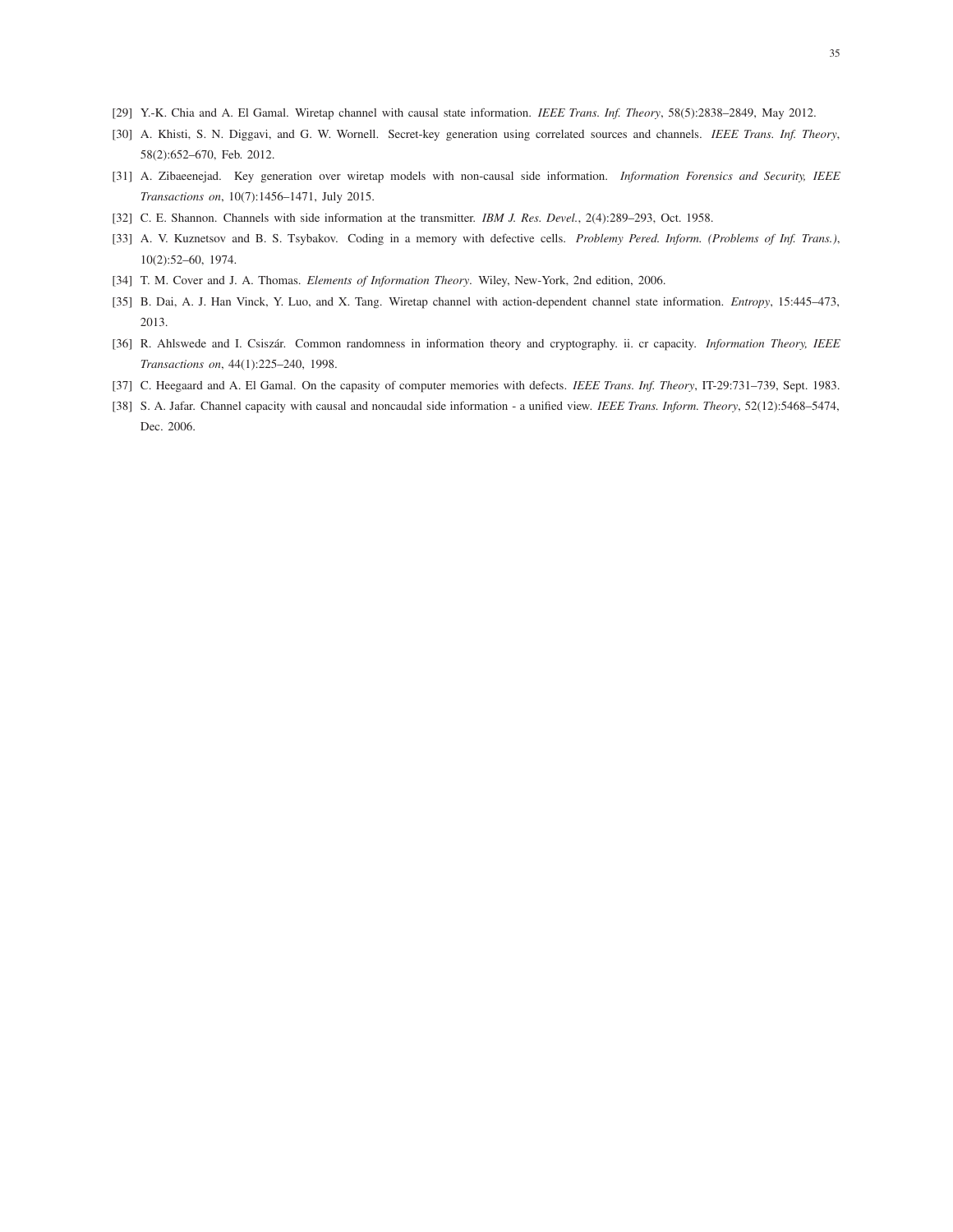[29] Y.-K. Chia and A. El Gamal. Wiretap channel with causal state information. *IEEE Trans. Inf. Theory*, 58(5):2838–2849, May 2012.

[30] A. Khisti, S. N. Diggavi, and G. W. Wornell. Secret-key generation using correlated sources and channels. *IEEE Trans. Inf. Theory*, 58(2):652–670, Feb. 2012.

[31] A. Zibaeenejad. Key generation over wiretap models with non-causal side information. *Information Forensics and Security, IEEE Transactions on*, 10(7):1456–1471, July 2015.

[32] C. E. Shannon. Channels with side information at the transmitter. *IBM J. Res. Devel.*, 2(4):289–293, Oct. 1958.

[33] A. V. Kuznetsov and B. S. Tsybakov. Coding in a memory with defective cells. *Problemy Pered. Inform. (Problems of Inf. Trans.)*, 10(2):52–60, 1974.

[34] T. M. Cover and J. A. Thomas. *Elements of Information Theory*. Wiley, New-York, 2nd edition, 2006.

[35] B. Dai, A. J. Han Vinck, Y. Luo, and X. Tang. Wiretap channel with action-dependent channel state information. *Entropy*, 15:445–473, 2013.

[36] R. Ahlswede and I. Csiszár. Common randomness in information theory and cryptography. ii. cr capacity. *Information Theory, IEEE Transactions on*, 44(1):225–240, 1998.

[37] C. Heegaard and A. El Gamal. On the capasity of computer memories with defects. *IEEE Trans. Inf. Theory*, IT-29:731–739, Sept. 1983.

[38] S. A. Jafar. Channel capacity with causal and noncaudal side information - a unified view. *IEEE Trans. Inform. Theory*, 52(12):5468–5474, Dec. 2006.